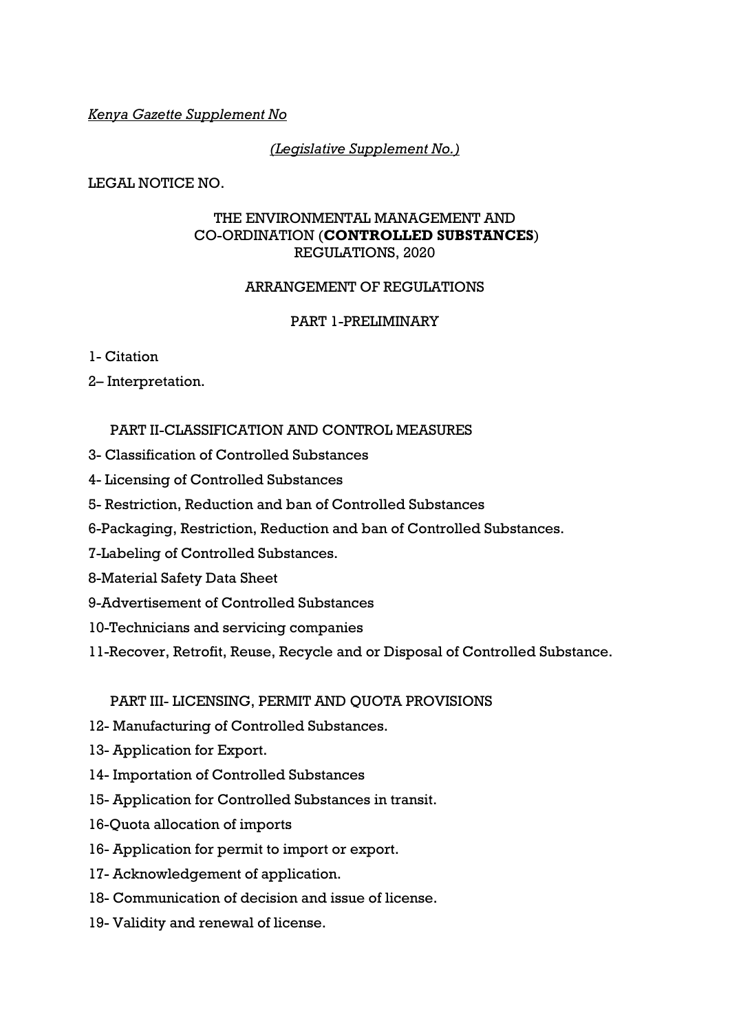*Kenya Gazette Supplement No*

*(Legislative Supplement No.)*

LEGAL NOTICE NO.

# THE ENVIRONMENTAL MANAGEMENT AND CO-ORDINATION (**CONTROLLED SUBSTANCES**) REGULATIONS, 2020

## ARRANGEMENT OF REGULATIONS

### PART 1-PRELIMINARY

1- Citation

2– Interpretation.

### PART II-CLASSIFICATION AND CONTROL MEASURES

3- Classification of Controlled Substances

4- Licensing of Controlled Substances

5- Restriction, Reduction and ban of Controlled Substances

6-Packaging, Restriction, Reduction and ban of Controlled Substances.

7-Labeling of Controlled Substances.

8-Material Safety Data Sheet

9-Advertisement of Controlled Substances

10-Technicians and servicing companies

11-Recover, Retrofit, Reuse, Recycle and or Disposal of Controlled Substance.

### PART III- LICENSING, PERMIT AND QUOTA PROVISIONS

12- Manufacturing of Controlled Substances.

13- Application for Export.

14- Importation of Controlled Substances

15- Application for Controlled Substances in transit.

16-Quota allocation of imports

16- Application for permit to import or export.

17- Acknowledgement of application.

18- Communication of decision and issue of license.

19- Validity and renewal of license.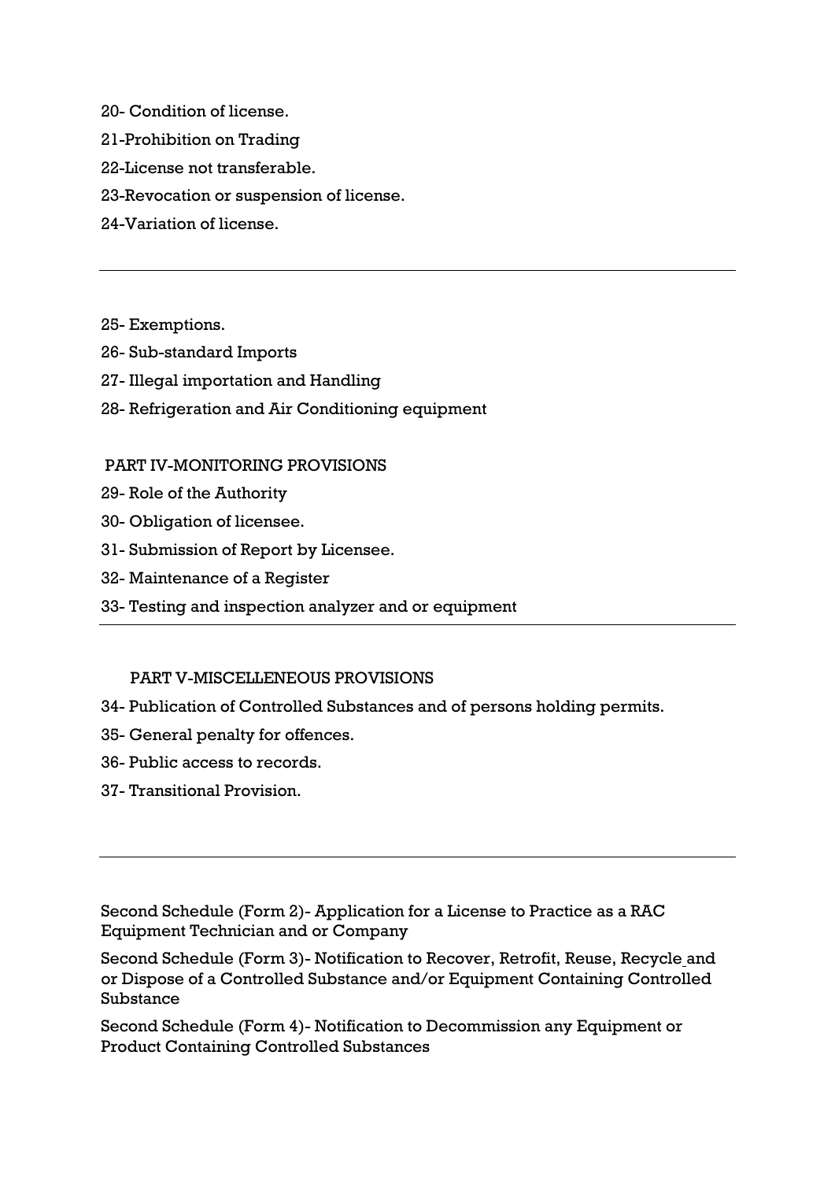20- Condition of license.

21-Prohibition on Trading

22-License not transferable.

23-Revocation or suspension of license.

24-Variation of license.

---

25- Exemptions.

26- Sub-standard Imports

27- Illegal importation and Handling

28- Refrigeration and Air Conditioning equipment

PART IV-MONITORING PROVISIONS

29- Role of the Authority

30- Obligation of licensee.

31- Submission of Report by Licensee.

32- Maintenance of a Register

33- Testing and inspection analyzer and or equipment

---

PART V-MISCELLENEOUS PROVISIONS

34- Publication of Controlled Substances and of persons holding permits.

35- General penalty for offences.

36- Public access to records.

37- Transitional Provision.

---

Second Schedule (Form 2)- Application for a License to Practice as a RAC Equipment Technician and or Company

Second Schedule (Form 3)- Notification to Recover, Retrofit, Reuse, Recycle and or Dispose of a Controlled Substance and/or Equipment Containing Controlled Substance

Second Schedule (Form 4)- Notification to Decommission any Equipment or Product Containing Controlled Substances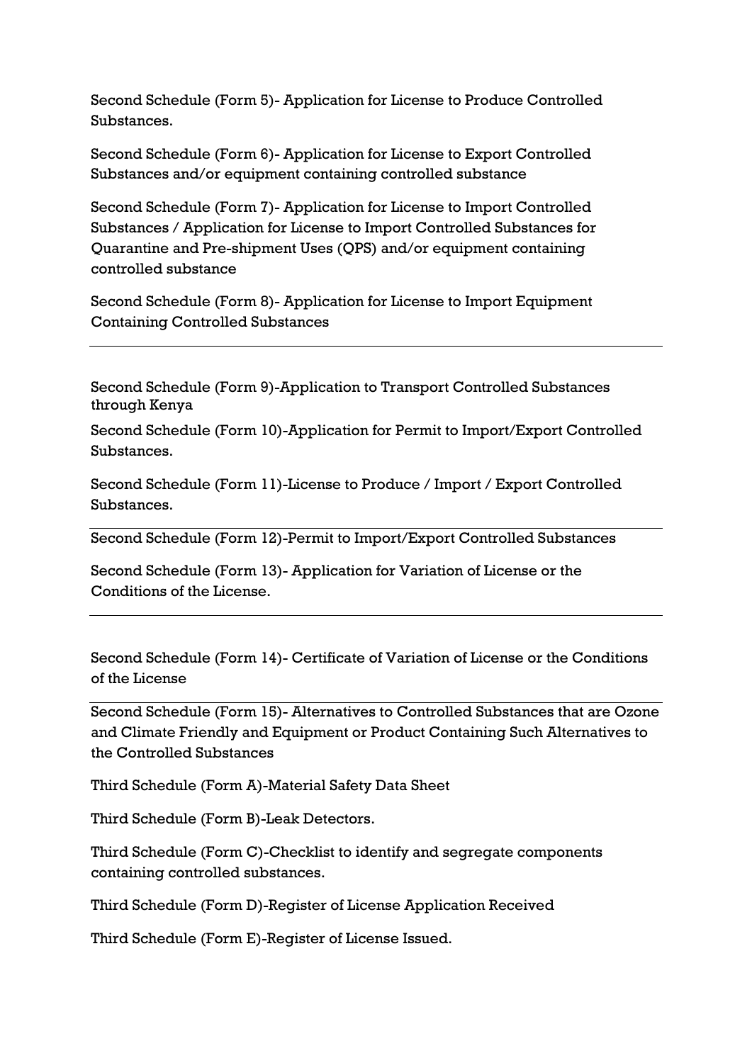Second Schedule (Form 5)- Application for License to Produce Controlled Substances.

Second Schedule (Form 6)- Application for License to Export Controlled Substances and/or equipment containing controlled substance

Second Schedule (Form 7)- Application for License to Import Controlled Substances / Application for License to Import Controlled Substances for Quarantine and Pre-shipment Uses (QPS) and/or equipment containing controlled substance

Second Schedule (Form 8)- Application for License to Import Equipment Containing Controlled Substances

---

Second Schedule (Form 9)-Application to Transport Controlled Substances through Kenya

Second Schedule (Form 10)-Application for Permit to Import/Export Controlled Substances.

Second Schedule (Form 11)-License to Produce / Import / Export Controlled Substances.

---

Second Schedule (Form 12)-Permit to Import/Export Controlled Substances

Second Schedule (Form 13)- Application for Variation of License or the Conditions of the License.

---

Second Schedule (Form 14)- Certificate of Variation of License or the Conditions of the License

---

Second Schedule (Form 15)- Alternatives to Controlled Substances that are Ozone and Climate Friendly and Equipment or Product Containing Such Alternatives to the Controlled Substances

Third Schedule (Form A)-Material Safety Data Sheet

Third Schedule (Form B)-Leak Detectors.

Third Schedule (Form C)-Checklist to identify and segregate components containing controlled substances.

Third Schedule (Form D)-Register of License Application Received

Third Schedule (Form E)-Register of License Issued.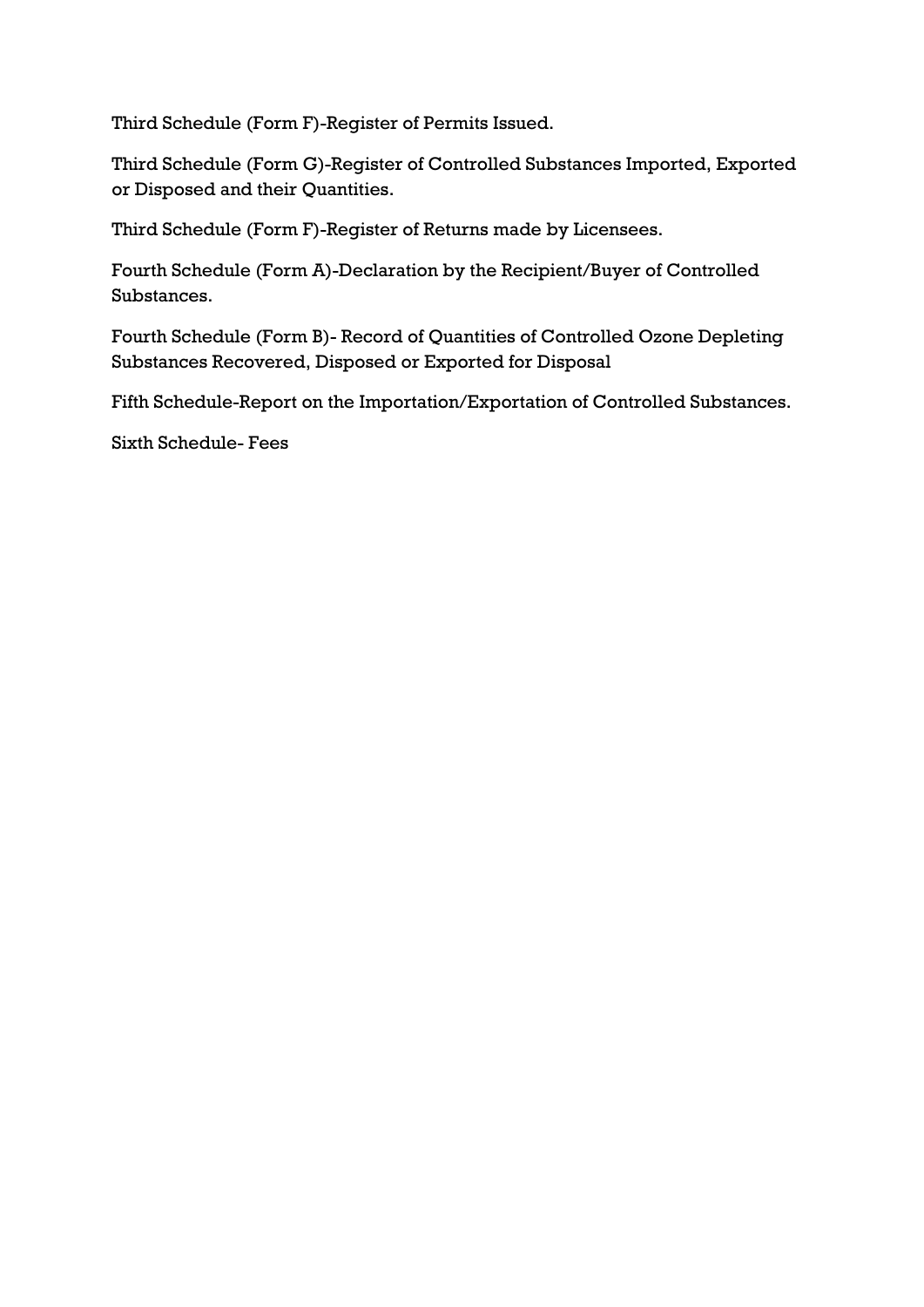Third Schedule (Form F)-Register of Permits Issued.

Third Schedule (Form G)-Register of Controlled Substances Imported, Exported or Disposed and their Quantities.

Third Schedule (Form F)-Register of Returns made by Licensees.

Fourth Schedule (Form A)-Declaration by the Recipient/Buyer of Controlled Substances.

Fourth Schedule (Form B)- Record of Quantities of Controlled Ozone Depleting Substances Recovered, Disposed or Exported for Disposal

Fifth Schedule-Report on the Importation/Exportation of Controlled Substances.

Sixth Schedule- Fees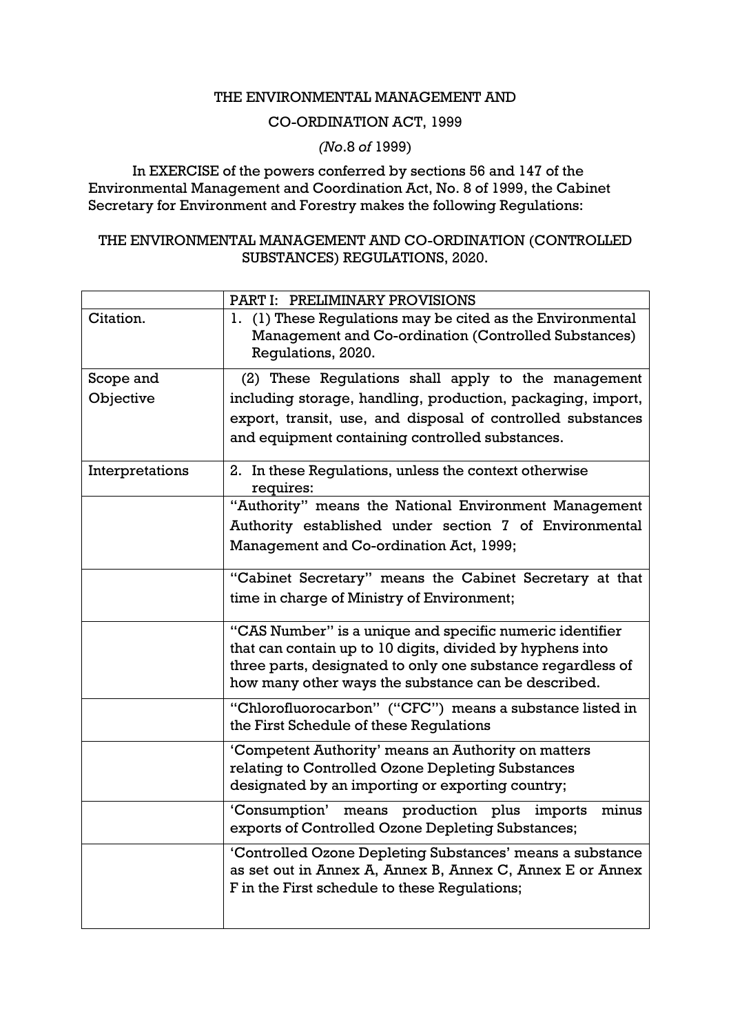THE ENVIRONMENTAL MANAGEMENT AND

CO-ORDINATION ACT, 1999

*(No.*8 *of* 1999)

In EXERCISE of the powers conferred by sections 56 and 147 of the Environmental Management and Coordination Act, No. 8 of 1999, the Cabinet Secretary for Environment and Forestry makes the following Regulations:

THE ENVIRONMENTAL MANAGEMENT AND CO-ORDINATION (CONTROLLED SUBSTANCES) REGULATIONS, 2020.

| | PART I: PRELIMINARY PROVISIONS |
|---|---|
| Citation. | 1. (1) These Regulations may be cited as the Environmental Management and Co-ordination (Controlled Substances) Regulations, 2020. |
| Scope and Objective | (2) These Regulations shall apply to the management including storage, handling, production, packaging, import, export, transit, use, and disposal of controlled substances and equipment containing controlled substances. |
| Interpretations | 2. In these Regulations, unless the context otherwise requires: |
| | "Authority" means the National Environment Management Authority established under section 7 of Environmental Management and Co-ordination Act, 1999; |
| | "Cabinet Secretary" means the Cabinet Secretary at that time in charge of Ministry of Environment; |
| | "CAS Number" is a unique and specific numeric identifier that can contain up to 10 digits, divided by hyphens into three parts, designated to only one substance regardless of how many other ways the substance can be described. |
| | "Chlorofluorocarbon" ("CFC") means a substance listed in the First Schedule of these Regulations |
| | 'Competent Authority' means an Authority on matters relating to Controlled Ozone Depleting Substances designated by an importing or exporting country; |
| | 'Consumption' means production plus imports minus exports of Controlled Ozone Depleting Substances; |
| | 'Controlled Ozone Depleting Substances' means a substance as set out in Annex A, Annex B, Annex C, Annex E or Annex F in the First schedule to these Regulations; |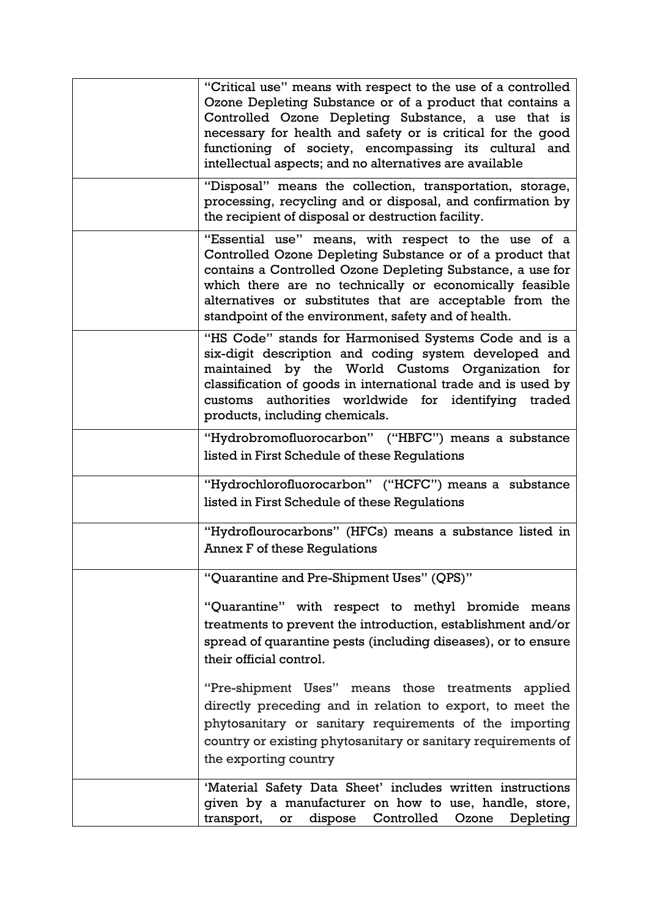| | |
|---|---|
| | "Critical use" means with respect to the use of a controlled Ozone Depleting Substance or of a product that contains a Controlled Ozone Depleting Substance, a use that is necessary for health and safety or is critical for the good functioning of society, encompassing its cultural and intellectual aspects; and no alternatives are available |
| | "Disposal" means the collection, transportation, storage, processing, recycling and or disposal, and confirmation by the recipient of disposal or destruction facility. |
| | "Essential use" means, with respect to the use of a Controlled Ozone Depleting Substance or of a product that contains a Controlled Ozone Depleting Substance, a use for which there are no technically or economically feasible alternatives or substitutes that are acceptable from the standpoint of the environment, safety and of health. |
| | "HS Code" stands for Harmonised Systems Code and is a six-digit description and coding system developed and maintained by the World Customs Organization for classification of goods in international trade and is used by customs authorities worldwide for identifying traded products, including chemicals. |
| | "Hydrobromofluorocarbon" ("HBFC") means a substance listed in First Schedule of these Regulations |
| | "Hydrochlorofluorocarbon" ("HCFC") means a substance listed in First Schedule of these Regulations |
| | "Hydroflourocarbons" (HFCs) means a substance listed in Annex F of these Regulations |
| | "Quarantine and Pre-Shipment Uses" (QPS)"<br><br>"Quarantine" with respect to methyl bromide means treatments to prevent the introduction, establishment and/or spread of quarantine pests (including diseases), or to ensure their official control.<br><br>"Pre-shipment Uses" means those treatments applied directly preceding and in relation to export, to meet the phytosanitary or sanitary requirements of the importing country or existing phytosanitary or sanitary requirements of the exporting country |
| | 'Material Safety Data Sheet' includes written instructions given by a manufacturer on how to use, handle, store, transport, or dispose Controlled Ozone Depleting |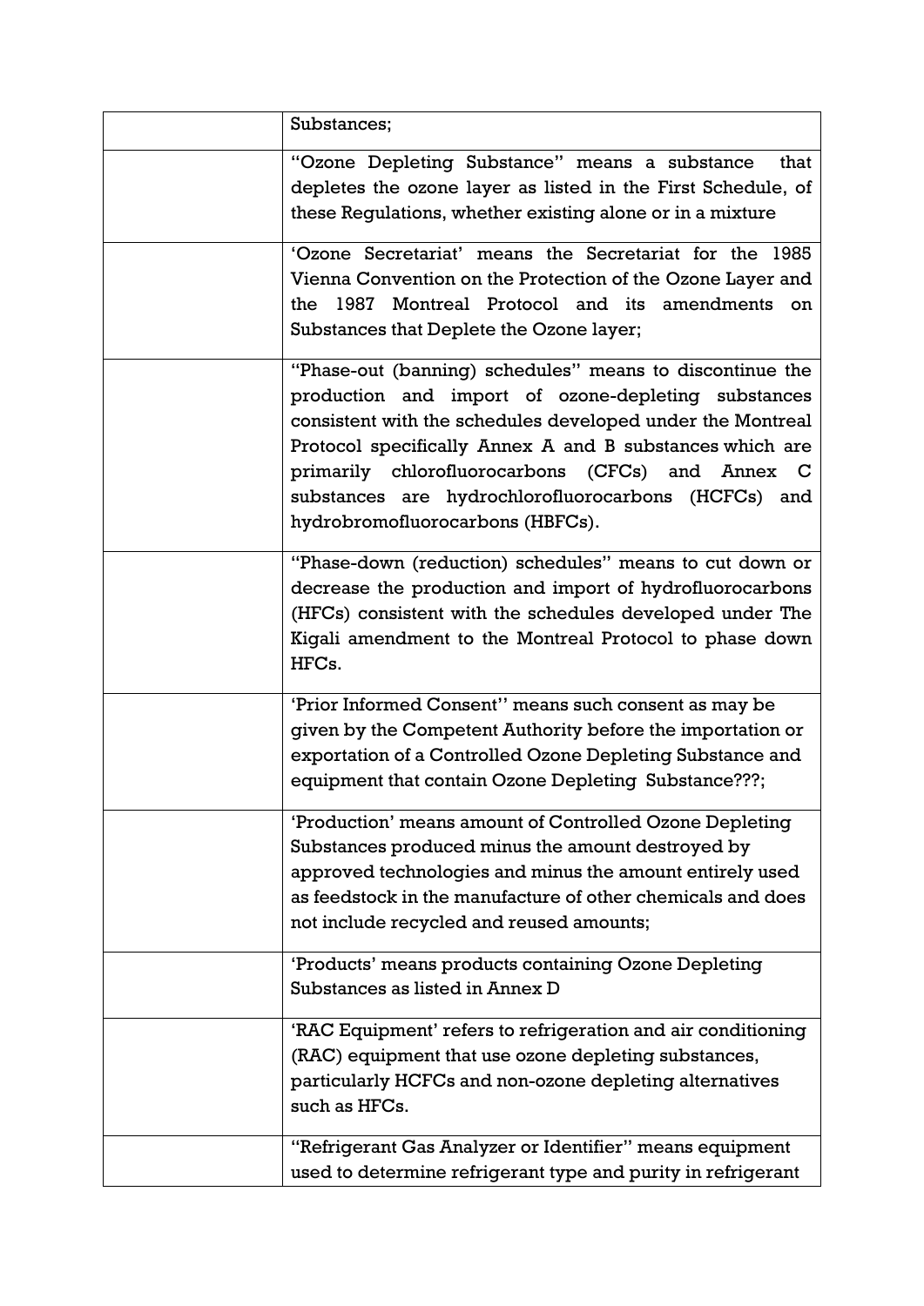| | |
|---|---|
| | Substances; |
| | "Ozone Depleting Substance" means a substance that depletes the ozone layer as listed in the First Schedule, of these Regulations, whether existing alone or in a mixture |
| | 'Ozone Secretariat' means the Secretariat for the 1985 Vienna Convention on the Protection of the Ozone Layer and the 1987 Montreal Protocol and its amendments on Substances that Deplete the Ozone layer; |
| | "Phase-out (banning) schedules" means to discontinue the production and import of ozone-depleting substances consistent with the schedules developed under the Montreal Protocol specifically Annex A and B substances which are primarily chlorofluorocarbons (CFCs) and Annex C substances are hydrochlorofluorocarbons (HCFCs) and hydrobromofluorocarbons (HBFCs). |
| | "Phase-down (reduction) schedules" means to cut down or decrease the production and import of hydrofluorocarbons (HFCs) consistent with the schedules developed under The Kigali amendment to the Montreal Protocol to phase down HFCs. |
| | 'Prior Informed Consent'' means such consent as may be given by the Competent Authority before the importation or exportation of a Controlled Ozone Depleting Substance and equipment that contain Ozone Depleting Substance???; |
| | 'Production' means amount of Controlled Ozone Depleting Substances produced minus the amount destroyed by approved technologies and minus the amount entirely used as feedstock in the manufacture of other chemicals and does not include recycled and reused amounts; |
| | 'Products' means products containing Ozone Depleting Substances as listed in Annex D |
| | 'RAC Equipment' refers to refrigeration and air conditioning (RAC) equipment that use ozone depleting substances, particularly HCFCs and non-ozone depleting alternatives such as HFCs. |
| | "Refrigerant Gas Analyzer or Identifier" means equipment used to determine refrigerant type and purity in refrigerant |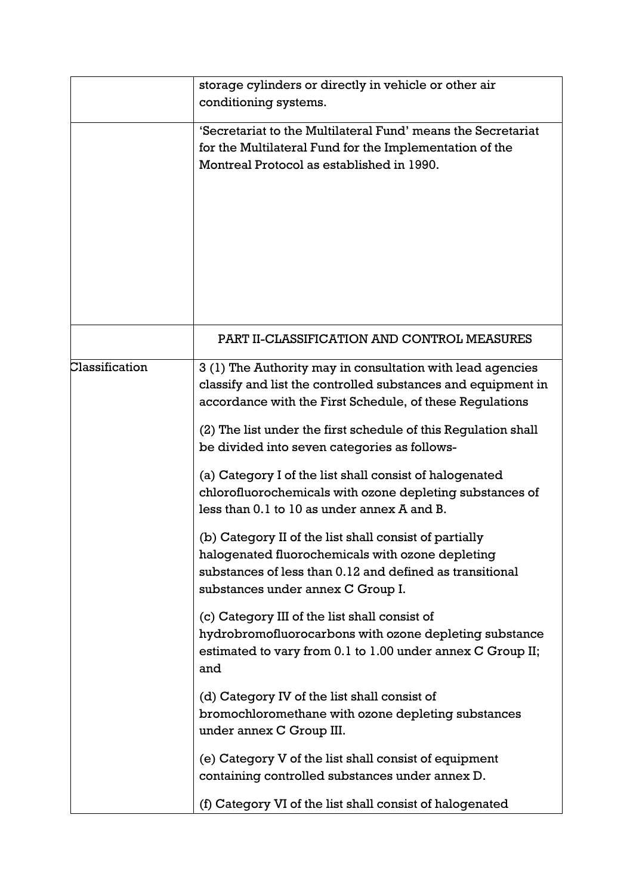| | |
|---|---|
| | storage cylinders or directly in vehicle or other air conditioning systems. |
| | 'Secretariat to the Multilateral Fund' means the Secretariat for the Multilateral Fund for the Implementation of the Montreal Protocol as established in 1990. |
| | PART II-CLASSIFICATION AND CONTROL MEASURES |
| Classification | 3 (1) The Authority may in consultation with lead agencies classify and list the controlled substances and equipment in accordance with the First Schedule, of these Regulations<br><br>(2) The list under the first schedule of this Regulation shall be divided into seven categories as follows-<br><br>(a) Category I of the list shall consist of halogenated chlorofluorochemicals with ozone depleting substances of less than 0.1 to 10 as under annex A and B.<br><br>(b) Category II of the list shall consist of partially halogenated fluorochemicals with ozone depleting substances of less than 0.12 and defined as transitional substances under annex C Group I.<br><br>(c) Category III of the list shall consist of hydrobromofluorocarbons with ozone depleting substance estimated to vary from 0.1 to 1.00 under annex C Group II; and<br><br>(d) Category IV of the list shall consist of bromochloromethane with ozone depleting substances under annex C Group III.<br><br>(e) Category V of the list shall consist of equipment containing controlled substances under annex D.<br><br>(f) Category VI of the list shall consist of halogenated |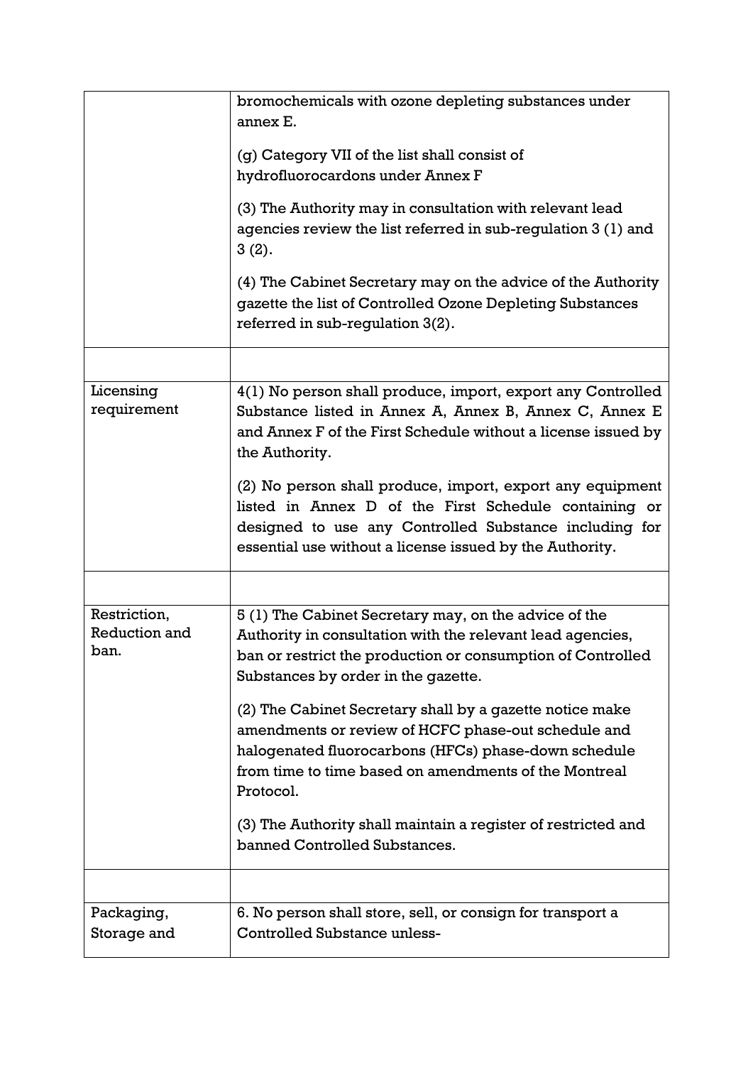| | |
|---|---|
| | bromochemicals with ozone depleting substances under annex E.<br><br>(g) Category VII of the list shall consist of hydrofluorocardons under Annex F<br><br>(3) The Authority may in consultation with relevant lead agencies review the list referred in sub-regulation 3 (1) and 3 (2).<br><br>(4) The Cabinet Secretary may on the advice of the Authority gazette the list of Controlled Ozone Depleting Substances referred in sub-regulation 3(2). |
| | |
| Licensing requirement | 4(1) No person shall produce, import, export any Controlled Substance listed in Annex A, Annex B, Annex C, Annex E and Annex F of the First Schedule without a license issued by the Authority.<br><br>(2) No person shall produce, import, export any equipment listed in Annex D of the First Schedule containing or designed to use any Controlled Substance including for essential use without a license issued by the Authority. |
| | |
| Restriction, Reduction and ban. | 5 (1) The Cabinet Secretary may, on the advice of the Authority in consultation with the relevant lead agencies, ban or restrict the production or consumption of Controlled Substances by order in the gazette.<br><br>(2) The Cabinet Secretary shall by a gazette notice make amendments or review of HCFC phase-out schedule and halogenated fluorocarbons (HFCs) phase-down schedule from time to time based on amendments of the Montreal Protocol.<br><br>(3) The Authority shall maintain a register of restricted and banned Controlled Substances. |
| | |
| Packaging, Storage and | 6. No person shall store, sell, or consign for transport a Controlled Substance unless- |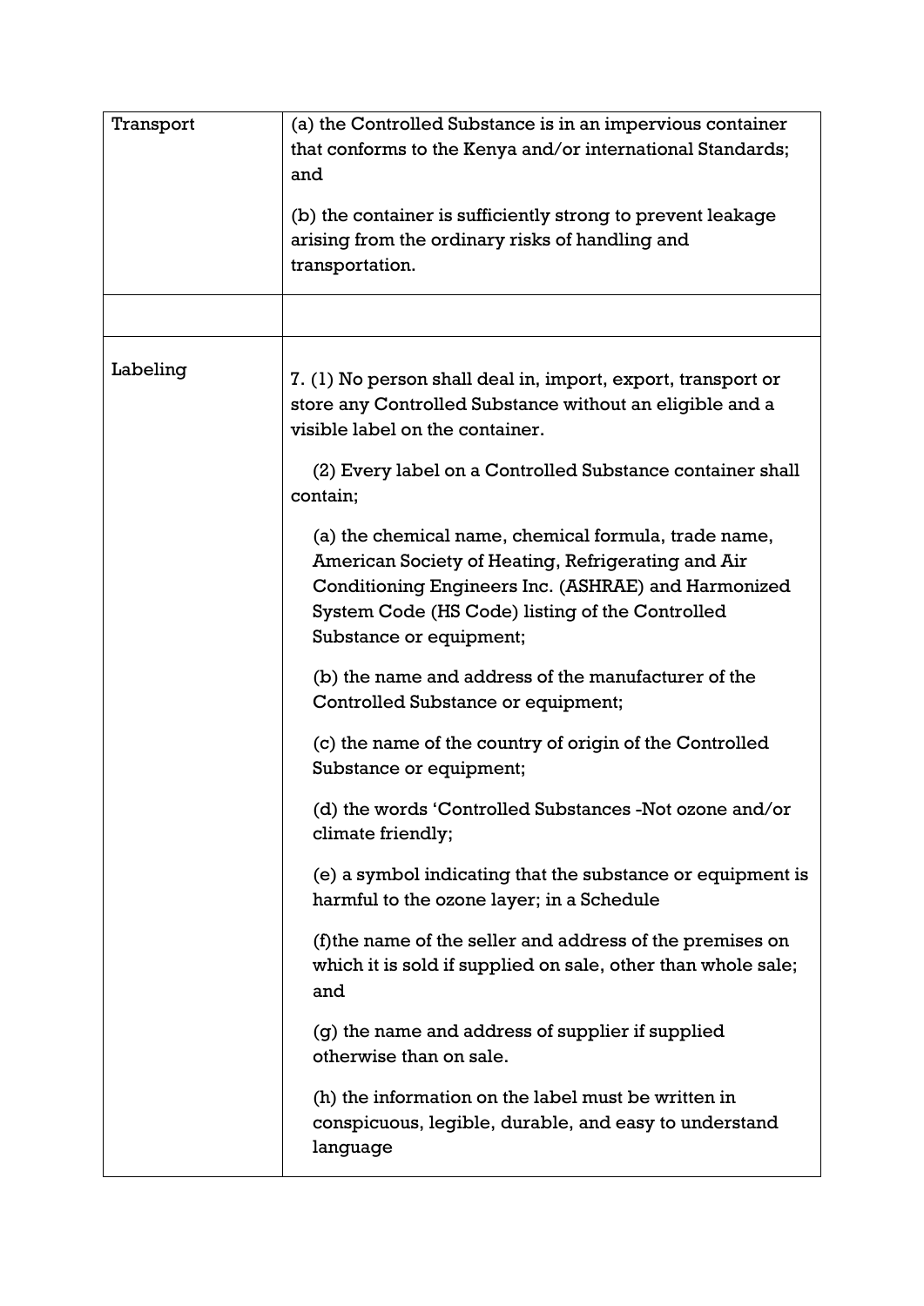| Transport | (a) the Controlled Substance is in an impervious container that conforms to the Kenya and/or international Standards; and<br><br>(b) the container is sufficiently strong to prevent leakage arising from the ordinary risks of handling and transportation. |
|---|---|
| | |
| Labeling | 7. (1) No person shall deal in, import, export, transport or store any Controlled Substance without an eligible and a visible label on the container.<br><br>(2) Every label on a Controlled Substance container shall contain;<br><br>(a) the chemical name, chemical formula, trade name, American Society of Heating, Refrigerating and Air Conditioning Engineers Inc. (ASHRAE) and Harmonized System Code (HS Code) listing of the Controlled Substance or equipment;<br><br>(b) the name and address of the manufacturer of the Controlled Substance or equipment;<br><br>(c) the name of the country of origin of the Controlled Substance or equipment;<br><br>(d) the words 'Controlled Substances -Not ozone and/or climate friendly;<br><br>(e) a symbol indicating that the substance or equipment is harmful to the ozone layer; in a Schedule<br><br>(f)the name of the seller and address of the premises on which it is sold if supplied on sale, other than whole sale; and<br><br>(g) the name and address of supplier if supplied otherwise than on sale.<br><br>(h) the information on the label must be written in conspicuous, legible, durable, and easy to understand language |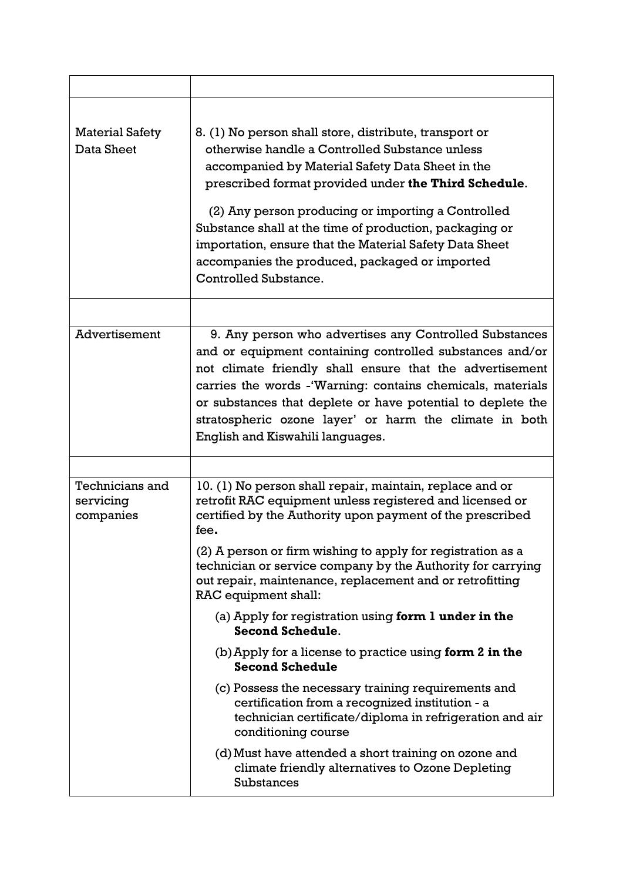| | |
|---|---|
| Material Safety Data Sheet | 8. (1) No person shall store, distribute, transport or otherwise handle a Controlled Substance unless accompanied by Material Safety Data Sheet in the prescribed format provided under **the Third Schedule**.<br><br>(2) Any person producing or importing a Controlled Substance shall at the time of production, packaging or importation, ensure that the Material Safety Data Sheet accompanies the produced, packaged or imported Controlled Substance. |
| | |
| Advertisement | 9. Any person who advertises any Controlled Substances and or equipment containing controlled substances and/or not climate friendly shall ensure that the advertisement carries the words -'Warning: contains chemicals, materials or substances that deplete or have potential to deplete the stratospheric ozone layer' or harm the climate in both English and Kiswahili languages. |
| | |
| Technicians and servicing companies | 10. (1) No person shall repair, maintain, replace and or retrofit RAC equipment unless registered and licensed or certified by the Authority upon payment of the prescribed fee**.**<br><br>(2) A person or firm wishing to apply for registration as a technician or service company by the Authority for carrying out repair, maintenance, replacement and or retrofitting RAC equipment shall:<br><br>(a) Apply for registration using **form 1 under in the Second Schedule**.<br><br>(b) Apply for a license to practice using **form 2 in the Second Schedule**<br><br>(c) Possess the necessary training requirements and certification from a recognized institution - a technician certificate/diploma in refrigeration and air conditioning course<br><br>(d) Must have attended a short training on ozone and climate friendly alternatives to Ozone Depleting Substances |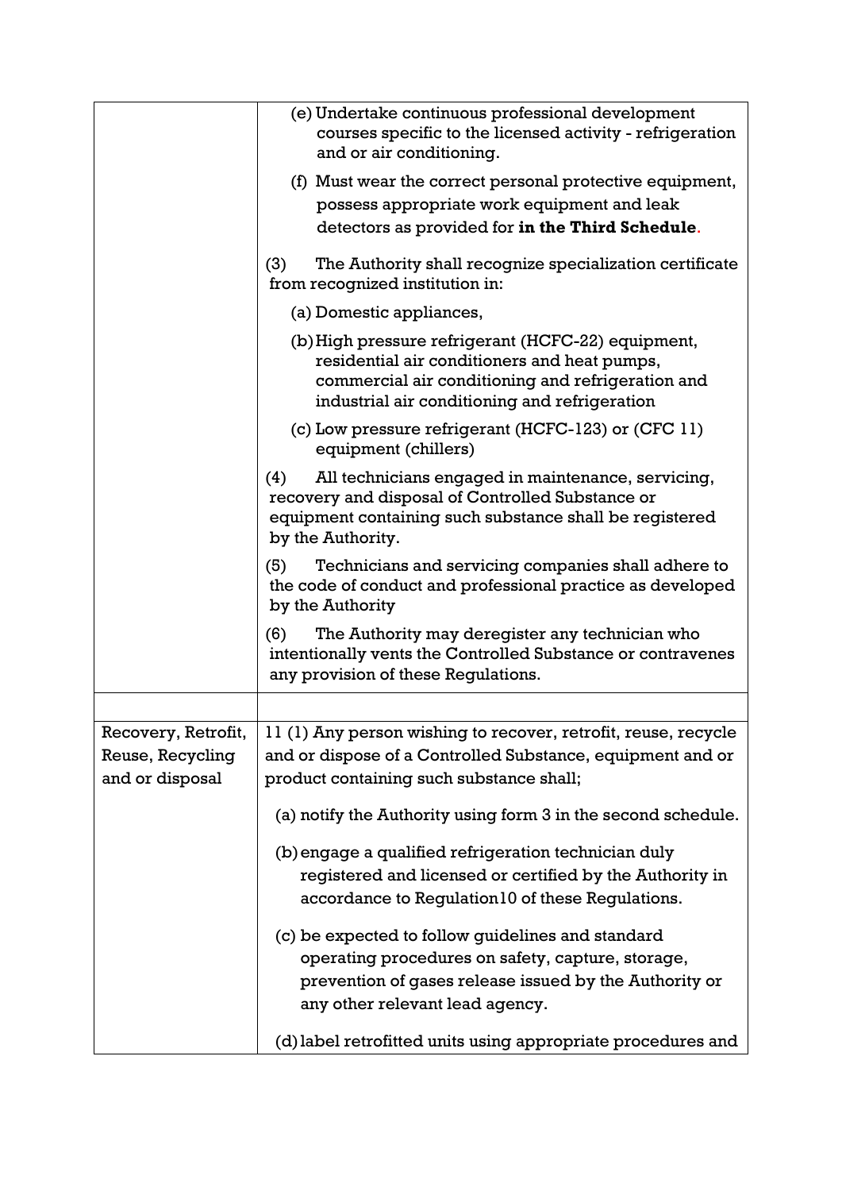| | |
|---|---|
| | (e) Undertake continuous professional development courses specific to the licensed activity - refrigeration and or air conditioning.<br><br>(f) Must wear the correct personal protective equipment, possess appropriate work equipment and leak detectors as provided for **in the Third Schedule**.<br><br>(3) The Authority shall recognize specialization certificate from recognized institution in:<br><br>(a) Domestic appliances,<br><br>(b) High pressure refrigerant (HCFC-22) equipment, residential air conditioners and heat pumps, commercial air conditioning and refrigeration and industrial air conditioning and refrigeration<br><br>(c) Low pressure refrigerant (HCFC-123) or (CFC 11) equipment (chillers)<br><br>(4) All technicians engaged in maintenance, servicing, recovery and disposal of Controlled Substance or equipment containing such substance shall be registered by the Authority.<br><br>(5) Technicians and servicing companies shall adhere to the code of conduct and professional practice as developed by the Authority<br><br>(6) The Authority may deregister any technician who intentionally vents the Controlled Substance or contravenes any provision of these Regulations. |
| | |
| Recovery, Retrofit, Reuse, Recycling and or disposal | 11 (1) Any person wishing to recover, retrofit, reuse, recycle and or dispose of a Controlled Substance, equipment and or product containing such substance shall;<br><br>(a) notify the Authority using form 3 in the second schedule.<br><br>(b) engage a qualified refrigeration technician duly registered and licensed or certified by the Authority in accordance to Regulation10 of these Regulations.<br><br>(c) be expected to follow guidelines and standard operating procedures on safety, capture, storage, prevention of gases release issued by the Authority or any other relevant lead agency.<br><br>(d) label retrofitted units using appropriate procedures and |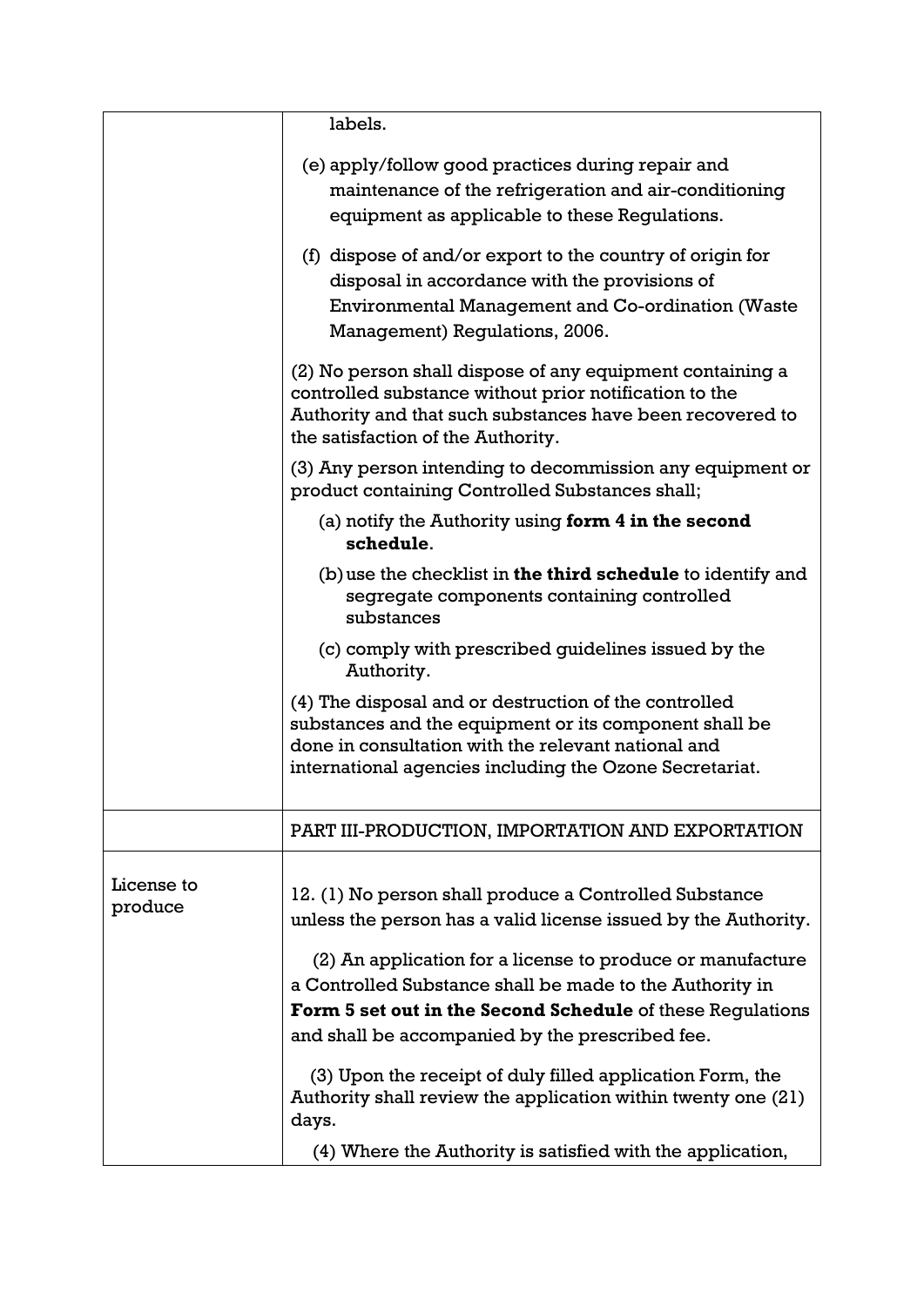| | |
|---|---|
| | labels.<br><br>(e) apply/follow good practices during repair and maintenance of the refrigeration and air-conditioning equipment as applicable to these Regulations.<br><br>(f) dispose of and/or export to the country of origin for disposal in accordance with the provisions of Environmental Management and Co-ordination (Waste Management) Regulations, 2006.<br><br>(2) No person shall dispose of any equipment containing a controlled substance without prior notification to the Authority and that such substances have been recovered to the satisfaction of the Authority.<br><br>(3) Any person intending to decommission any equipment or product containing Controlled Substances shall;<br><br>(a) notify the Authority using **form 4 in the second schedule**.<br><br>(b) use the checklist in **the third schedule** to identify and segregate components containing controlled substances<br><br>(c) comply with prescribed guidelines issued by the Authority.<br><br>(4) The disposal and or destruction of the controlled substances and the equipment or its component shall be done in consultation with the relevant national and international agencies including the Ozone Secretariat. |
| | PART III-PRODUCTION, IMPORTATION AND EXPORTATION |
| License to produce | 12. (1) No person shall produce a Controlled Substance unless the person has a valid license issued by the Authority.<br><br>(2) An application for a license to produce or manufacture a Controlled Substance shall be made to the Authority in **Form 5 set out in the Second Schedule** of these Regulations and shall be accompanied by the prescribed fee.<br><br>(3) Upon the receipt of duly filled application Form, the Authority shall review the application within twenty one (21) days.<br><br>(4) Where the Authority is satisfied with the application, |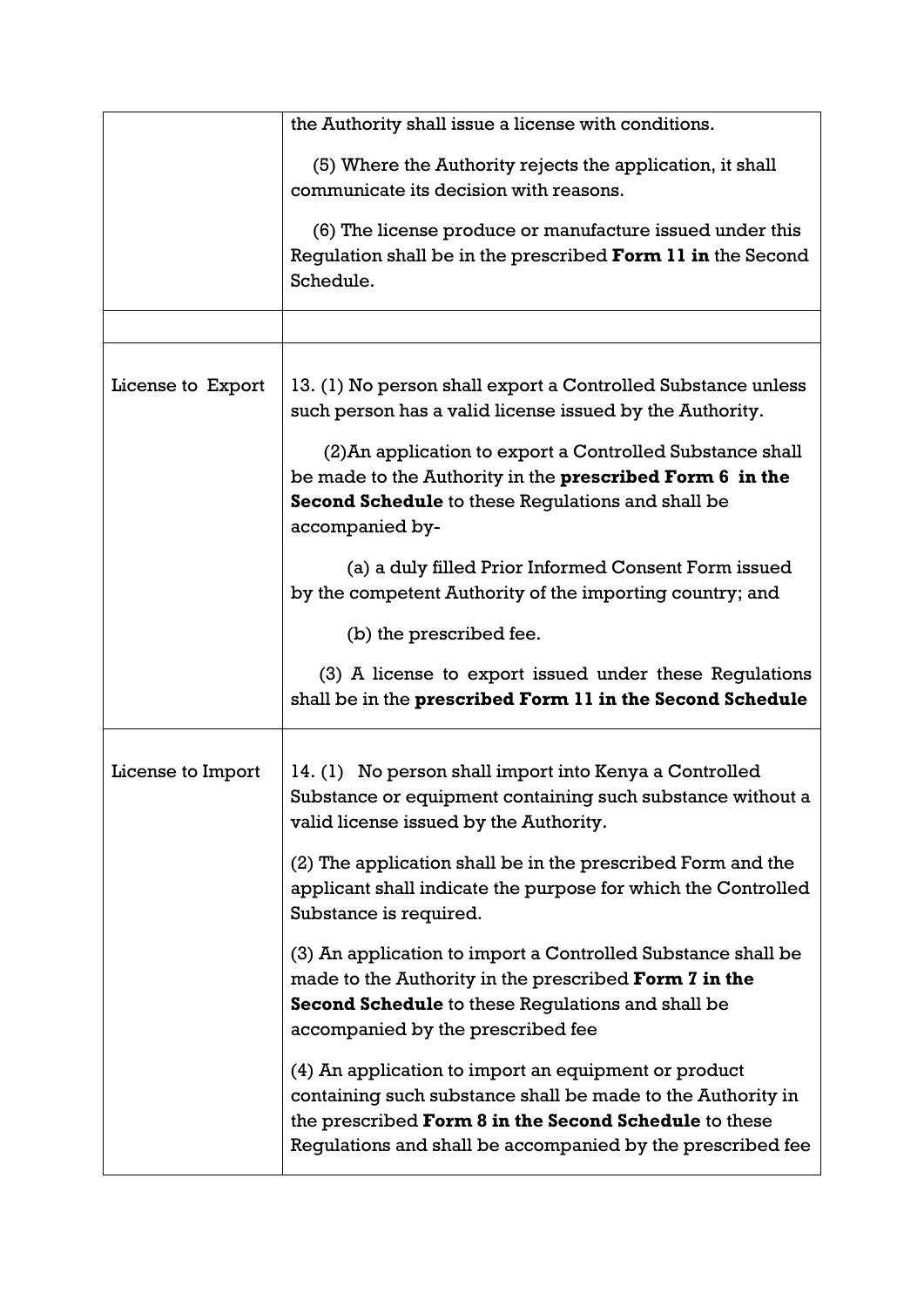| | |
|---|---|
| | the Authority shall issue a license with conditions.<br><br>(5) Where the Authority rejects the application, it shall communicate its decision with reasons.<br><br>(6) The license produce or manufacture issued under this Regulation shall be in the prescribed **Form 11 in** the Second Schedule. |
| | |
| License to Export | 13. (1) No person shall export a Controlled Substance unless such person has a valid license issued by the Authority.<br><br>(2)An application to export a Controlled Substance shall be made to the Authority in the **prescribed Form 6 in the Second Schedule** to these Regulations and shall be accompanied by-<br><br>(a) a duly filled Prior Informed Consent Form issued by the competent Authority of the importing country; and<br><br>(b) the prescribed fee.<br><br>(3) A license to export issued under these Regulations shall be in the **prescribed Form 11 in the Second Schedule** |
| License to Import | 14. (1) No person shall import into Kenya a Controlled Substance or equipment containing such substance without a valid license issued by the Authority.<br><br>(2) The application shall be in the prescribed Form and the applicant shall indicate the purpose for which the Controlled Substance is required.<br><br>(3) An application to import a Controlled Substance shall be made to the Authority in the prescribed **Form 7 in the Second Schedule** to these Regulations and shall be accompanied by the prescribed fee<br><br>(4) An application to import an equipment or product containing such substance shall be made to the Authority in the prescribed **Form 8 in the Second Schedule** to these Regulations and shall be accompanied by the prescribed fee |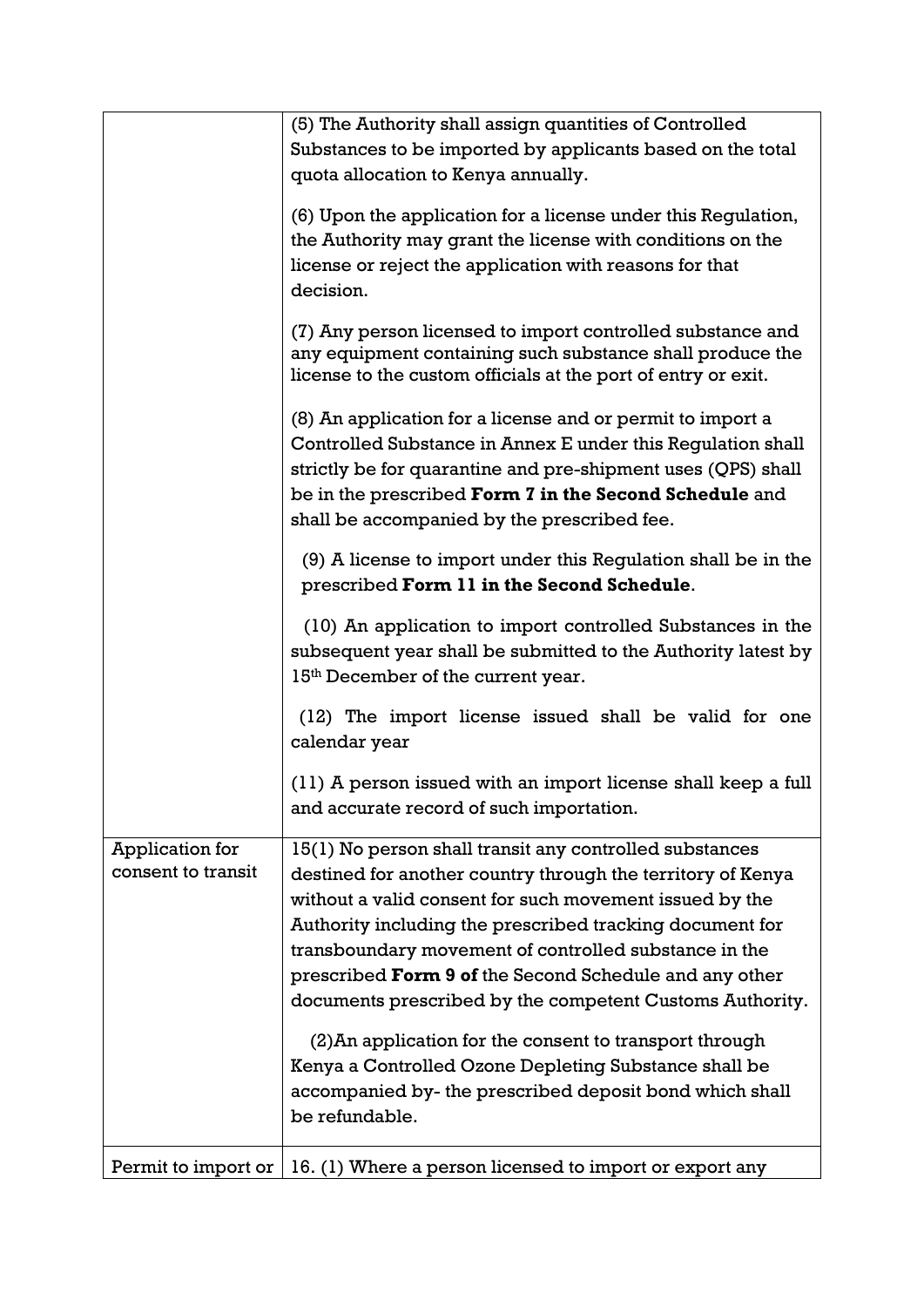|  |  |
| --- | --- |
|  | (5) The Authority shall assign quantities of Controlled Substances to be imported by applicants based on the total quota allocation to Kenya annually.<br><br>(6) Upon the application for a license under this Regulation, the Authority may grant the license with conditions on the license or reject the application with reasons for that decision.<br><br>(7) Any person licensed to import controlled substance and any equipment containing such substance shall produce the license to the custom officials at the port of entry or exit.<br><br>(8) An application for a license and or permit to import a Controlled Substance in Annex E under this Regulation shall strictly be for quarantine and pre-shipment uses (QPS) shall be in the prescribed **Form 7 in the Second Schedule** and shall be accompanied by the prescribed fee.<br><br>(9) A license to import under this Regulation shall be in the prescribed **Form 11 in the Second Schedule**.<br><br>(10) An application to import controlled Substances in the subsequent year shall be submitted to the Authority latest by 15th December of the current year.<br><br>(12) The import license issued shall be valid for one calendar year<br><br>(11) A person issued with an import license shall keep a full and accurate record of such importation. |
| Application for consent to transit | 15(1) No person shall transit any controlled substances destined for another country through the territory of Kenya without a valid consent for such movement issued by the Authority including the prescribed tracking document for transboundary movement of controlled substance in the prescribed **Form 9 of** the Second Schedule and any other documents prescribed by the competent Customs Authority.<br><br>(2)An application for the consent to transport through Kenya a Controlled Ozone Depleting Substance shall be accompanied by- the prescribed deposit bond which shall be refundable. |
| Permit to import or | 16. (1) Where a person licensed to import or export any |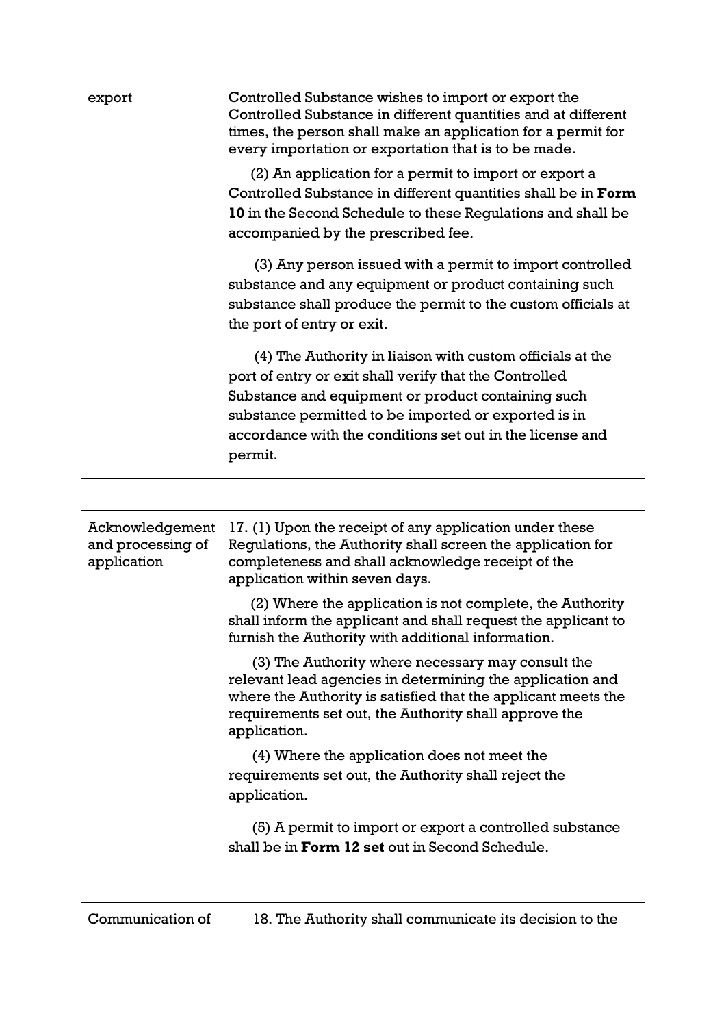| | |
|---|---|
| export | Controlled Substance wishes to import or export the Controlled Substance in different quantities and at different times, the person shall make an application for a permit for every importation or exportation that is to be made.<br><br>(2) An application for a permit to import or export a Controlled Substance in different quantities shall be in **Form 10** in the Second Schedule to these Regulations and shall be accompanied by the prescribed fee.<br><br>(3) Any person issued with a permit to import controlled substance and any equipment or product containing such substance shall produce the permit to the custom officials at the port of entry or exit.<br><br>(4) The Authority in liaison with custom officials at the port of entry or exit shall verify that the Controlled Substance and equipment or product containing such substance permitted to be imported or exported is in accordance with the conditions set out in the license and permit. |
| | |
| Acknowledgement and processing of application | 17. (1) Upon the receipt of any application under these Regulations, the Authority shall screen the application for completeness and shall acknowledge receipt of the application within seven days.<br><br>(2) Where the application is not complete, the Authority shall inform the applicant and shall request the applicant to furnish the Authority with additional information.<br><br>(3) The Authority where necessary may consult the relevant lead agencies in determining the application and where the Authority is satisfied that the applicant meets the requirements set out, the Authority shall approve the application.<br><br>(4) Where the application does not meet the requirements set out, the Authority shall reject the application.<br><br>(5) A permit to import or export a controlled substance shall be in **Form 12 set** out in Second Schedule. |
| | |
| Communication of | 18. The Authority shall communicate its decision to the |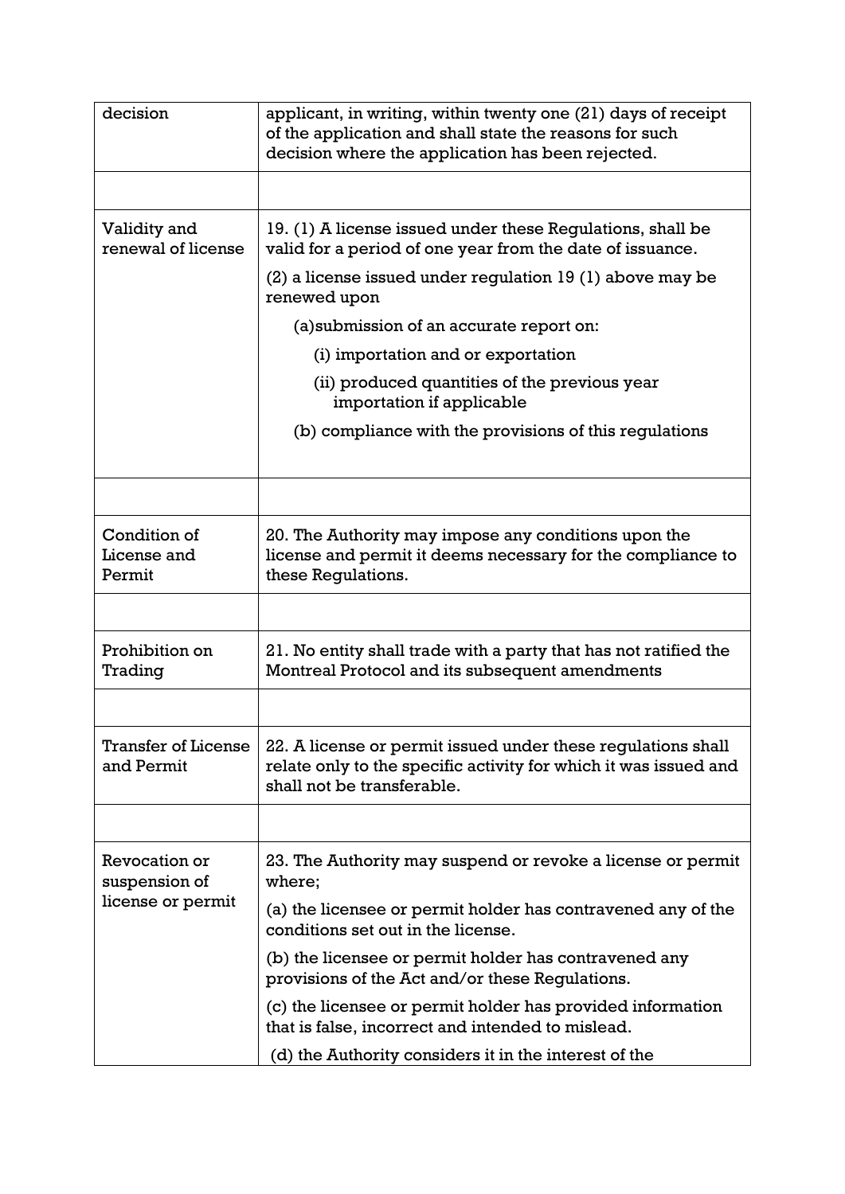| | |
|---|---|
| decision | applicant, in writing, within twenty one (21) days of receipt of the application and shall state the reasons for such decision where the application has been rejected. |
| | |
| Validity and renewal of license | 19. (1) A license issued under these Regulations, shall be valid for a period of one year from the date of issuance.<br><br>(2) a license issued under regulation 19 (1) above may be renewed upon<br><br>(a)submission of an accurate report on:<br><br>(i) importation and or exportation<br><br>(ii) produced quantities of the previous year importation if applicable<br><br>(b) compliance with the provisions of this regulations |
| | |
| Condition of License and Permit | 20. The Authority may impose any conditions upon the license and permit it deems necessary for the compliance to these Regulations. |
| | |
| Prohibition on Trading | 21. No entity shall trade with a party that has not ratified the Montreal Protocol and its subsequent amendments |
| | |
| Transfer of License and Permit | 22. A license or permit issued under these regulations shall relate only to the specific activity for which it was issued and shall not be transferable. |
| | |
| Revocation or suspension of license or permit | 23. The Authority may suspend or revoke a license or permit where;<br><br>(a) the licensee or permit holder has contravened any of the conditions set out in the license.<br><br>(b) the licensee or permit holder has contravened any provisions of the Act and/or these Regulations.<br><br>(c) the licensee or permit holder has provided information that is false, incorrect and intended to mislead.<br><br>(d) the Authority considers it in the interest of the |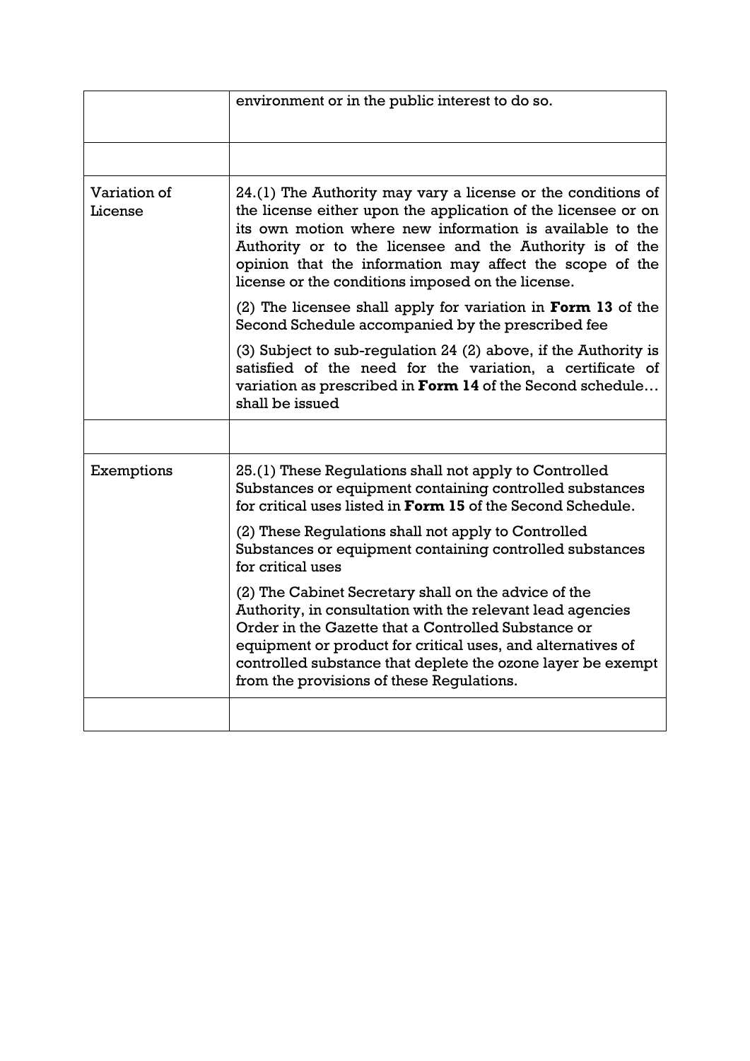| | |
|---|---|
| | environment or in the public interest to do so. |
| | |
| Variation of License | 24.(1) The Authority may vary a license or the conditions of the license either upon the application of the licensee or on its own motion where new information is available to the Authority or to the licensee and the Authority is of the opinion that the information may affect the scope of the license or the conditions imposed on the license.<br><br>(2) The licensee shall apply for variation in **Form 13** of the Second Schedule accompanied by the prescribed fee<br><br>(3) Subject to sub-regulation 24 (2) above, if the Authority is satisfied of the need for the variation, a certificate of variation as prescribed in **Form 14** of the Second schedule… shall be issued |
| | |
| Exemptions | 25.(1) These Regulations shall not apply to Controlled Substances or equipment containing controlled substances for critical uses listed in **Form 15** of the Second Schedule.<br><br>(2) These Regulations shall not apply to Controlled Substances or equipment containing controlled substances for critical uses<br><br>(2) The Cabinet Secretary shall on the advice of the Authority, in consultation with the relevant lead agencies Order in the Gazette that a Controlled Substance or equipment or product for critical uses, and alternatives of controlled substance that deplete the ozone layer be exempt from the provisions of these Regulations. |
| | |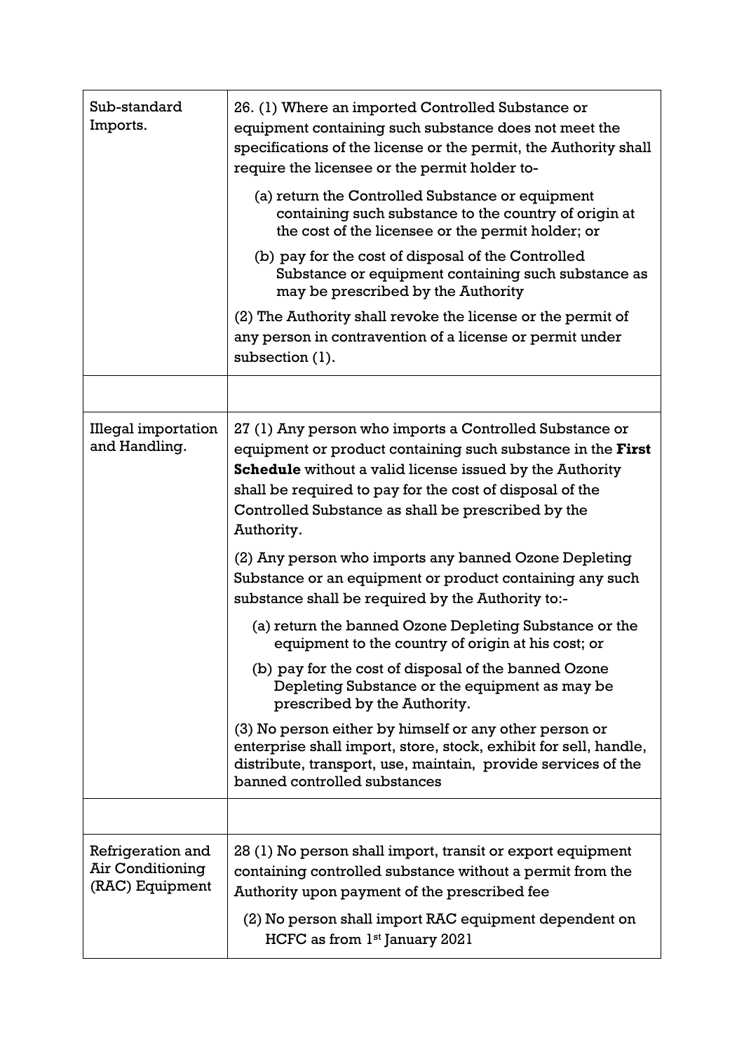| | |
|---|---|
| Sub-standard Imports. | 26. (1) Where an imported Controlled Substance or equipment containing such substance does not meet the specifications of the license or the permit, the Authority shall require the licensee or the permit holder to-<br>(a) return the Controlled Substance or equipment containing such substance to the country of origin at the cost of the licensee or the permit holder; or<br>(b) pay for the cost of disposal of the Controlled Substance or equipment containing such substance as may be prescribed by the Authority<br>(2) The Authority shall revoke the license or the permit of any person in contravention of a license or permit under subsection (1). |
| | |
| Illegal importation and Handling. | 27 (1) Any person who imports a Controlled Substance or equipment or product containing such substance in the **First Schedule** without a valid license issued by the Authority shall be required to pay for the cost of disposal of the Controlled Substance as shall be prescribed by the Authority.<br>(2) Any person who imports any banned Ozone Depleting Substance or an equipment or product containing any such substance shall be required by the Authority to:-<br>(a) return the banned Ozone Depleting Substance or the equipment to the country of origin at his cost; or<br>(b) pay for the cost of disposal of the banned Ozone Depleting Substance or the equipment as may be prescribed by the Authority.<br>(3) No person either by himself or any other person or enterprise shall import, store, stock, exhibit for sell, handle, distribute, transport, use, maintain, provide services of the banned controlled substances |
| | |
| Refrigeration and Air Conditioning (RAC) Equipment | 28 (1) No person shall import, transit or export equipment containing controlled substance without a permit from the Authority upon payment of the prescribed fee<br>(2) No person shall import RAC equipment dependent on HCFC as from 1st January 2021 |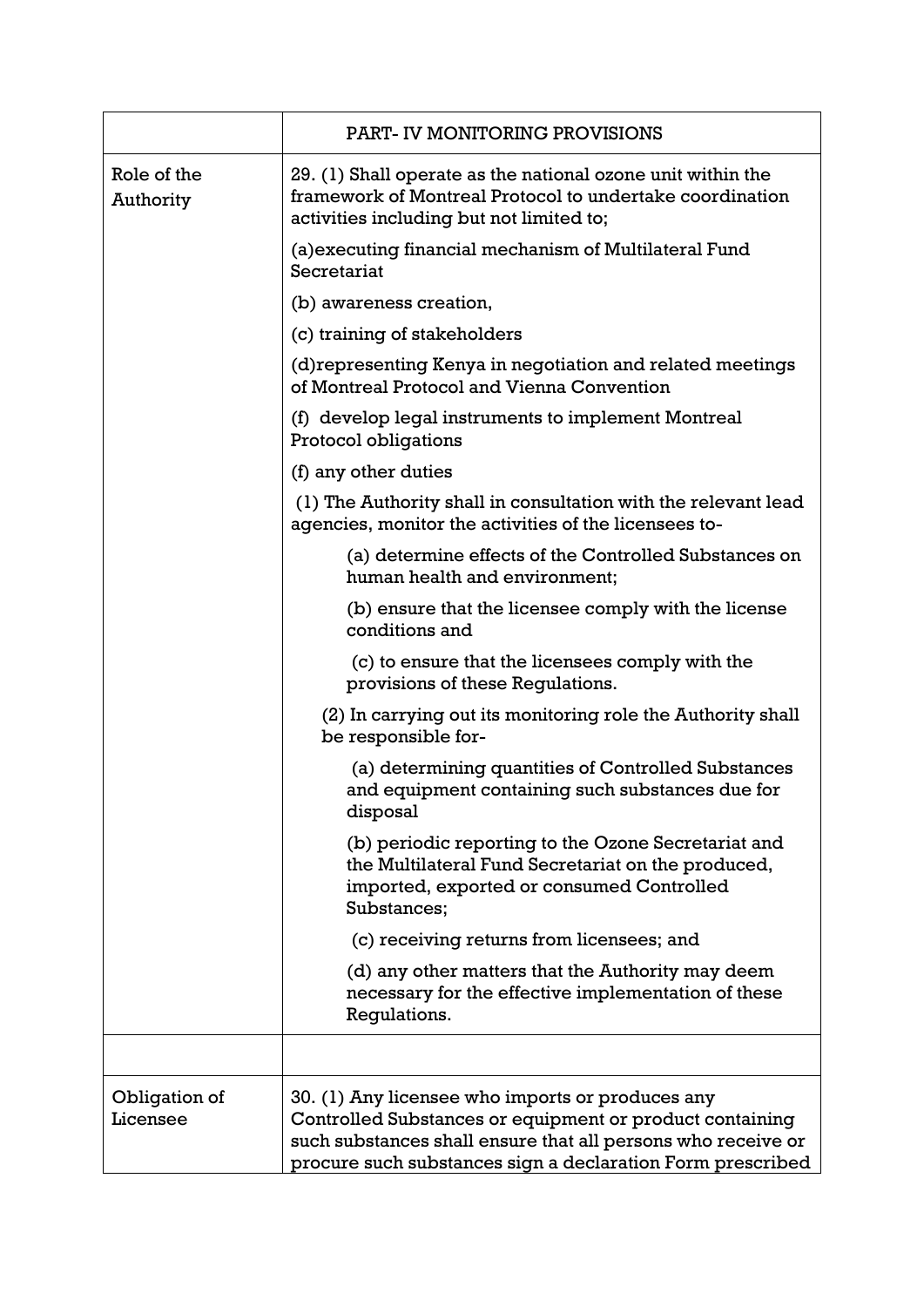| | PART- IV MONITORING PROVISIONS |
|---|---|
| Role of the Authority | 29. (1) Shall operate as the national ozone unit within the framework of Montreal Protocol to undertake coordination activities including but not limited to;<br><br>(a)executing financial mechanism of Multilateral Fund Secretariat<br><br>(b) awareness creation,<br><br>(c) training of stakeholders<br><br>(d)representing Kenya in negotiation and related meetings of Montreal Protocol and Vienna Convention<br><br>(f) develop legal instruments to implement Montreal Protocol obligations<br><br>(f) any other duties<br><br>(1) The Authority shall in consultation with the relevant lead agencies, monitor the activities of the licensees to-<br><br>(a) determine effects of the Controlled Substances on human health and environment;<br><br>(b) ensure that the licensee comply with the license conditions and<br><br>(c) to ensure that the licensees comply with the provisions of these Regulations.<br><br>(2) In carrying out its monitoring role the Authority shall be responsible for-<br><br>(a) determining quantities of Controlled Substances and equipment containing such substances due for disposal<br><br>(b) periodic reporting to the Ozone Secretariat and the Multilateral Fund Secretariat on the produced, imported, exported or consumed Controlled Substances;<br><br>(c) receiving returns from licensees; and<br><br>(d) any other matters that the Authority may deem necessary for the effective implementation of these Regulations. |
| | |
| Obligation of Licensee | 30. (1) Any licensee who imports or produces any Controlled Substances or equipment or product containing such substances shall ensure that all persons who receive or procure such substances sign a declaration Form prescribed |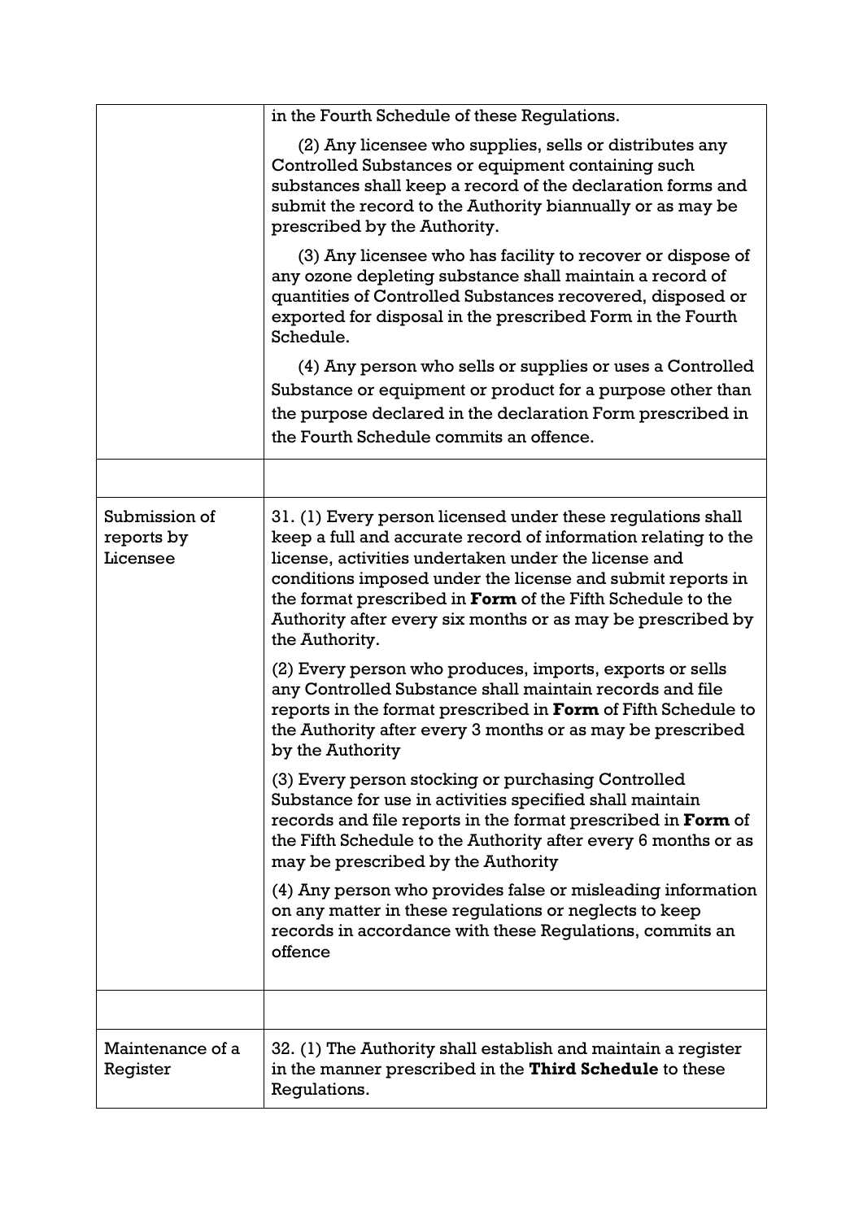| | |
|---|---|
| | in the Fourth Schedule of these Regulations.<br><br>(2) Any licensee who supplies, sells or distributes any Controlled Substances or equipment containing such substances shall keep a record of the declaration forms and submit the record to the Authority biannually or as may be prescribed by the Authority.<br><br>(3) Any licensee who has facility to recover or dispose of any ozone depleting substance shall maintain a record of quantities of Controlled Substances recovered, disposed or exported for disposal in the prescribed Form in the Fourth Schedule.<br><br>(4) Any person who sells or supplies or uses a Controlled Substance or equipment or product for a purpose other than the purpose declared in the declaration Form prescribed in the Fourth Schedule commits an offence. |
| | |
| Submission of reports by Licensee | 31. (1) Every person licensed under these regulations shall keep a full and accurate record of information relating to the license, activities undertaken under the license and conditions imposed under the license and submit reports in the format prescribed in **Form** of the Fifth Schedule to the Authority after every six months or as may be prescribed by the Authority.<br><br>(2) Every person who produces, imports, exports or sells any Controlled Substance shall maintain records and file reports in the format prescribed in **Form** of Fifth Schedule to the Authority after every 3 months or as may be prescribed by the Authority<br><br>(3) Every person stocking or purchasing Controlled Substance for use in activities specified shall maintain records and file reports in the format prescribed in **Form** of the Fifth Schedule to the Authority after every 6 months or as may be prescribed by the Authority<br><br>(4) Any person who provides false or misleading information on any matter in these regulations or neglects to keep records in accordance with these Regulations, commits an offence |
| | |
| Maintenance of a Register | 32. (1) The Authority shall establish and maintain a register in the manner prescribed in the **Third Schedule** to these Regulations. |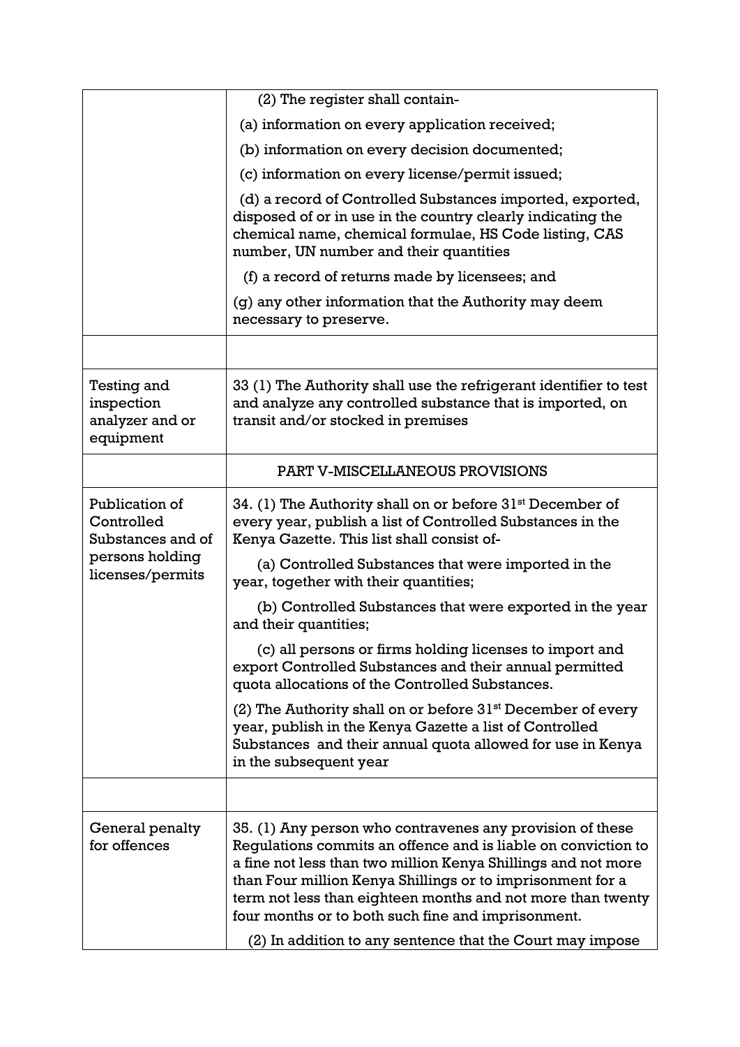| | |
|---|---|
| | (2) The register shall contain-<br>(a) information on every application received;<br>(b) information on every decision documented;<br>(c) information on every license/permit issued;<br>(d) a record of Controlled Substances imported, exported, disposed of or in use in the country clearly indicating the chemical name, chemical formulae, HS Code listing, CAS number, UN number and their quantities<br>(f) a record of returns made by licensees; and<br>(g) any other information that the Authority may deem necessary to preserve. |
| | |
| Testing and inspection analyzer and or equipment | 33 (1) The Authority shall use the refrigerant identifier to test and analyze any controlled substance that is imported, on transit and/or stocked in premises |
| | PART V-MISCELLANEOUS PROVISIONS |
| Publication of Controlled Substances and of persons holding licenses/permits | 34. (1) The Authority shall on or before 31st December of every year, publish a list of Controlled Substances in the Kenya Gazette. This list shall consist of-<br>(a) Controlled Substances that were imported in the year, together with their quantities;<br>(b) Controlled Substances that were exported in the year and their quantities;<br>(c) all persons or firms holding licenses to import and export Controlled Substances and their annual permitted quota allocations of the Controlled Substances.<br>(2) The Authority shall on or before 31st December of every year, publish in the Kenya Gazette a list of Controlled Substances and their annual quota allowed for use in Kenya in the subsequent year |
| | |
| General penalty for offences | 35. (1) Any person who contravenes any provision of these Regulations commits an offence and is liable on conviction to a fine not less than two million Kenya Shillings and not more than Four million Kenya Shillings or to imprisonment for a term not less than eighteen months and not more than twenty four months or to both such fine and imprisonment.<br>(2) In addition to any sentence that the Court may impose |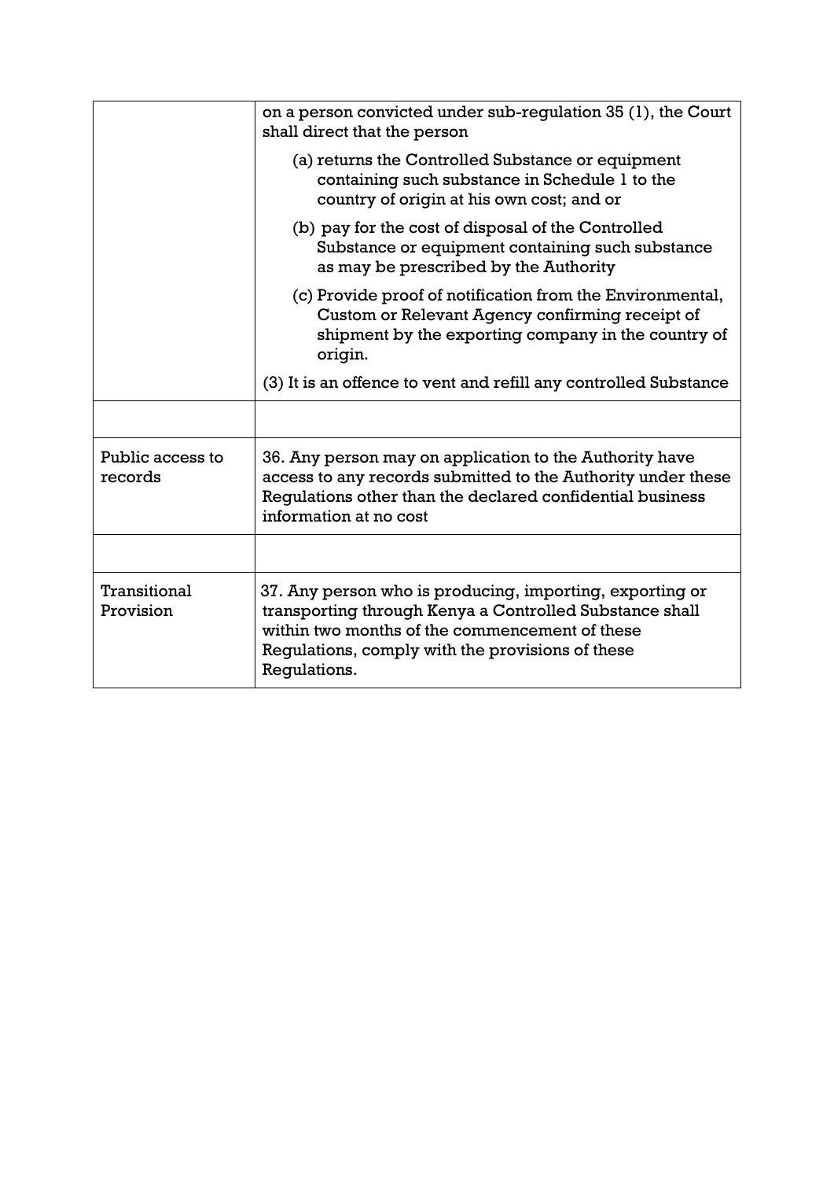| | |
|---|---|
| | on a person convicted under sub-regulation 35 (1), the Court shall direct that the person<br><br>(a) returns the Controlled Substance or equipment containing such substance in Schedule 1 to the country of origin at his own cost; and or<br><br>(b) pay for the cost of disposal of the Controlled Substance or equipment containing such substance as may be prescribed by the Authority<br><br>(c) Provide proof of notification from the Environmental, Custom or Relevant Agency confirming receipt of shipment by the exporting company in the country of origin.<br><br>(3) It is an offence to vent and refill any controlled Substance |
| | |
| Public access to records | 36. Any person may on application to the Authority have access to any records submitted to the Authority under these Regulations other than the declared confidential business information at no cost |
| | |
| Transitional Provision | 37. Any person who is producing, importing, exporting or transporting through Kenya a Controlled Substance shall within two months of the commencement of these Regulations, comply with the provisions of these Regulations. |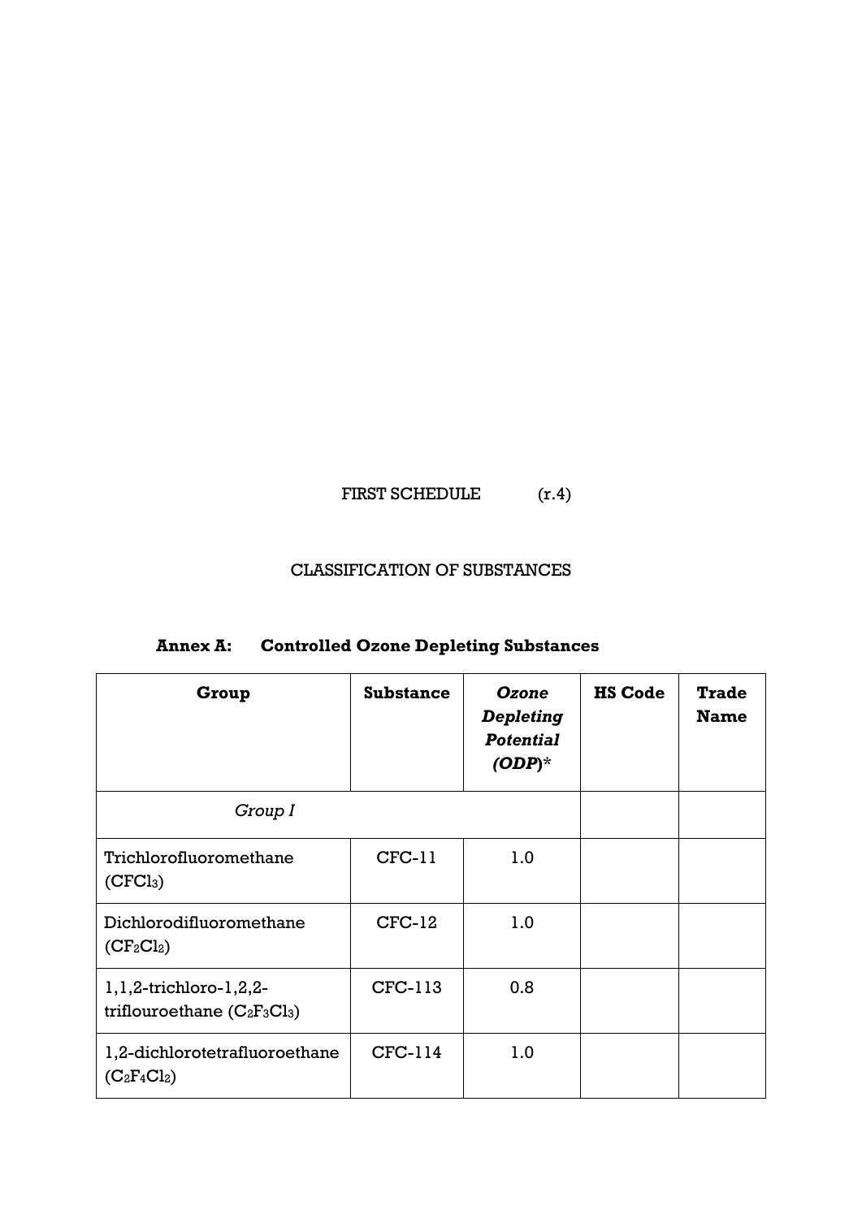FIRST SCHEDULE (r.4)

CLASSIFICATION OF SUBSTANCES

**Annex A: Controlled Ozone Depleting Substances**

| **Group** | **Substance** | ***Ozone Depleting Potential (ODP)**** | **HS Code** | **Trade Name** |
|---|---|---|---|---|
| *Group I* | | | | |
| Trichlorofluoromethane ($CFCl_3$) | CFC-11 | 1.0 | | |
| Dichlorodifluoromethane ($CF_2Cl_2$) | CFC-12 | 1.0 | | |
| 1,1,2-trichloro-1,2,2-triflouroethane ($C_2F_3Cl_3$) | CFC-113 | 0.8 | | |
| 1,2-dichlorotetrafluoroethane ($C_2F_4Cl_2$) | CFC-114 | 1.0 | | |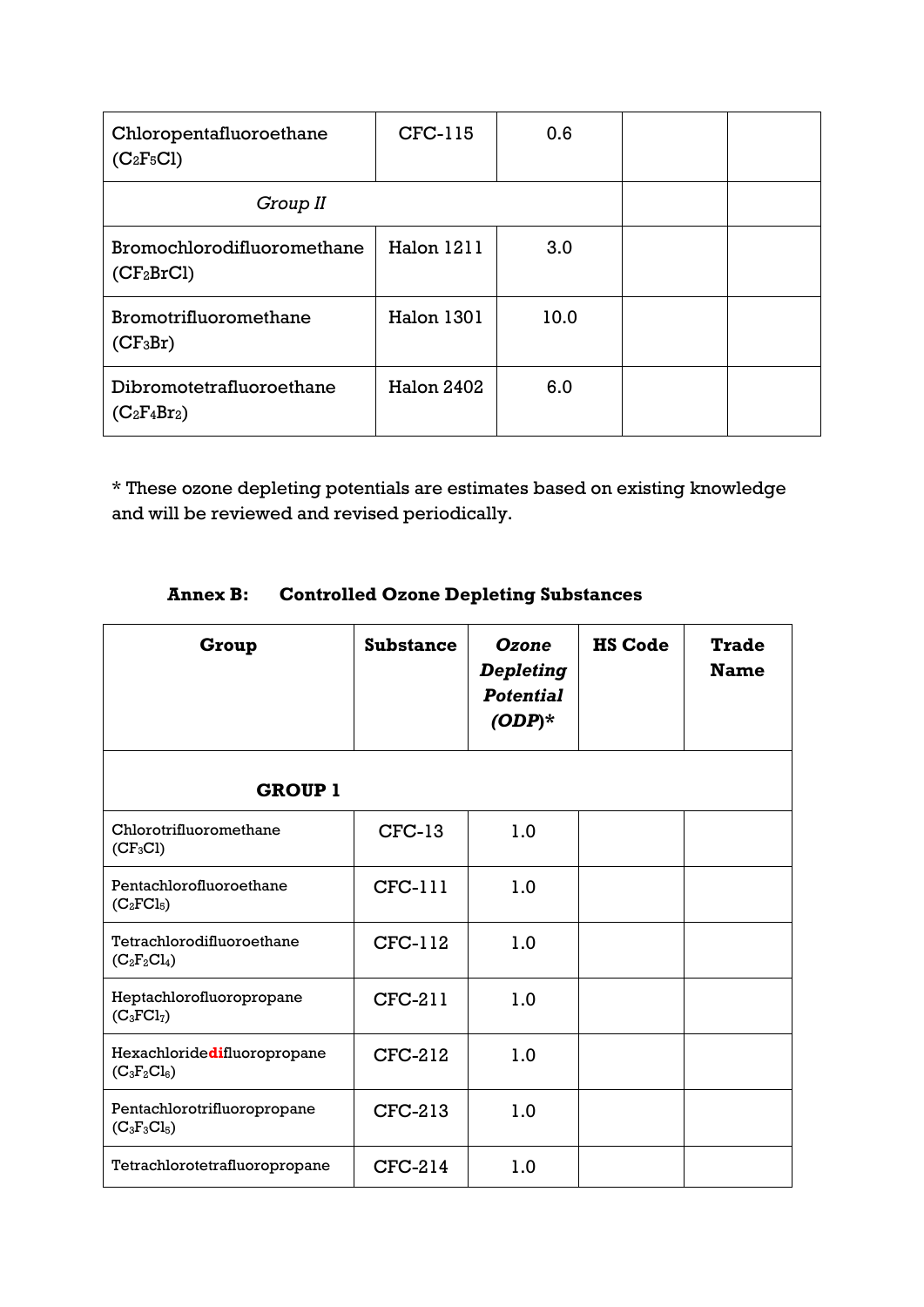| | | | | |
|---|---|---|---|---|
| Chloropentafluoroethane ($C_2F_5Cl$) | CFC-115 | 0.6 | | |
| *Group II* | | | | |
| Bromochlorodifluoromethane ($CF_2BrCl$) | Halon 1211 | 3.0 | | |
| Bromotrifluoromethane ($CF_3Br$) | Halon 1301 | 10.0 | | |
| Dibromotetrafluoroethane ($C_2F_4Br_2$) | Halon 2402 | 6.0 | | |

\* These ozone depleting potentials are estimates based on existing knowledge and will be reviewed and revised periodically.

**Annex B: Controlled Ozone Depleting Substances**

| Group | Substance | *Ozone Depleting Potential (ODP)\** | HS Code | Trade Name |
|---|---|---|---|---|
| **GROUP 1** | | | | |
| Chlorotrifluoromethane ($CF_3Cl$) | CFC-13 | 1.0 | | |
| Pentachlorofluoroethane ($C_2FCl_5$) | CFC-111 | 1.0 | | |
| Tetrachlorodifluoroethane ($C_2F_2Cl_4$) | CFC-112 | 1.0 | | |
| Heptachlorofluoropropane ($C_3FCl_7$) | CFC-211 | 1.0 | | |
| Hexachloridedifluoropropane ($C_3F_2Cl_6$) | CFC-212 | 1.0 | | |
| Pentachlorotrifluoropropane ($C_3F_3Cl_5$) | CFC-213 | 1.0 | | |
| Tetrachlorotetrafluoropropane | CFC-214 | 1.0 | | |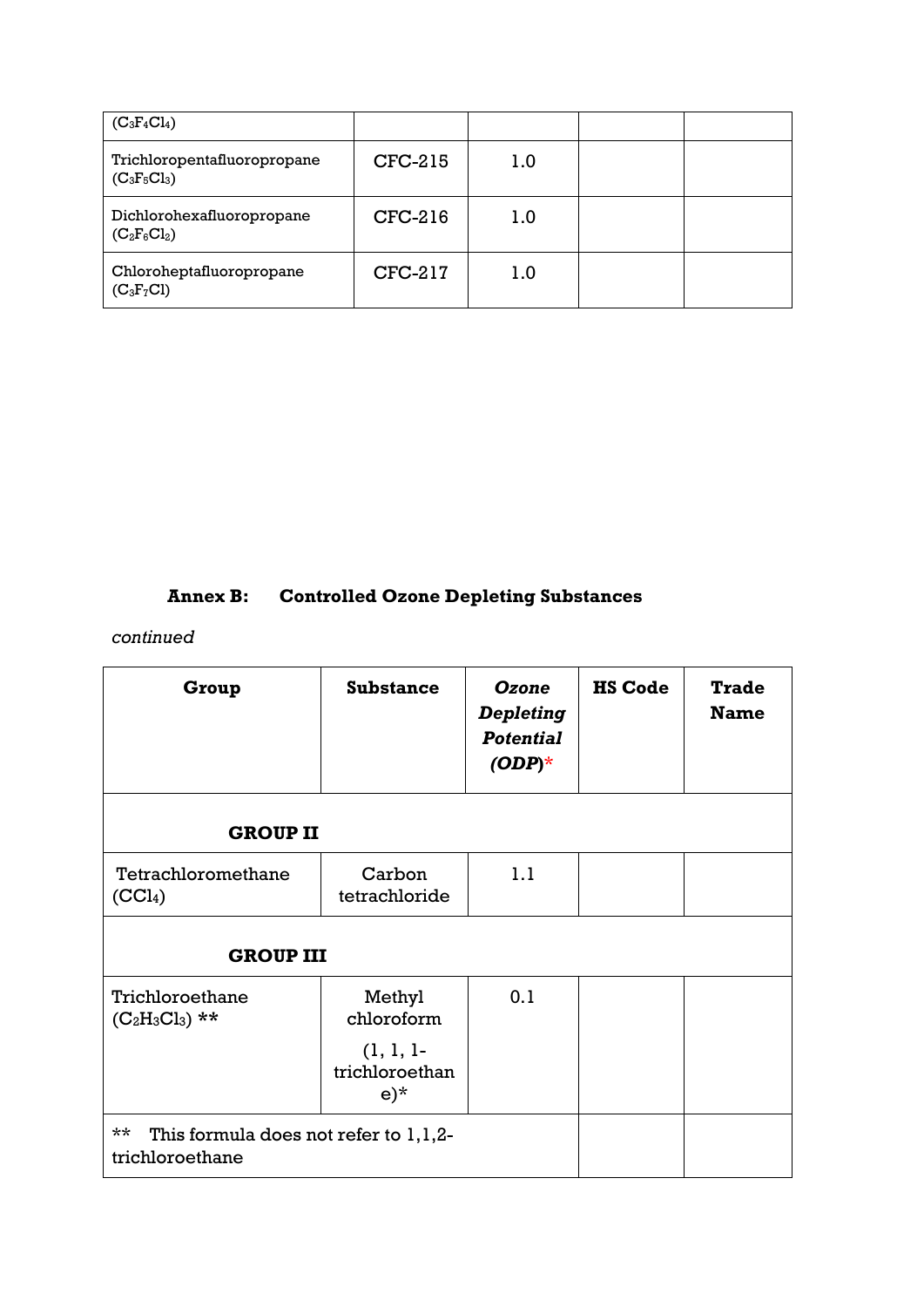| | | | | |
|---|---|---|---|---|
| ($C_3F_4Cl_4$) | | | | |
| Trichloropentafluoropropane ($C_3F_5Cl_3$) | CFC-215 | 1.0 | | |
| Dichlorohexafluoropropane ($C_2F_6Cl_2$) | CFC-216 | 1.0 | | |
| Chloroheptafluoropropane ($C_3F_7Cl$) | CFC-217 | 1.0 | | |

### Annex B: Controlled Ozone Depleting Substances

*continued*

| Group | Substance | *Ozone Depleting Potential (ODP)** | HS Code | Trade Name |
|---|---|---|---|---|
| **GROUP II** | | | | |
| Tetrachloromethane ($CCl_4$) | Carbon tetrachloride | 1.1 | | |
| **GROUP III** | | | | |
| Trichloroethane ($C_2H_3Cl_3$) ** | Methyl chloroform (1, 1, 1-trichloroethane)* | 0.1 | | |
| ** This formula does not refer to 1,1,2-trichloroethane | | | | |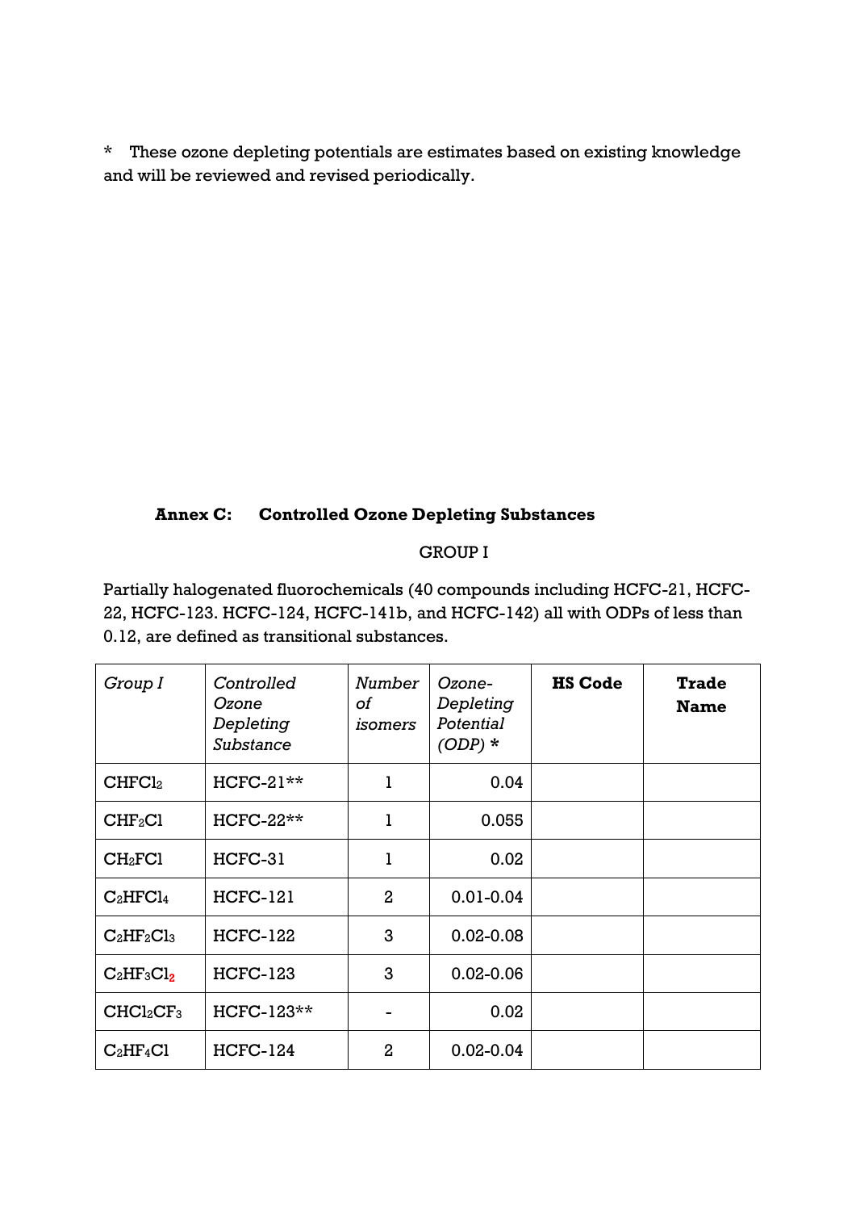\* These ozone depleting potentials are estimates based on existing knowledge and will be reviewed and revised periodically.

## Annex C: Controlled Ozone Depleting Substances

GROUP I

Partially halogenated fluorochemicals (40 compounds including HCFC-21, HCFC-22, HCFC-123. HCFC-124, HCFC-141b, and HCFC-142) all with ODPs of less than 0.12, are defined as transitional substances.

| *Group I* | *Controlled Ozone Depleting Substance* | *Number of isomers* | *Ozone-Depleting Potential (ODP) \** | **HS Code** | **Trade Name** |
|---|---|---|---|---|---|
| $CHFCl_2$ | HCFC-21** | 1 | 0.04 | | |
| $CHF_2Cl$ | HCFC-22** | 1 | 0.055 | | |
| $CH_2FCl$ | HCFC-31 | 1 | 0.02 | | |
| $C_2HFCl_4$ | HCFC-121 | 2 | 0.01-0.04 | | |
| $C_2HF_2Cl_3$ | HCFC-122 | 3 | 0.02-0.08 | | |
| $C_2HF_3Cl_2$ | HCFC-123 | 3 | 0.02-0.06 | | |
| $CHCl_2CF_3$ | HCFC-123** | - | 0.02 | | |
| $C_2HF_4Cl$ | HCFC-124 | 2 | 0.02-0.04 | | |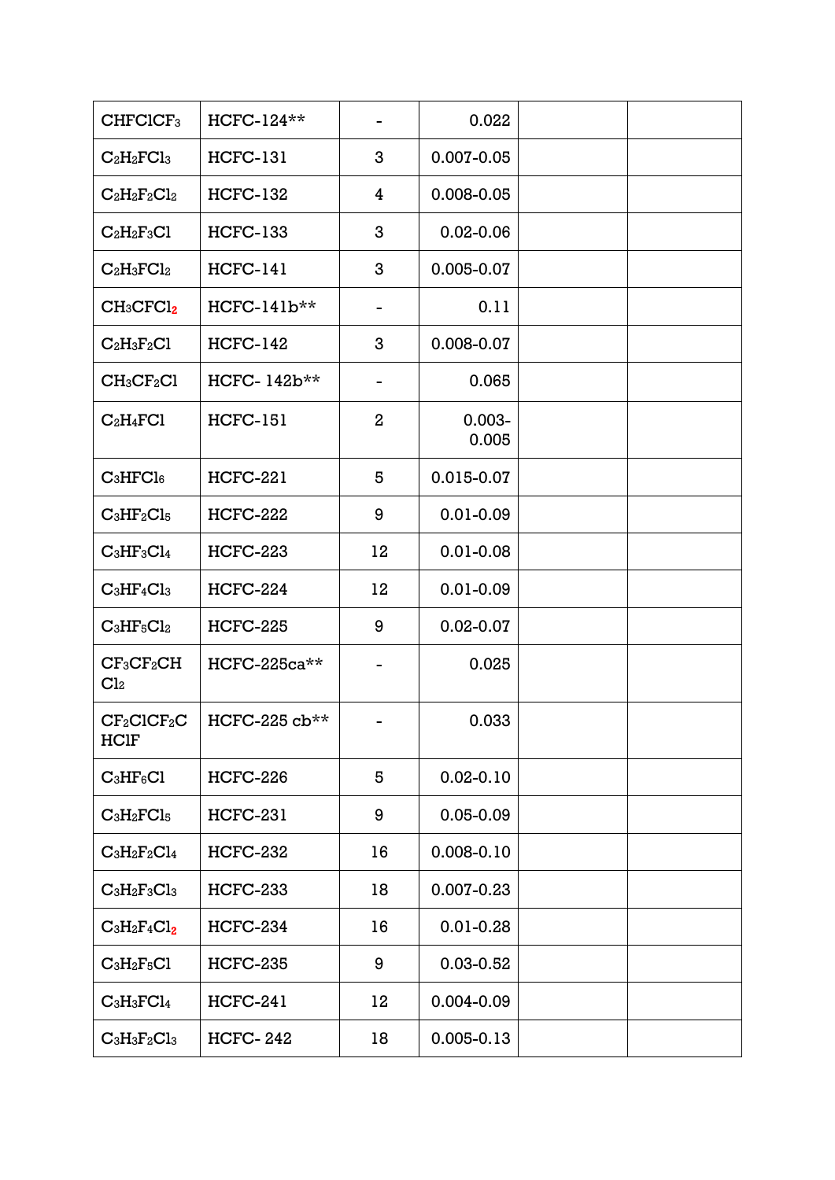| | | | | | |
|---|---|---|---|---|---|
| $CHFClCF_3$ | HCFC-124** | - | 0.022 | | |
| $C_2H_2FCl_3$ | HCFC-131 | 3 | 0.007-0.05 | | |
| $C_2H_2F_2Cl_2$ | HCFC-132 | 4 | 0.008-0.05 | | |
| $C_2H_2F_3Cl$ | HCFC-133 | 3 | 0.02-0.06 | | |
| $C_2H_3FCl_2$ | HCFC-141 | 3 | 0.005-0.07 | | |
| $CH_3CFCl_2$ | HCFC-141b** | - | 0.11 | | |
| $C_2H_3F_2Cl$ | HCFC-142 | 3 | 0.008-0.07 | | |
| $CH_3CF_2Cl$ | HCFC- 142b** | - | 0.065 | | |
| $C_2H_4FCl$ | HCFC-151 | 2 | 0.003-0.005 | | |
| $C_3HFCl_6$ | HCFC-221 | 5 | 0.015-0.07 | | |
| $C_3HF_2Cl_5$ | HCFC-222 | 9 | 0.01-0.09 | | |
| $C_3HF_3Cl_4$ | HCFC-223 | 12 | 0.01-0.08 | | |
| $C_3HF_4Cl_3$ | HCFC-224 | 12 | 0.01-0.09 | | |
| $C_3HF_5Cl_2$ | HCFC-225 | 9 | 0.02-0.07 | | |
| $CF_3CF_2CHCl_2$ | HCFC-225ca** | - | 0.025 | | |
| $CF_2ClCF_2CHClF$ | HCFC-225 cb** | - | 0.033 | | |
| $C_3HF_6Cl$ | HCFC-226 | 5 | 0.02-0.10 | | |
| $C_3H_2FCl_5$ | HCFC-231 | 9 | 0.05-0.09 | | |
| $C_3H_2F_2Cl_4$ | HCFC-232 | 16 | 0.008-0.10 | | |
| $C_3H_2F_3Cl_3$ | HCFC-233 | 18 | 0.007-0.23 | | |
| $C_3H_2F_4Cl_2$ | HCFC-234 | 16 | 0.01-0.28 | | |
| $C_3H_2F_5Cl$ | HCFC-235 | 9 | 0.03-0.52 | | |
| $C_3H_3FCl_4$ | HCFC-241 | 12 | 0.004-0.09 | | |
| $C_3H_3F_2Cl_3$ | HCFC- 242 | 18 | 0.005-0.13 | | |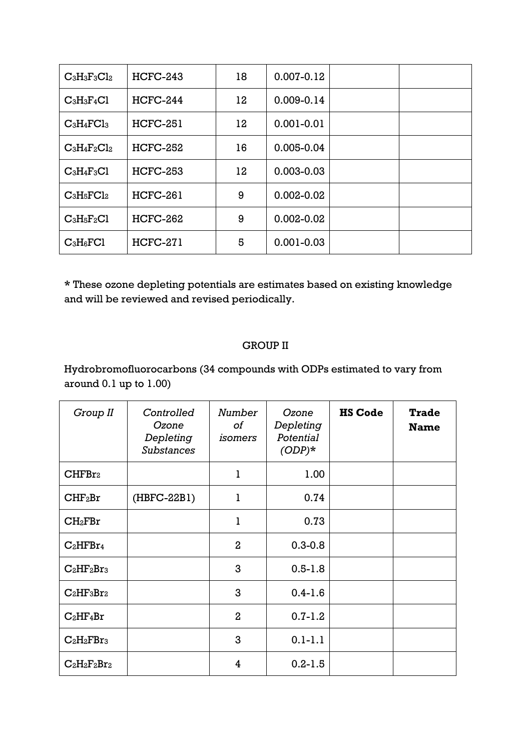| $C_3H_3F_3Cl_2$ | HCFC-243 | 18 | 0.007-0.12 | | |
|---|---|---|---|---|---|
| $C_3H_3F_4Cl$ | HCFC-244 | 12 | 0.009-0.14 | | |
| $C_3H_4FCl_3$ | HCFC-251 | 12 | 0.001-0.01 | | |
| $C_3H_4F_2Cl_2$ | HCFC-252 | 16 | 0.005-0.04 | | |
| $C_3H_4F_3Cl$ | HCFC-253 | 12 | 0.003-0.03 | | |
| $C_3H_5FCl_2$ | HCFC-261 | 9 | 0.002-0.02 | | |
| $C_3H_5F_2Cl$ | HCFC-262 | 9 | 0.002-0.02 | | |
| $C_3H_6FCl$ | HCFC-271 | 5 | 0.001-0.03 | | |

* These ozone depleting potentials are estimates based on existing knowledge and will be reviewed and revised periodically.

## GROUP II

Hydrobromofluorocarbons (34 compounds with ODPs estimated to vary from around 0.1 up to 1.00)

| *Group II* | *Controlled Ozone Depleting Substances* | *Number of isomers* | *Ozone Depleting Potential (ODP)** | **HS Code** | **Trade Name** |
|---|---|---|---|---|---|
| $CHFBr_2$ | | 1 | 1.00 | | |
| $CHF_2Br$ | (HBFC-22B1) | 1 | 0.74 | | |
| $CH_2FBr$ | | 1 | 0.73 | | |
| $C_2HFBr_4$ | | 2 | 0.3-0.8 | | |
| $C_2HF_2Br_3$ | | 3 | 0.5-1.8 | | |
| $C_2HF_3Br_2$ | | 3 | 0.4-1.6 | | |
| $C_2HF_4Br$ | | 2 | 0.7-1.2 | | |
| $C_2H_2FBr_3$ | | 3 | 0.1-1.1 | | |
| $C_2H_2F_2Br_2$ | | 4 | 0.2-1.5 | | |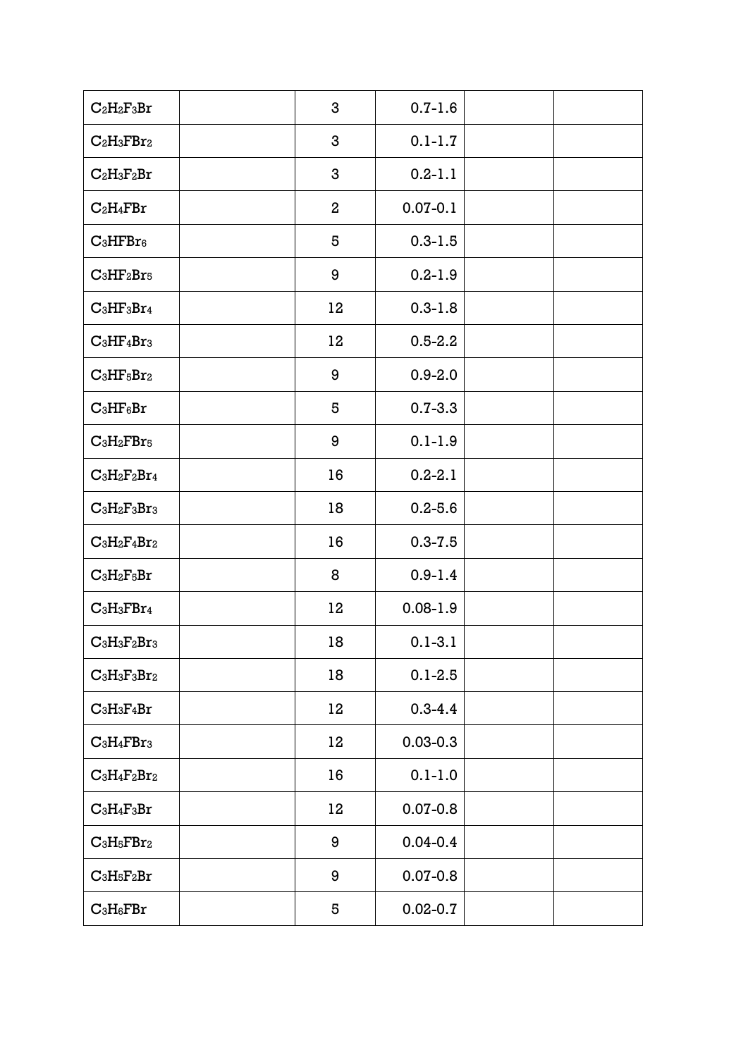| | | | | | |
|---|---|---|---|---|---|
| $C_2H_2F_3Br$ | | 3 | 0.7-1.6 | | |
| $C_2H_3FBr_2$ | | 3 | 0.1-1.7 | | |
| $C_2H_3F_2Br$ | | 3 | 0.2-1.1 | | |
| $C_2H_4FBr$ | | 2 | 0.07-0.1 | | |
| $C_3HFBr_6$ | | 5 | 0.3-1.5 | | |
| $C_3HF_2Br_5$ | | 9 | 0.2-1.9 | | |
| $C_3HF_3Br_4$ | | 12 | 0.3-1.8 | | |
| $C_3HF_4Br_3$ | | 12 | 0.5-2.2 | | |
| $C_3HF_5Br_2$ | | 9 | 0.9-2.0 | | |
| $C_3HF_6Br$ | | 5 | 0.7-3.3 | | |
| $C_3H_2FBr_5$ | | 9 | 0.1-1.9 | | |
| $C_3H_2F_2Br_4$ | | 16 | 0.2-2.1 | | |
| $C_3H_2F_3Br_3$ | | 18 | 0.2-5.6 | | |
| $C_3H_2F_4Br_2$ | | 16 | 0.3-7.5 | | |
| $C_3H_2F_5Br$ | | 8 | 0.9-1.4 | | |
| $C_3H_3FBr_4$ | | 12 | 0.08-1.9 | | |
| $C_3H_3F_2Br_3$ | | 18 | 0.1-3.1 | | |
| $C_3H_3F_3Br_2$ | | 18 | 0.1-2.5 | | |
| $C_3H_3F_4Br$ | | 12 | 0.3-4.4 | | |
| $C_3H_4FBr_3$ | | 12 | 0.03-0.3 | | |
| $C_3H_4F_2Br_2$ | | 16 | 0.1-1.0 | | |
| $C_3H_4F_3Br$ | | 12 | 0.07-0.8 | | |
| $C_3H_5FBr_2$ | | 9 | 0.04-0.4 | | |
| $C_3H_5F_2Br$ | | 9 | 0.07-0.8 | | |
| $C_3H_6FBr$ | | 5 | 0.02-0.7 | | |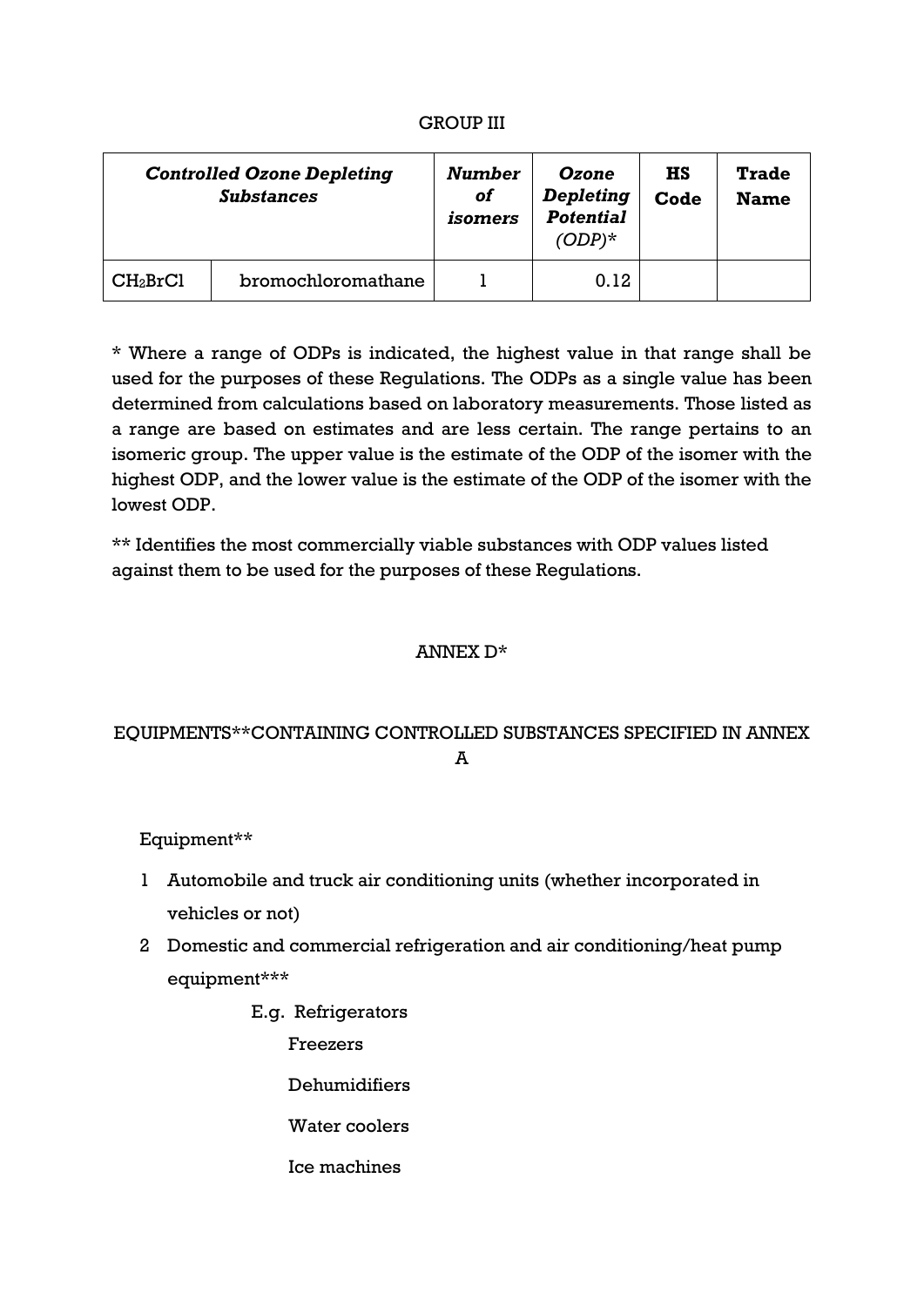GROUP III

| *Controlled Ozone Depleting Substances* | | *Number of isomers* | *Ozone Depleting Potential (ODP)** | HS Code | Trade Name |
|---|---|---|---|---|---|
| $CH_2BrCl$ | bromochloromathane | 1 | 0.12 | | |

* Where a range of ODPs is indicated, the highest value in that range shall be used for the purposes of these Regulations. The ODPs as a single value has been determined from calculations based on laboratory measurements. Those listed as a range are based on estimates and are less certain. The range pertains to an isomeric group. The upper value is the estimate of the ODP of the isomer with the highest ODP, and the lower value is the estimate of the ODP of the isomer with the lowest ODP.

** Identifies the most commercially viable substances with ODP values listed against them to be used for the purposes of these Regulations.

ANNEX D*

EQUIPMENTS**CONTAINING CONTROLLED SUBSTANCES SPECIFIED IN ANNEX A

Equipment**

1 Automobile and truck air conditioning units (whether incorporated in vehicles or not)

2 Domestic and commercial refrigeration and air conditioning/heat pump equipment***

E.g. Refrigerators

Freezers

Dehumidifiers

Water coolers

Ice machines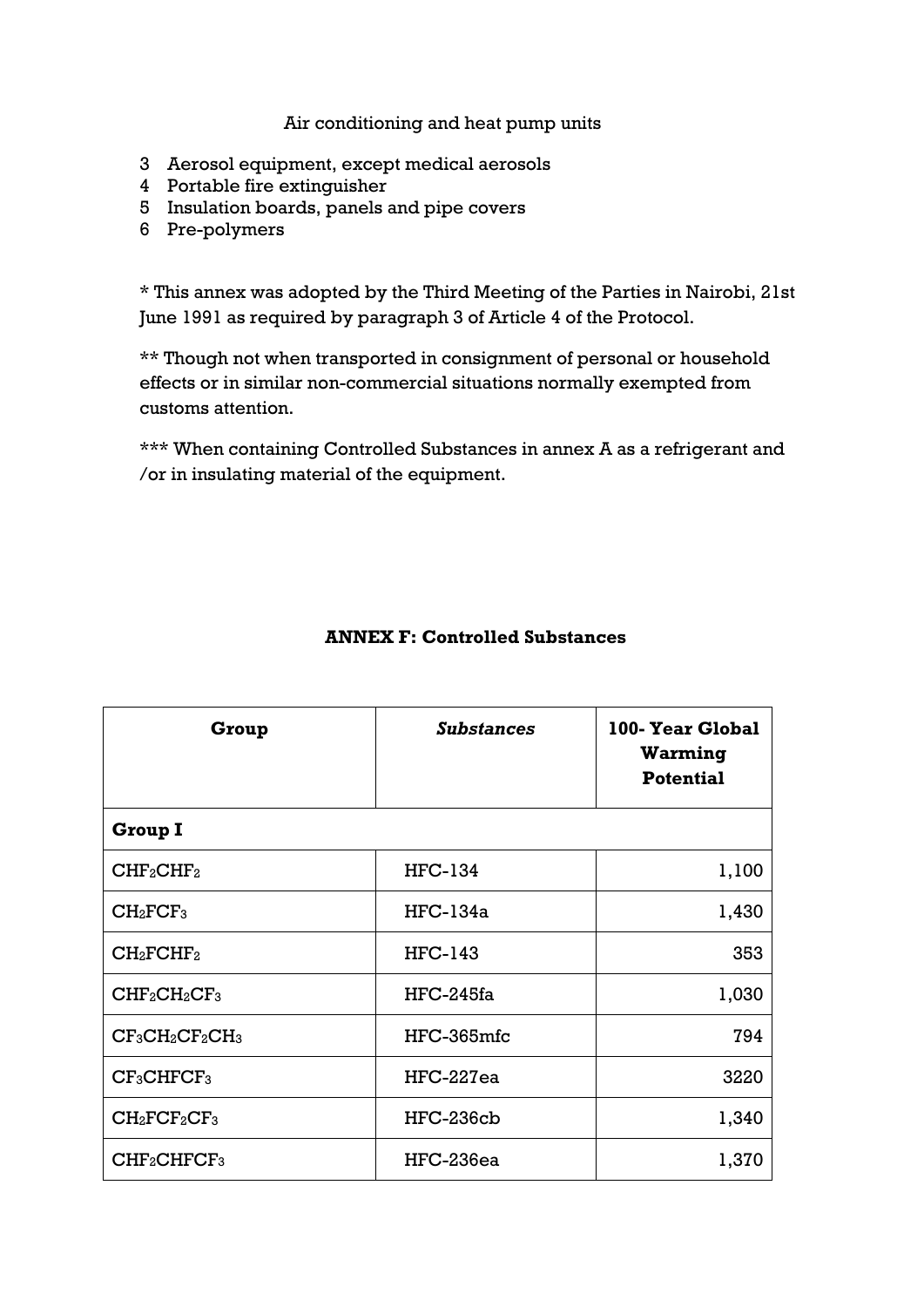Air conditioning and heat pump units

3 Aerosol equipment, except medical aerosols
4 Portable fire extinguisher
5 Insulation boards, panels and pipe covers
6 Pre-polymers

* This annex was adopted by the Third Meeting of the Parties in Nairobi, 21st June 1991 as required by paragraph 3 of Article 4 of the Protocol.

** Though not when transported in consignment of personal or household effects or in similar non-commercial situations normally exempted from customs attention.

*** When containing Controlled Substances in annex A as a refrigerant and /or in insulating material of the equipment.

**ANNEX F: Controlled Substances**

| **Group** | ***Substances*** | **100- Year Global Warming Potential** |
|---|---|---|
| **Group I** | | |
| $CHF_2CHF_2$ | HFC-134 | 1,100 |
| $CH_2FCF_3$ | HFC-134a | 1,430 |
| $CH_2FCHF_2$ | HFC-143 | 353 |
| $CHF_2CH_2CF_3$ | HFC-245fa | 1,030 |
| $CF_3CH_2CF_2CH_3$ | HFC-365mfc | 794 |
| $CF_3CHFCF_3$ | HFC-227ea | 3220 |
| $CH_2FCF_2CF_3$ | HFC-236cb | 1,340 |
| $CHF_2CHFCF_3$ | HFC-236ea | 1,370 |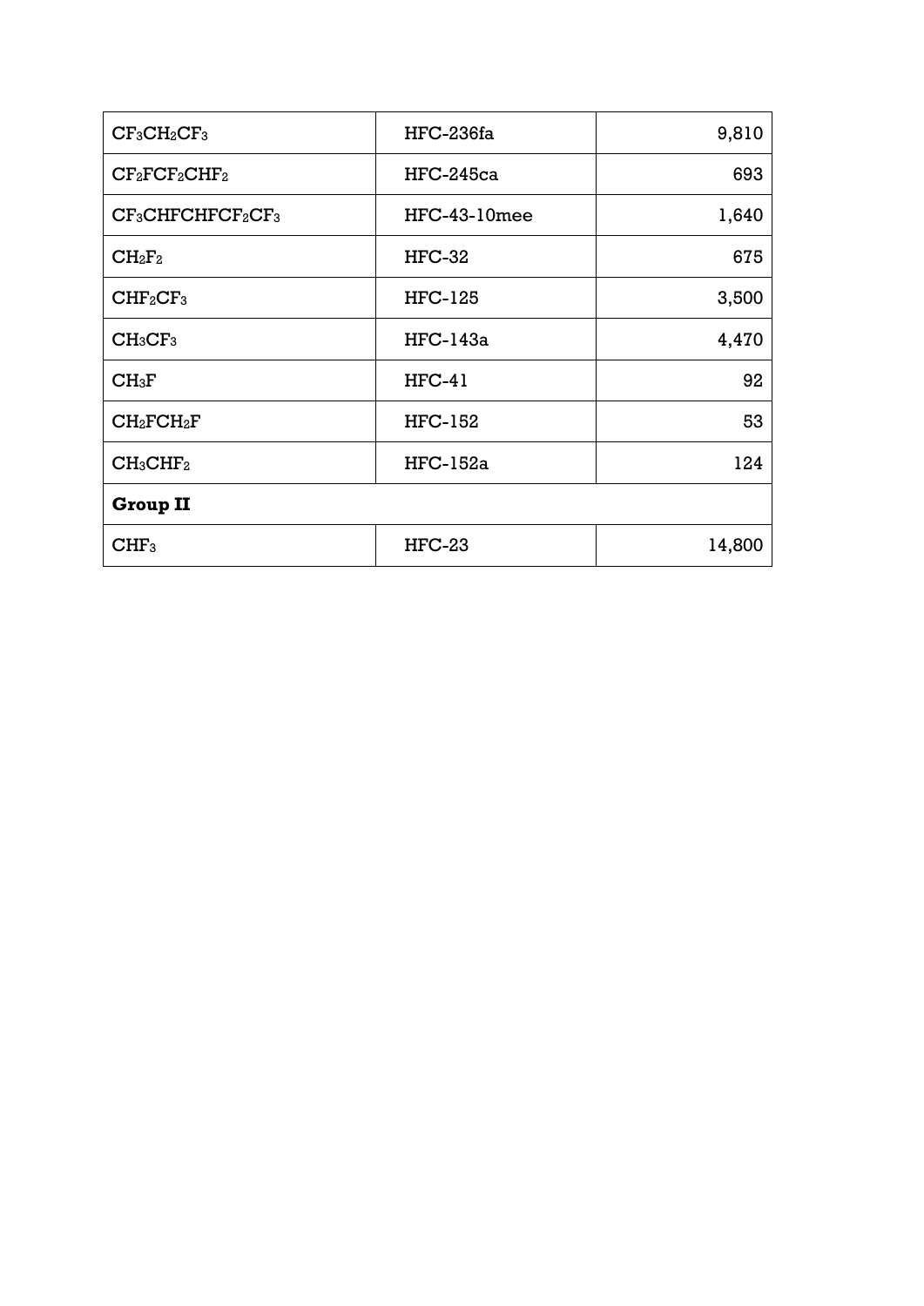| | | |
|---|---|---|
| $CF_3CH_2CF_3$ | HFC-236fa | 9,810 |
| $CF_2FCF_2CHF_2$ | HFC-245ca | 693 |
| $CF_3CHFCHFCF_2CF_3$ | HFC-43-10mee | 1,640 |
| $CH_2F_2$ | HFC-32 | 675 |
| $CHF_2CF_3$ | HFC-125 | 3,500 |
| $CH_3CF_3$ | HFC-143a | 4,470 |
| $CH_3F$ | HFC-41 | 92 |
| $CH_2FCH_2F$ | HFC-152 | 53 |
| $CH_3CHF_2$ | HFC-152a | 124 |
| **Group II** | | |
| $CHF_3$ | HFC-23 | 14,800 |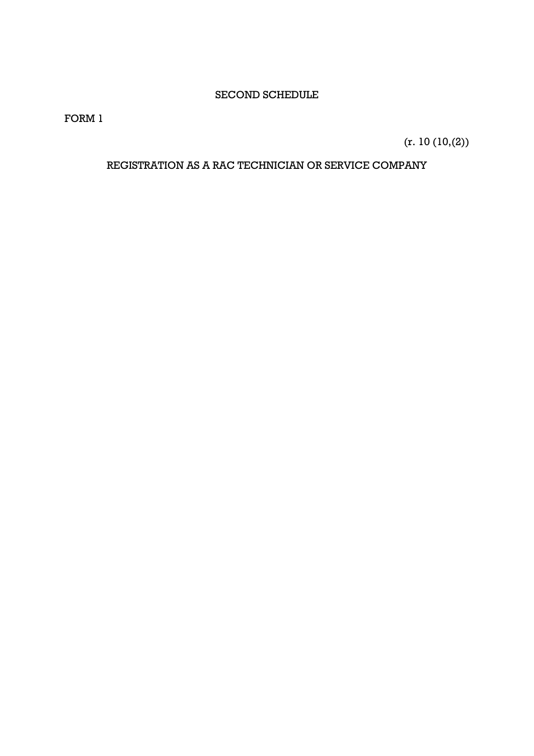## SECOND SCHEDULE

FORM 1

(r. 10 (10,(2))

### REGISTRATION AS A RAC TECHNICIAN OR SERVICE COMPANY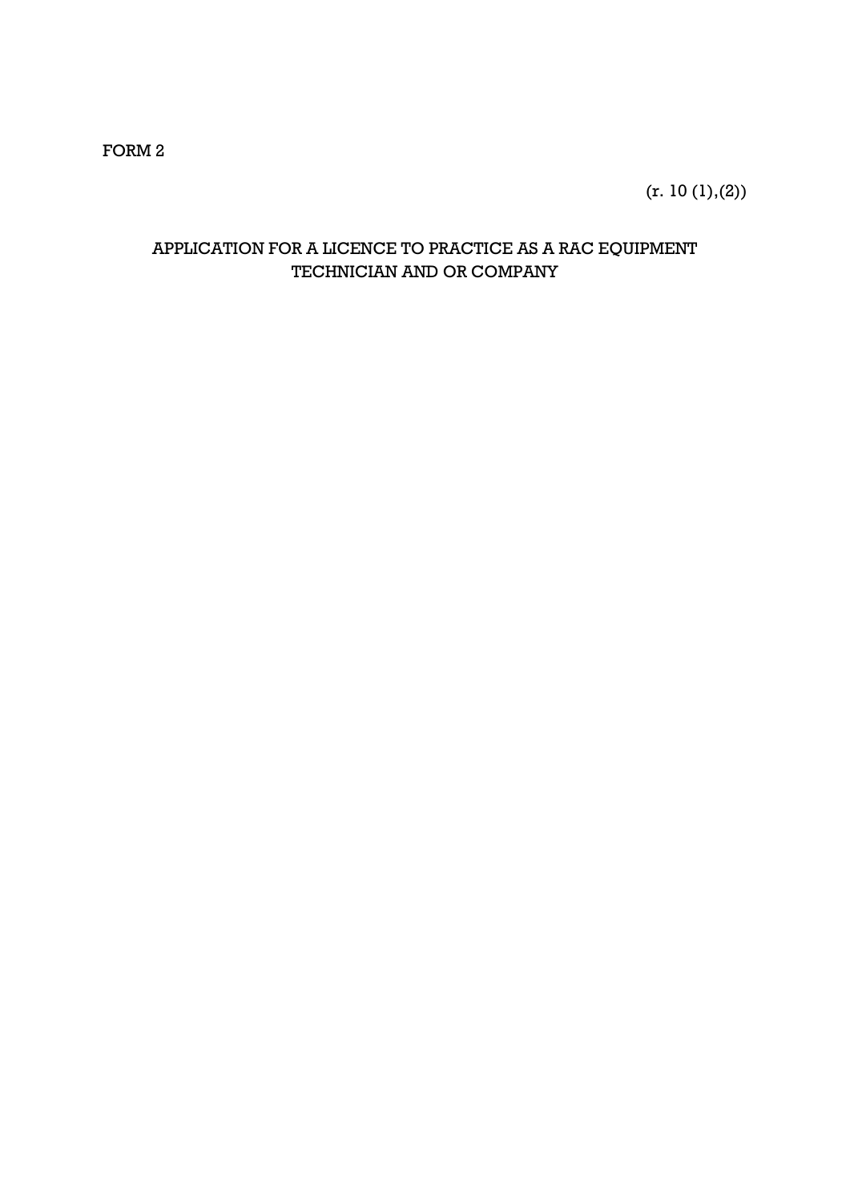FORM 2

(r. 10 (1),(2))

## APPLICATION FOR A LICENCE TO PRACTICE AS A RAC EQUIPMENT TECHNICIAN AND OR COMPANY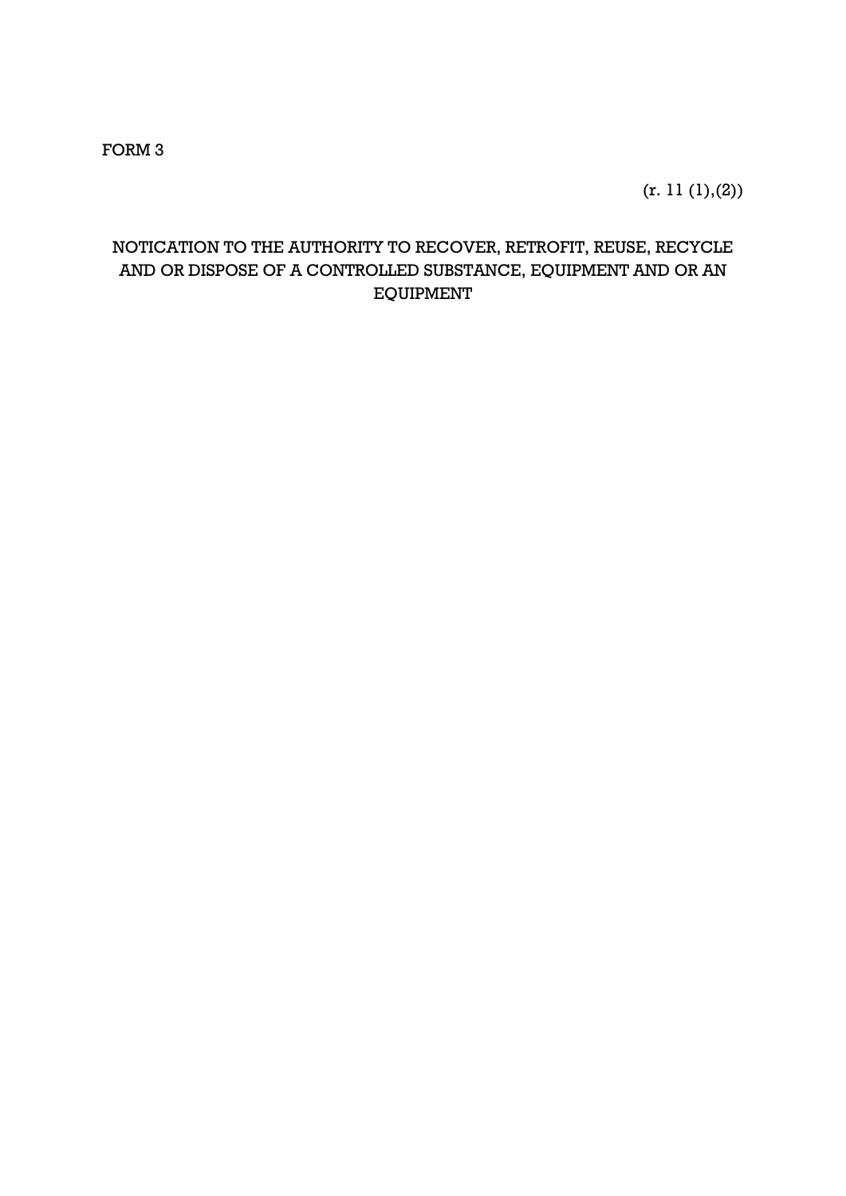FORM 3

(r. 11 (1),(2))

NOTICATION TO THE AUTHORITY TO RECOVER, RETROFIT, REUSE, RECYCLE AND OR DISPOSE OF A CONTROLLED SUBSTANCE, EQUIPMENT AND OR AN EQUIPMENT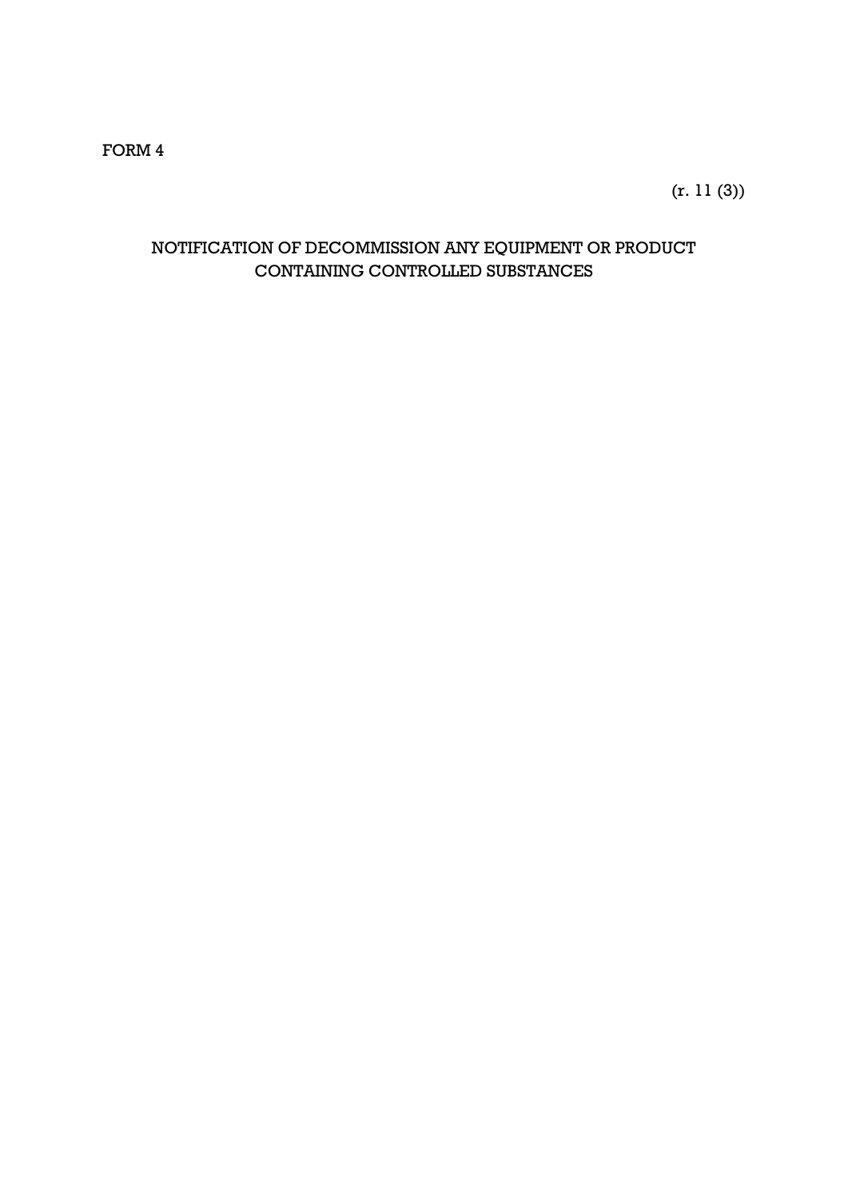FORM 4

(r. 11 (3))

## NOTIFICATION OF DECOMMISSION ANY EQUIPMENT OR PRODUCT CONTAINING CONTROLLED SUBSTANCES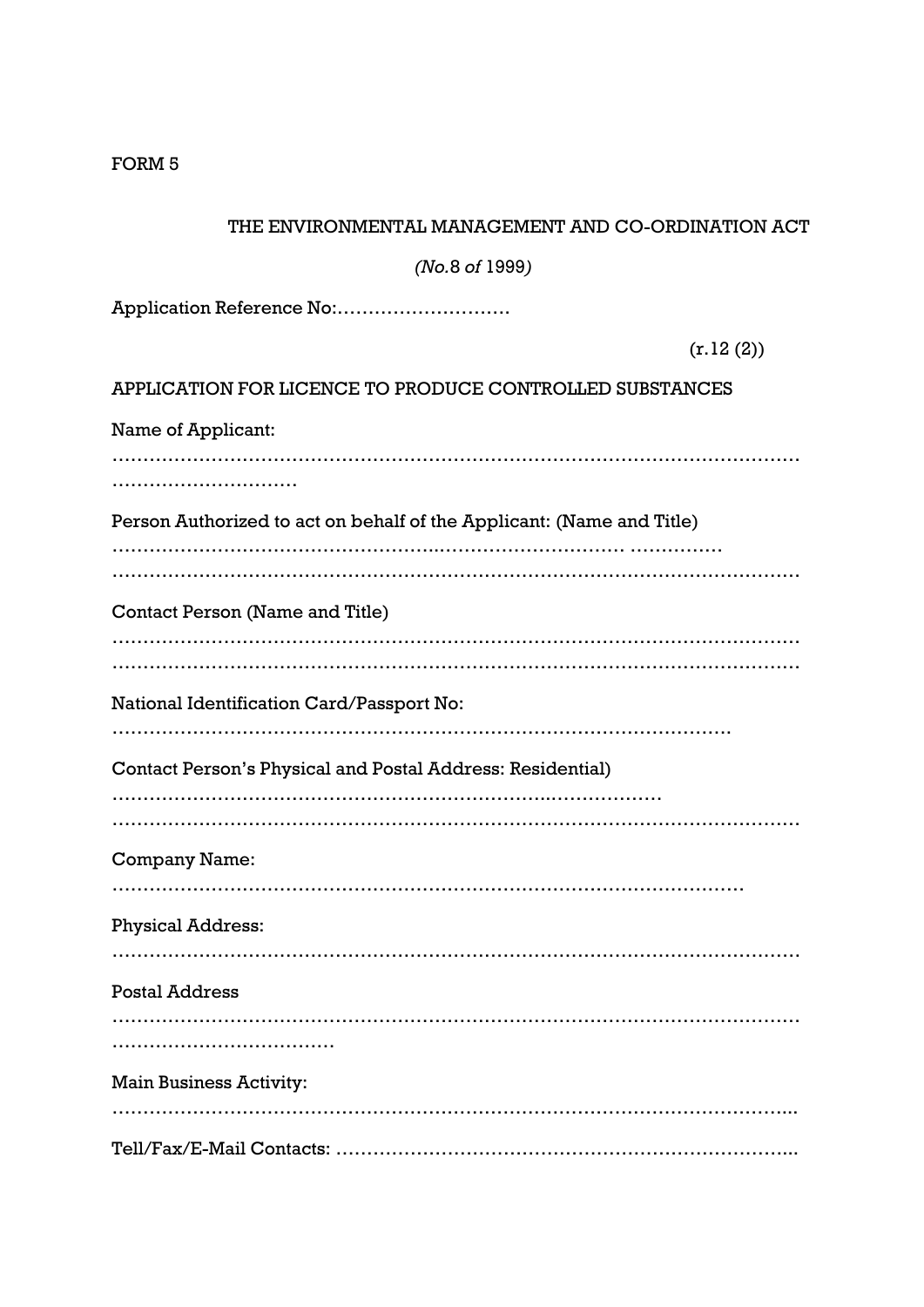FORM 5

THE ENVIRONMENTAL MANAGEMENT AND CO-ORDINATION ACT

*(No.*8 *of* 1999*)*

Application Reference No:……………………….

(r.12 (2))

APPLICATION FOR LICENCE TO PRODUCE CONTROLLED SUBSTANCES

Name of Applicant:

……………………………………………………………………………………………… …………………………

Person Authorized to act on behalf of the Applicant: (Name and Title)

…………………………………………..………………………… ……………

………………………………………………………………………………………………

Contact Person (Name and Title)

………………………………………………………………………………………………

………………………………………………………………………………………………

National Identification Card/Passport No:

…………………………………………………………………………………….

Contact Person's Physical and Postal Address: Residential)

……………………………………………………………..………………

………………………………………………………………………………………………

Company Name:

……………………………………………………………………………………

Physical Address:

………………………………………………………………………………………………

Postal Address

……………………………………………………………………………………………… ………………………………

Main Business Activity:

……………………………………………………………………………………………...

Tell/Fax/E-Mail Contacts: ……………………………………………………………...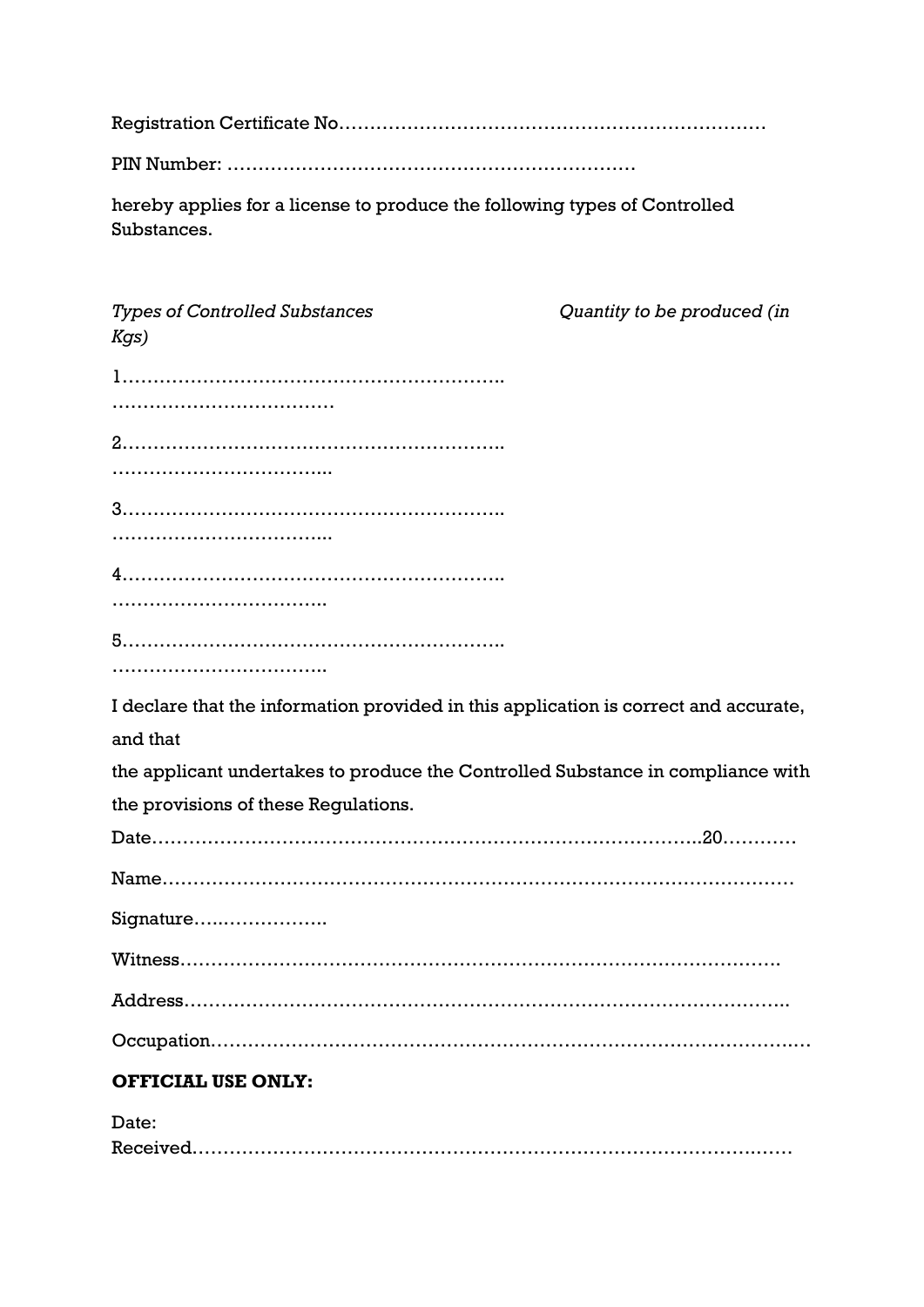Registration Certificate No……………………………………………………………

PIN Number: …………………………………………………………

hereby applies for a license to produce the following types of Controlled Substances.

*Types of Controlled Substances* *Quantity to be produced (in Kgs)*

1……………………………………………………..
………………………………

2……………………………………………………..
……………………………..

3……………………………………………………..
……………………………..

4……………………………………………………..
……………………………..

5……………………………………………………..
……………………………..

I declare that the information provided in this application is correct and accurate, and that

the applicant undertakes to produce the Controlled Substance in compliance with the provisions of these Regulations.

Date………………………………………………………………………..20…………

Name……………………………………………………………………………………

Signature…..………………..

Witness………………………………………………………………………………….

Address…………………………………………………………………………………..

Occupation………………………………………………………………………………

**OFFICIAL USE ONLY:**

Date:
Received………………………………………………………………………………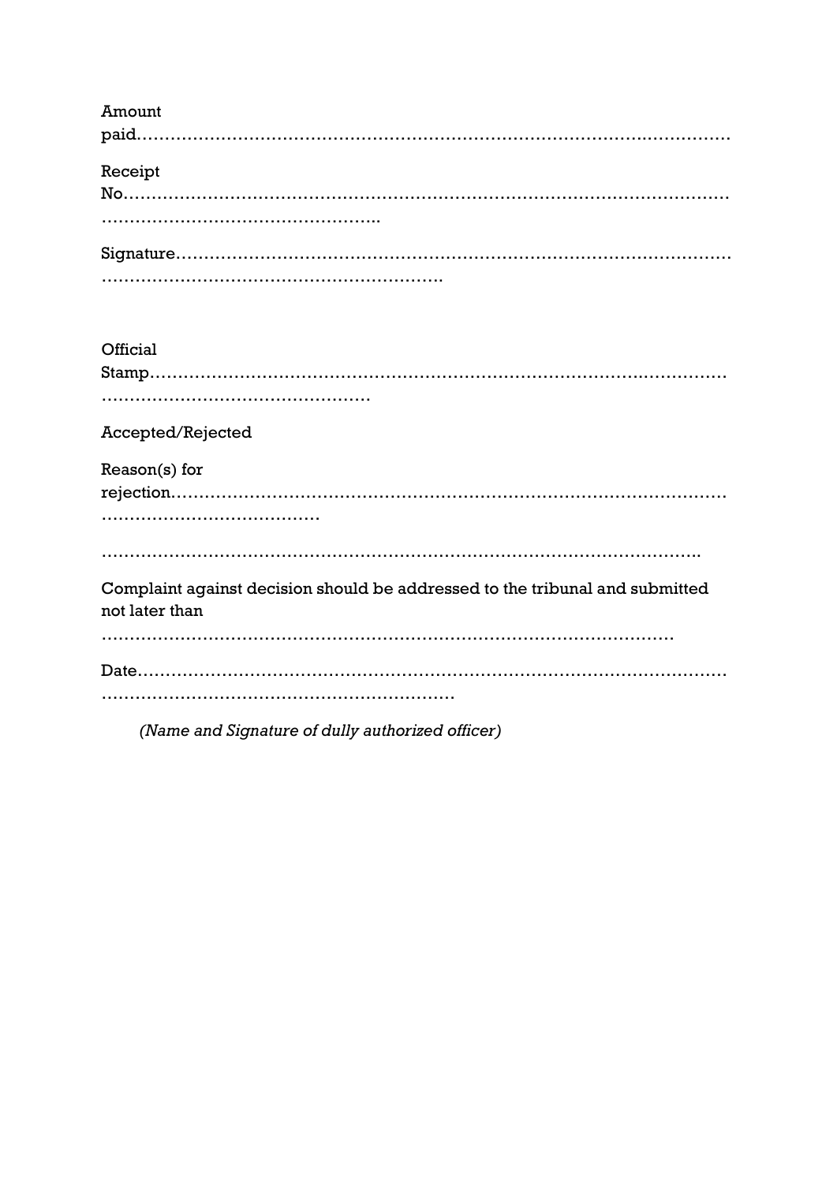Amount paid……………………………………………………………………………………………

Receipt No……………………………………………………………………………………………
…………………………………………..

Signature……………………………………………………………………………………
…………………………………………………..

Official Stamp………………………………………………………………………………………
…………………………………………

Accepted/Rejected

Reason(s) for rejection……………………………………………………………………………………
…………………………………

…………………………………………………………………………………………..

Complaint against decision should be addressed to the tribunal and submitted not later than

…………………………………………………………………………………………

Date…………………………………………………………………………………………
……………………………………………………

*(Name and Signature of dully authorized officer)*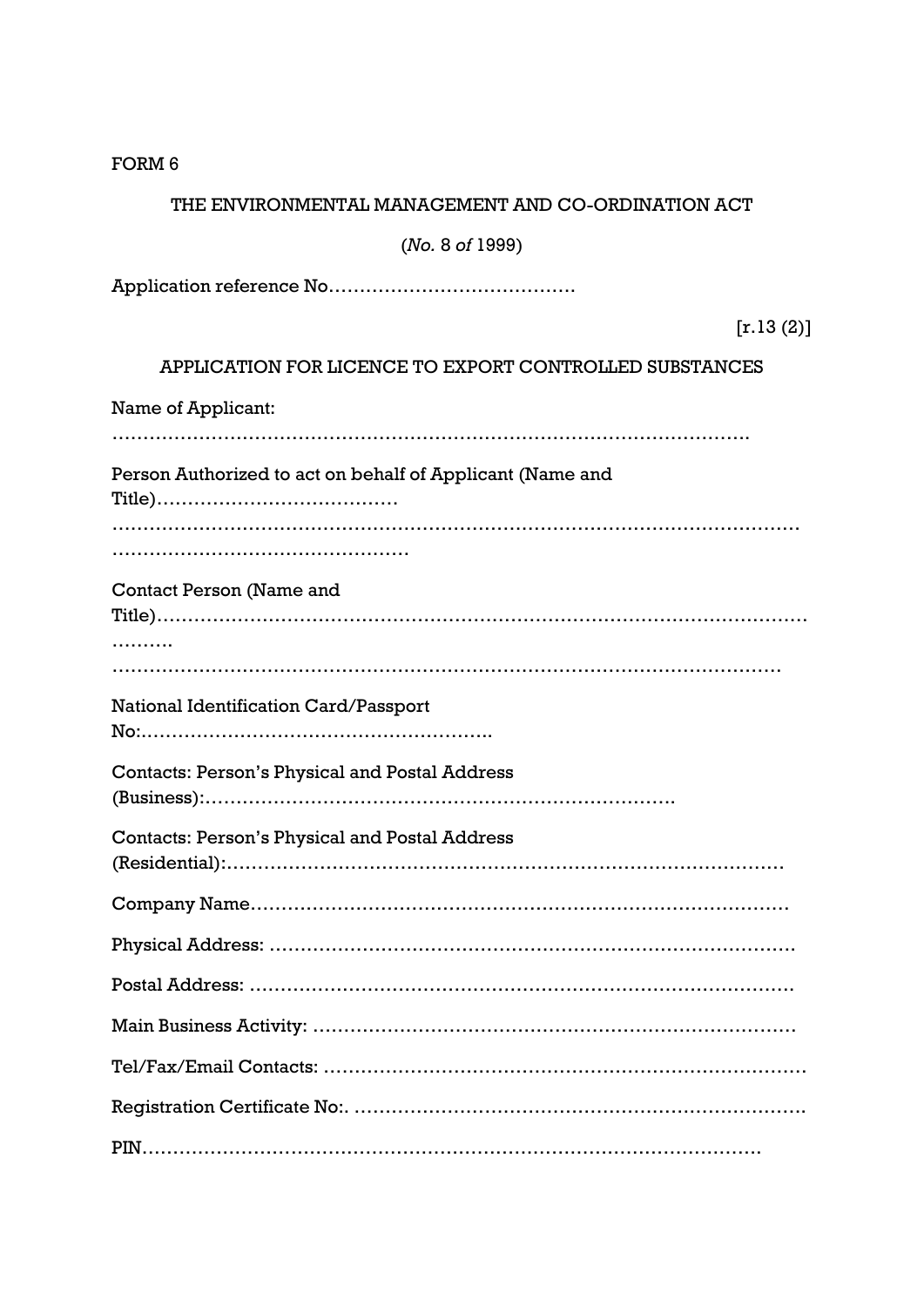FORM 6

THE ENVIRONMENTAL MANAGEMENT AND CO-ORDINATION ACT

(*No.* 8 *of* 1999)

Application reference No…………………………………

[r.13 (2)]

APPLICATION FOR LICENCE TO EXPORT CONTROLLED SUBSTANCES

Name of Applicant:

……………………………………………………………………………………………

Person Authorized to act on behalf of Applicant (Name and Title)…………………………………

…………………………………………………………………………………………………

…………………………………………

Contact Person (Name and Title)……………………………………………………………………………………………

……….

…………………………………………………………………………………………………

National Identification Card/Passport No:…………………………………………………

Contacts: Person's Physical and Postal Address (Business):…………………………………………………………………

Contacts: Person's Physical and Postal Address (Residential):………………………………………………………………………………

Company Name……………………………………………………………………………

Physical Address: …………………………………………………………………………

Postal Address: ……………………………………………………………………………

Main Business Activity: …………………………………………………………………

Tel/Fax/Email Contacts: …………………………………………………………………

Registration Certificate No:. ……………………………………………………………

PIN………………………………………………………………………………………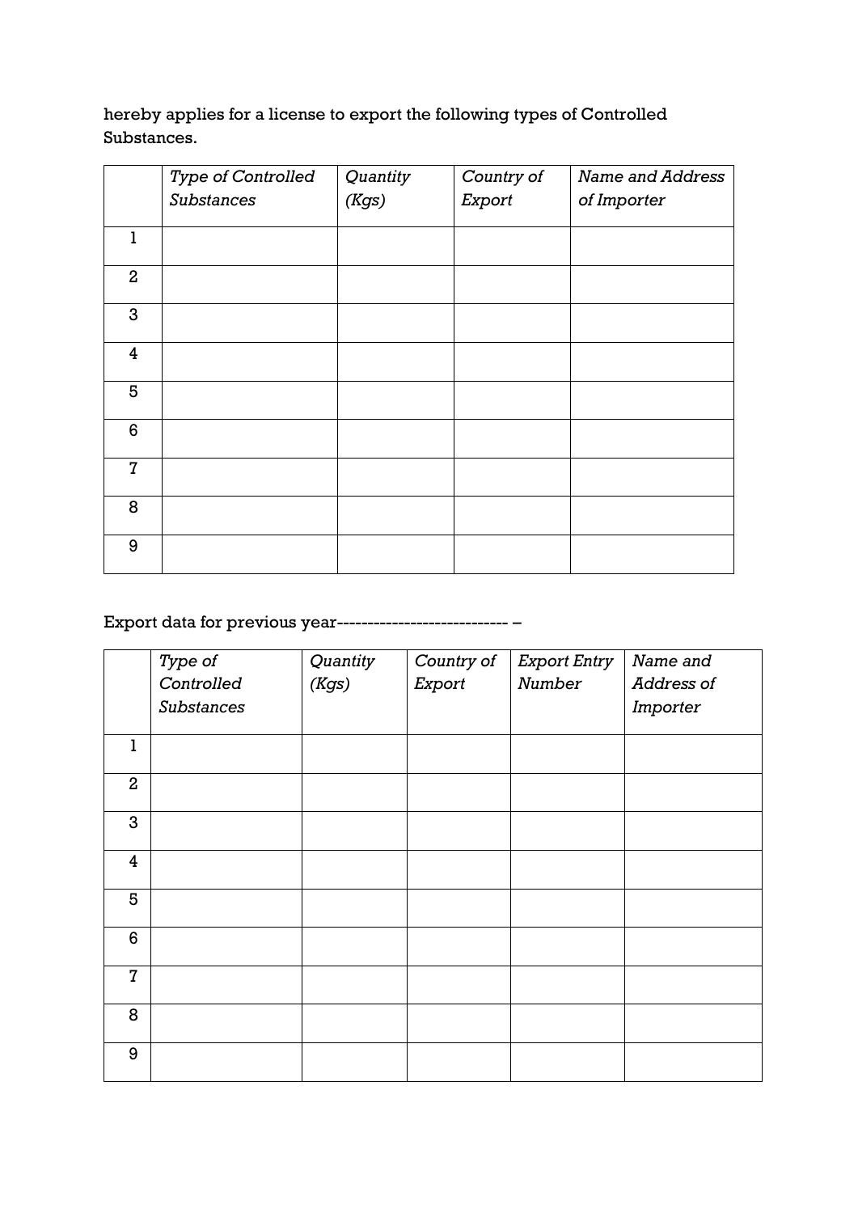hereby applies for a license to export the following types of Controlled Substances.

| | *Type of Controlled Substances* | *Quantity (Kgs)* | *Country of Export* | *Name and Address of Importer* |
|---|---|---|---|---|
| 1 | | | | |
| 2 | | | | |
| 3 | | | | |
| 4 | | | | |
| 5 | | | | |
| 6 | | | | |
| 7 | | | | |
| 8 | | | | |
| 9 | | | | |

Export data for previous year--------------------------- –

| | *Type of Controlled Substances* | *Quantity (Kgs)* | *Country of Export* | *Export Entry Number* | *Name and Address of Importer* |
|---|---|---|---|---|---|
| 1 | | | | | |
| 2 | | | | | |
| 3 | | | | | |
| 4 | | | | | |
| 5 | | | | | |
| 6 | | | | | |
| 7 | | | | | |
| 8 | | | | | |
| 9 | | | | | |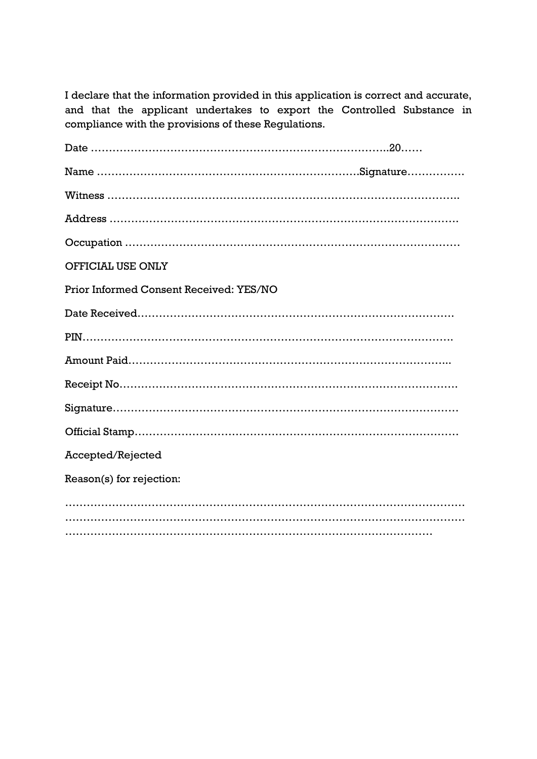I declare that the information provided in this application is correct and accurate, and that the applicant undertakes to export the Controlled Substance in compliance with the provisions of these Regulations.

Date ………………………………………………………………………..20……

Name ……………………………………………………………….Signature…………….

Witness ……………………………………………………………………………………..

Address …………………………………………………………………………………….

Occupation …………………………………………………………………………………

OFFICIAL USE ONLY

Prior Informed Consent Received: YES/NO

Date Received…………………………………………………………………………….

PIN…………………………………………………………………………………………….

Amount Paid………………………………………………………………………………...

Receipt No………………………………………………………………………………….

Signature……………………………………………………………………………………

Official Stamp………………………………………………………………………………

Accepted/Rejected

Reason(s) for rejection:

……………………………………………………………………………………………………
……………………………………………………………………………………………………
……………………………………………………………………………………………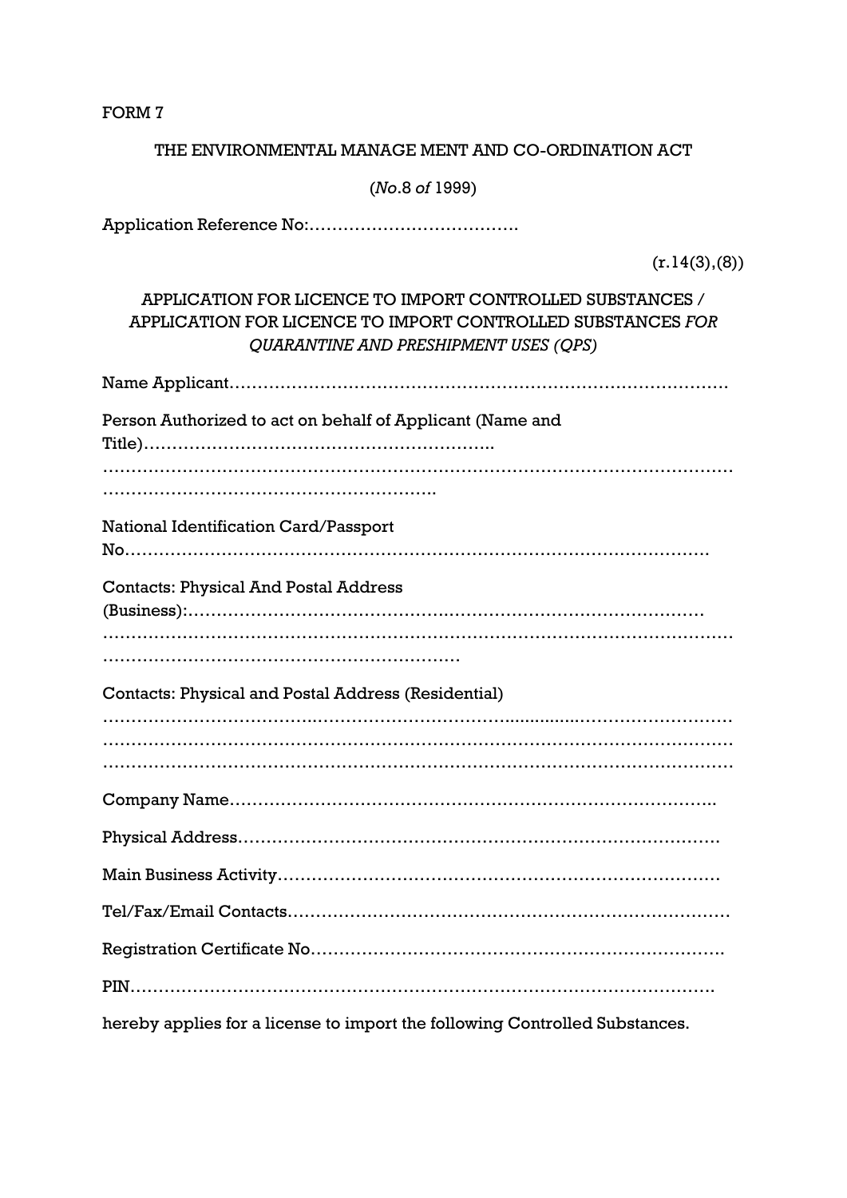FORM 7

THE ENVIRONMENTAL MANAGE MENT AND CO-ORDINATION ACT

(*No*.8 *of* 1999)

Application Reference No:……………………………….

(r.14(3),(8))

APPLICATION FOR LICENCE TO IMPORT CONTROLLED SUBSTANCES / APPLICATION FOR LICENCE TO IMPORT CONTROLLED SUBSTANCES *FOR QUARANTINE AND PRESHIPMENT USES (QPS)*

Name Applicant…………………………………………………………………………….

Person Authorized to act on behalf of Applicant (Name and Title)……………………………………………………..
………………………………………………………………………………………………
…………………………………………………..

National Identification Card/Passport No…………………………………………………………………………………….

Contacts: Physical And Postal Address (Business):………………………………………………………………………………
………………………………………………………………………………………………
………………………………………………………

Contacts: Physical and Postal Address (Residential)
………………………………………………………………………………………………
………………………………………………………………………………………………
………………………………………………………………………………………………

Company Name…………………………………………………………………………..

Physical Address…………………………………………………………………………

Main Business Activity…………………………………………………………………

Tel/Fax/Email Contacts…………………………………………………………………

Registration Certificate No……………………………………………………………….

PIN…………………………………………………………………………………………

hereby applies for a license to import the following Controlled Substances.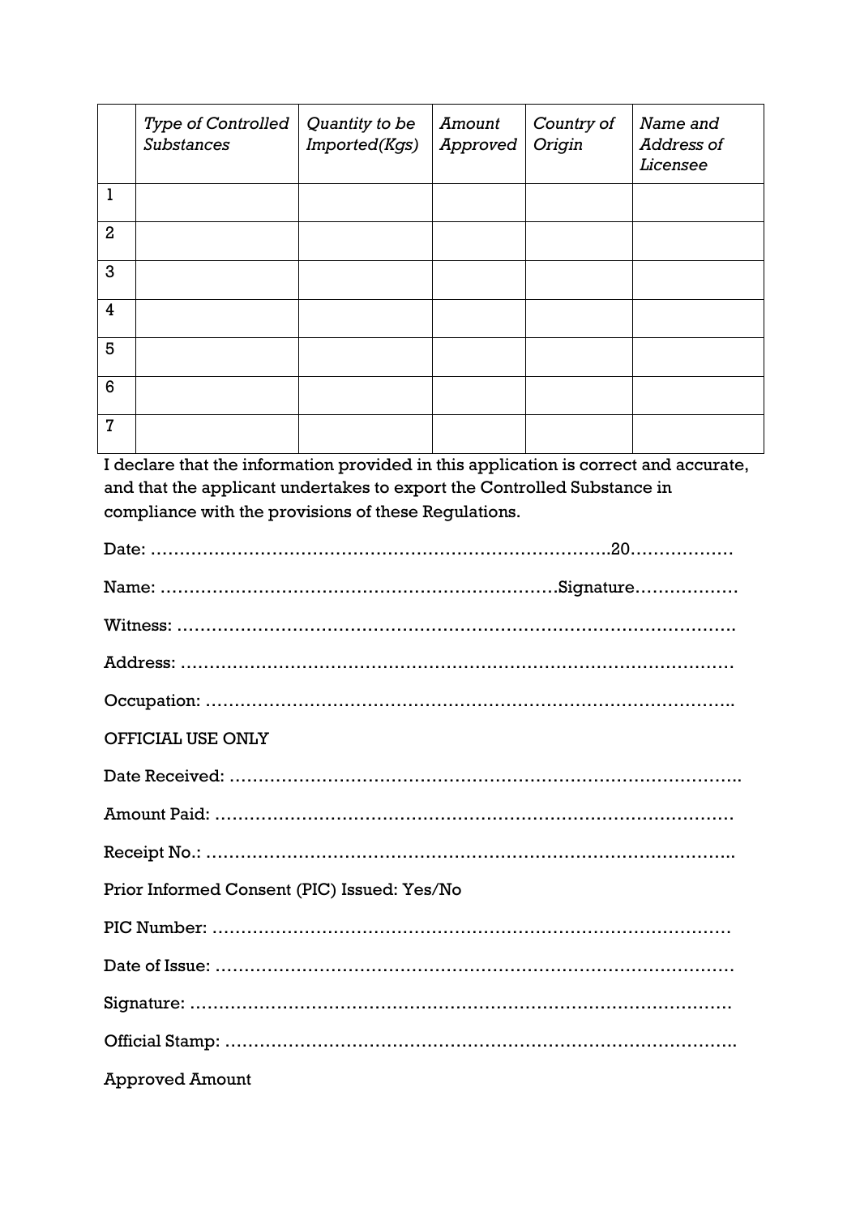| | *Type of Controlled Substances* | *Quantity to be Imported(Kgs)* | *Amount Approved* | *Country of Origin* | *Name and Address of Licensee* |
|---|---|---|---|---|---|
| 1 | | | | | |
| 2 | | | | | |
| 3 | | | | | |
| 4 | | | | | |
| 5 | | | | | |
| 6 | | | | | |
| 7 | | | | | |

I declare that the information provided in this application is correct and accurate, and that the applicant undertakes to export the Controlled Substance in compliance with the provisions of these Regulations.

Date: …………………………………………………………………….20………………

Name: ………………………………………………………….Signature………………

Witness: ……………………………………………………………………………….

Address: ………………………………………………………………………………

Occupation: …………………………………………………………………………..

OFFICIAL USE ONLY

Date Received: ………………………………………………………………………..

Amount Paid: …………………………………………………………………………

Receipt No.: …………………………………………………………………………..

Prior Informed Consent (PIC) Issued: Yes/No

PIC Number: …………………………………………………………………………

Date of Issue: …………………………………………………………………………

Signature: ……………………………………………………………………………

Official Stamp: ………………………………………………………………………..

Approved Amount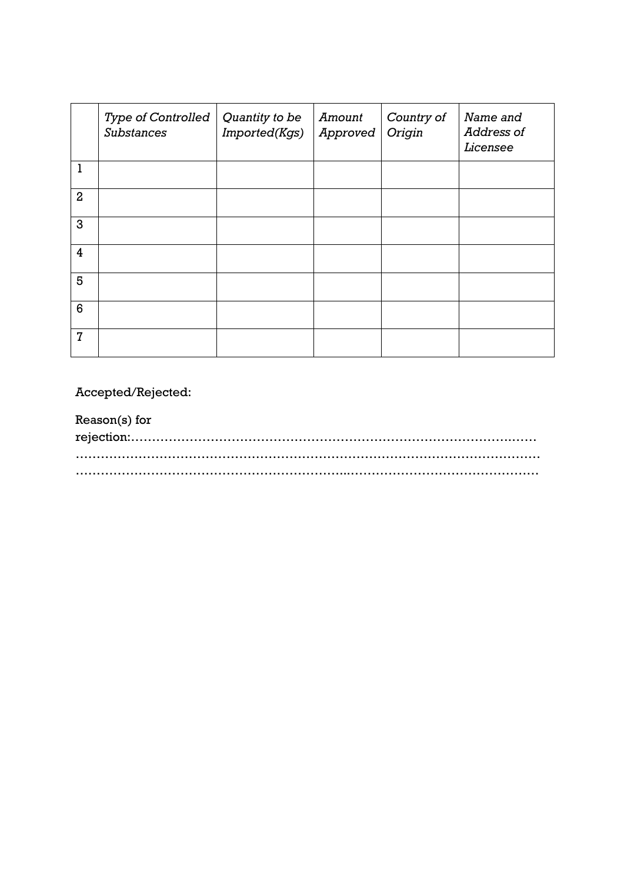|   | *Type of Controlled Substances* | *Quantity to be Imported(Kgs)* | *Amount Approved* | *Country of Origin* | *Name and Address of Licensee* |
|---|---|---|---|---|---|
| 1 |   |   |   |   |   |
| 2 |   |   |   |   |   |
| 3 |   |   |   |   |   |
| 4 |   |   |   |   |   |
| 5 |   |   |   |   |   |
| 6 |   |   |   |   |   |
| 7 |   |   |   |   |   |

Accepted/Rejected:

Reason(s) for rejection:………………………………………………………………………………
……………………………………………………………………………………………………
……………………………………………………………………………………………………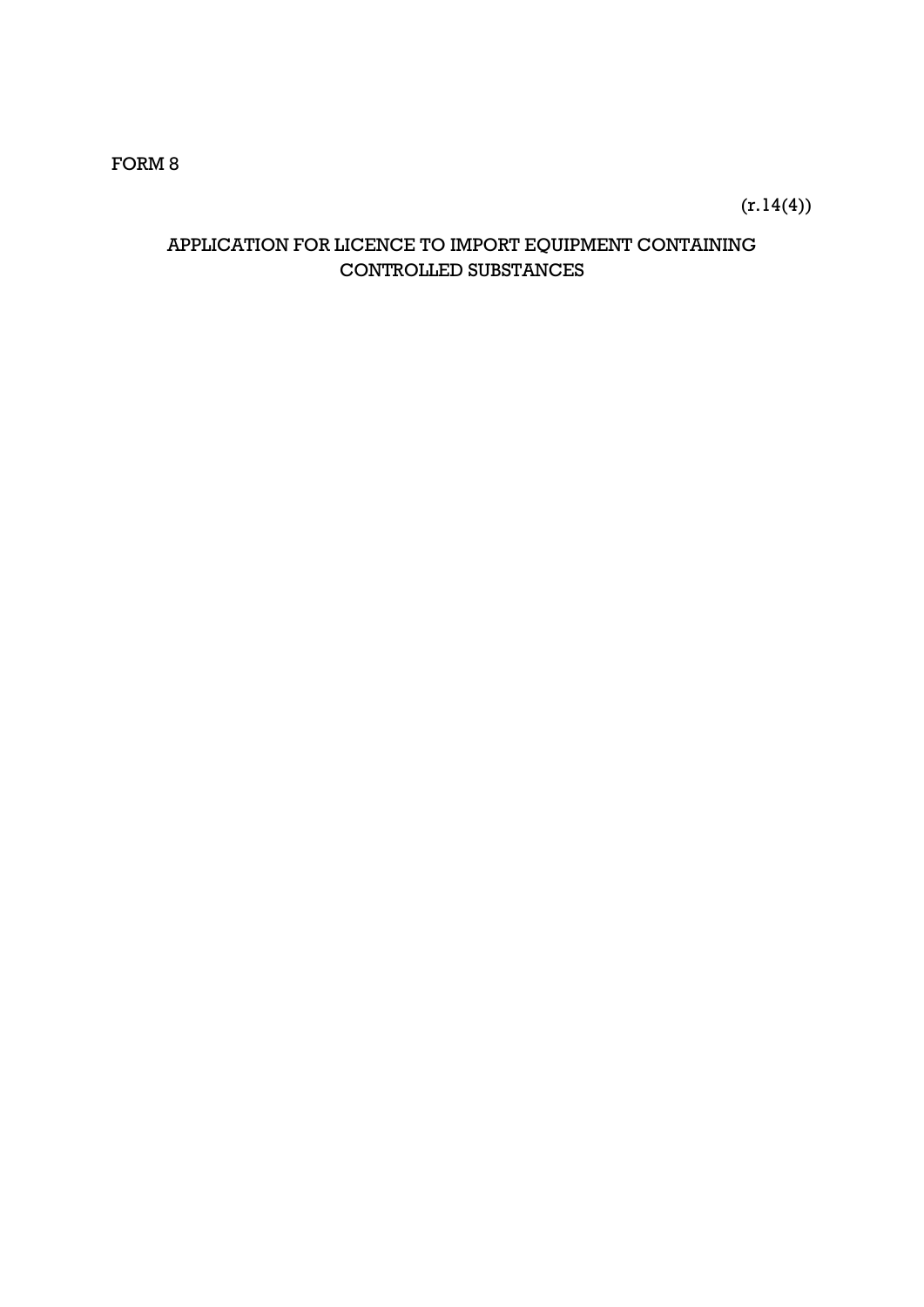FORM 8

(r.14(4))

## APPLICATION FOR LICENCE TO IMPORT EQUIPMENT CONTAINING CONTROLLED SUBSTANCES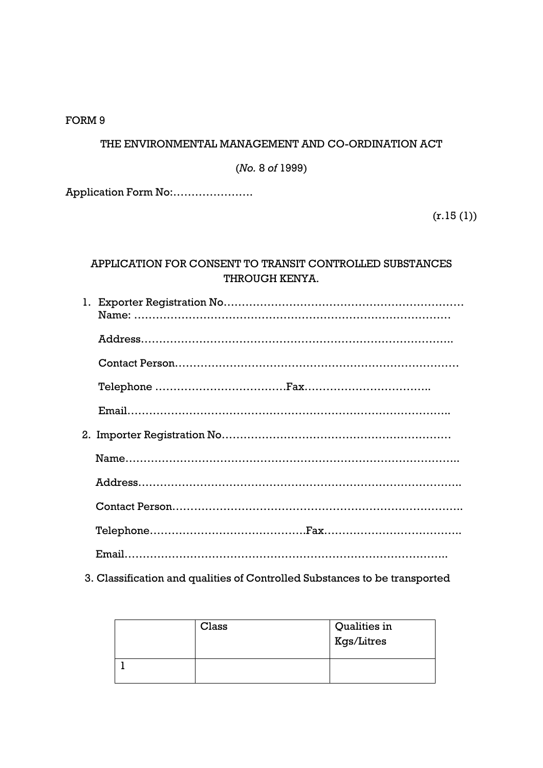FORM 9

THE ENVIRONMENTAL MANAGEMENT AND CO-ORDINATION ACT

(*No.* 8 *of* 1999)

Application Form No:………………….

(r.15 (1))

## APPLICATION FOR CONSENT TO TRANSIT CONTROLLED SUBSTANCES THROUGH KENYA.

1. Exporter Registration No…………………………………………………………
   Name: ……………………………………………………………………………
   
   Address…………………………………………………………………………..
   
   Contact Person……………………………………………………………………
   
   Telephone ………………………………Fax……………………………..
   
   Email……………………………………………………………………………..

2. Importer Registration No………………………………………………………
   
   Name……………………………………………………………………………..
   
   Address…………………………………………………………………………..
   
   Contact Person…………………………………………………………………..
   
   Telephone……………………………………Fax………………………………..
   
   Email……………………………………………………………………………..

3. Classification and qualities of Controlled Substances to be transported

| | Class | Qualities in Kgs/Litres |
|---|---|---|
| 1 | | |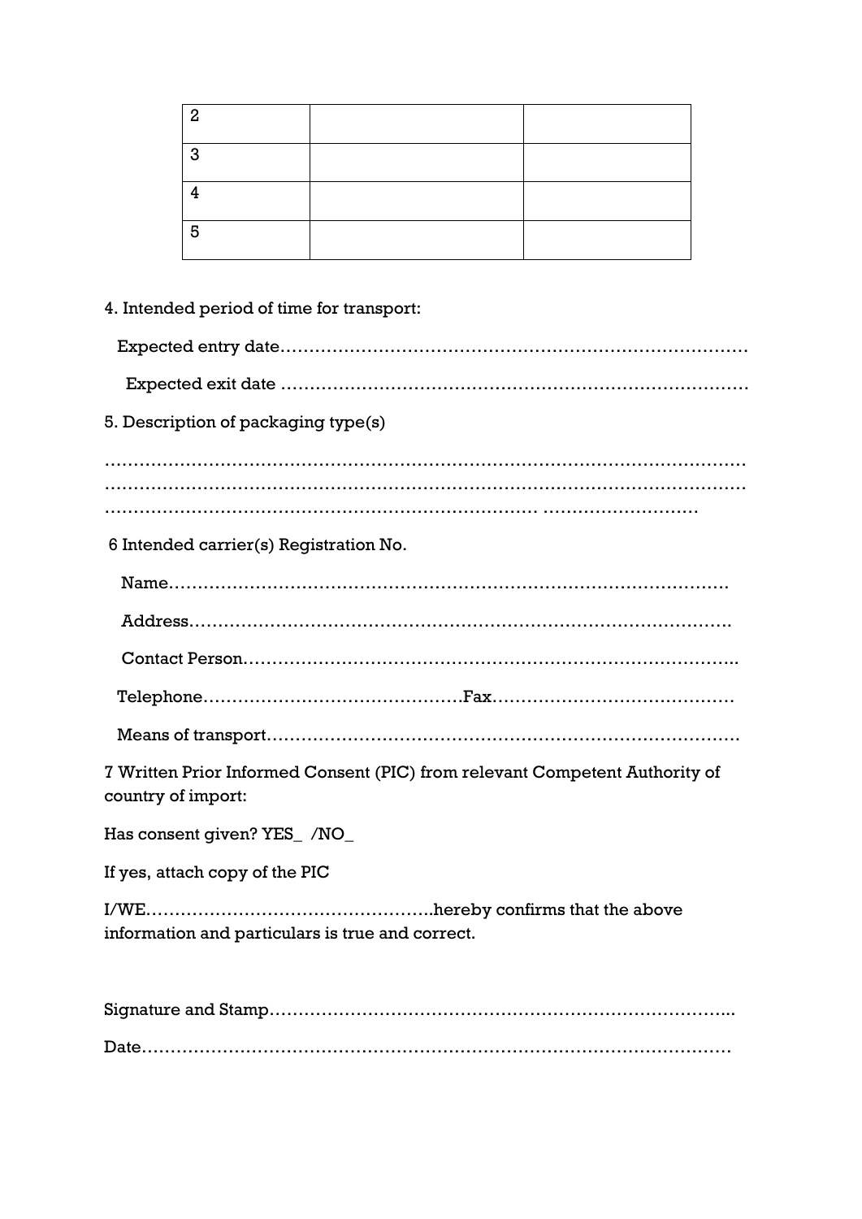| 2 | | |
|---|---|---|
| 3 | | |
| 4 | | |
| 5 | | |

4. Intended period of time for transport:

Expected entry date……………………………………………………………………

Expected exit date ……………………………………………………………………

5. Description of packaging type(s)

…………………………………………………………………………………………………
…………………………………………………………………………………………………
…………………………………………………………………… ………………………

6 Intended carrier(s) Registration No.

Name…………………………………………………………………………………….

Address………………………………………………………………………………….

Contact Person…………………………………………………………………………..

Telephone………………………………………Fax……………………………………

Means of transport………………………………………………………………………

7 Written Prior Informed Consent (PIC) from relevant Competent Authority of country of import:

Has consent given? YES_ /NO_

If yes, attach copy of the PIC

I/WE…………………………………………..hereby confirms that the above information and particulars is true and correct.

Signature and Stamp……………………………………………………………………..

Date………………………………………………………………………………………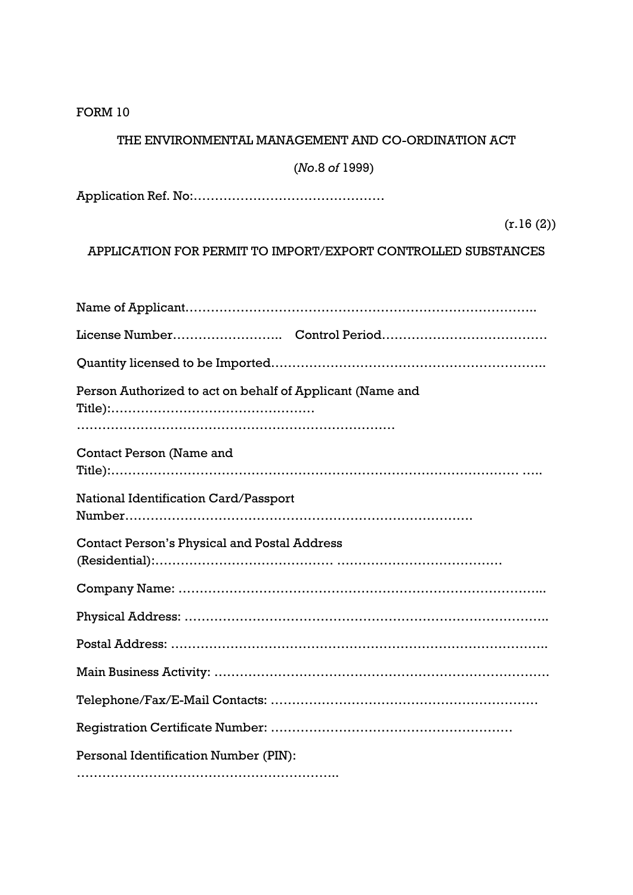FORM 10

THE ENVIRONMENTAL MANAGEMENT AND CO-ORDINATION ACT

(*No*.8 *of* 1999)

Application Ref. No:………………………………………

(r.16 (2))

APPLICATION FOR PERMIT TO IMPORT/EXPORT CONTROLLED SUBSTANCES

Name of Applicant………………………………………………………………………..

License Number…………………….. Control Period…………………………………

Quantity licensed to be Imported………………………………………………………….

Person Authorized to act on behalf of Applicant (Name and Title):…………………………………………
…………………………………………………………………

Contact Person (Name and Title):……………………………………………………………………………………… …..

National Identification Card/Passport Number……………………………………………………………………….

Contact Person's Physical and Postal Address (Residential):………………………………… …………………………………

Company Name: ………………………………………………………………………...

Physical Address: ……………………………………………………………………….

Postal Address: ………………………………………………………………………….

Main Business Activity: ………………………………………………………………….

Telephone/Fax/E-Mail Contacts: ………………………………………………………

Registration Certificate Number: …………………………………………………

Personal Identification Number (PIN):
……………………………………………………..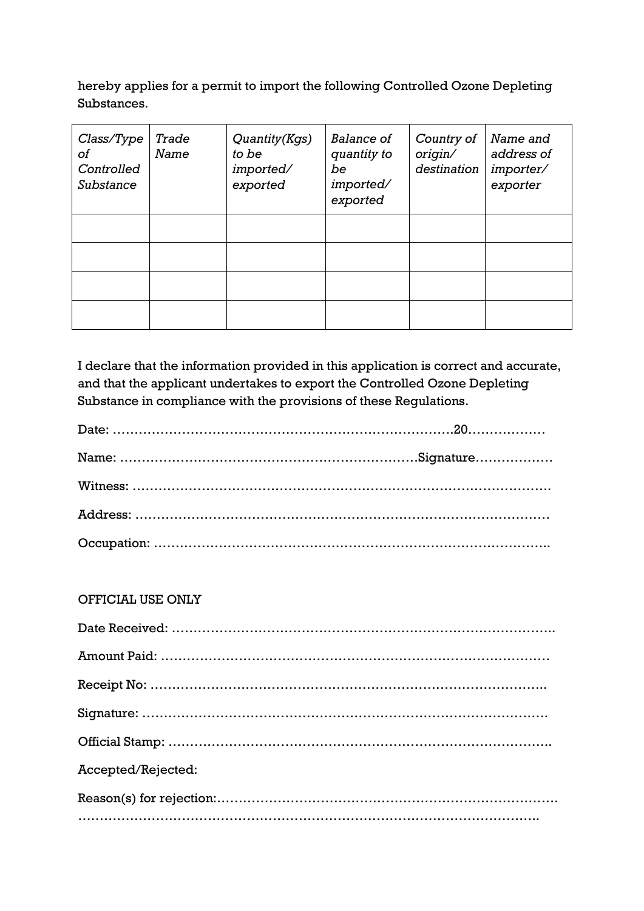hereby applies for a permit to import the following Controlled Ozone Depleting Substances.

| *Class/Type of Controlled Substance* | *Trade Name* | *Quantity(Kgs) to be imported/ exported* | *Balance of quantity to be imported/ exported* | *Country of origin/ destination* | *Name and address of importer/ exporter* |
|---|---|---|---|---|---|
| | | | | | |
| | | | | | |
| | | | | | |
| | | | | | |

I declare that the information provided in this application is correct and accurate, and that the applicant undertakes to export the Controlled Ozone Depleting Substance in compliance with the provisions of these Regulations.

Date: …………………………………………………………………….20………………

Name: …………………………………………………………Signature………………

Witness: ……………………………………………………………………………….

Address: ………………………………………………………………………………

Occupation: …………………………………………………………………………..

OFFICIAL USE ONLY

Date Received: ……………………………………………………………………….

Amount Paid: ………………………………………………………………………

Receipt No: …………………………………………………………………………..

Signature: ……………………………………………………………………………

Official Stamp: ……………………………………………………………………….

Accepted/Rejected:

Reason(s) for rejection:……………………………………………………………………

………………………………………………………………………………………………..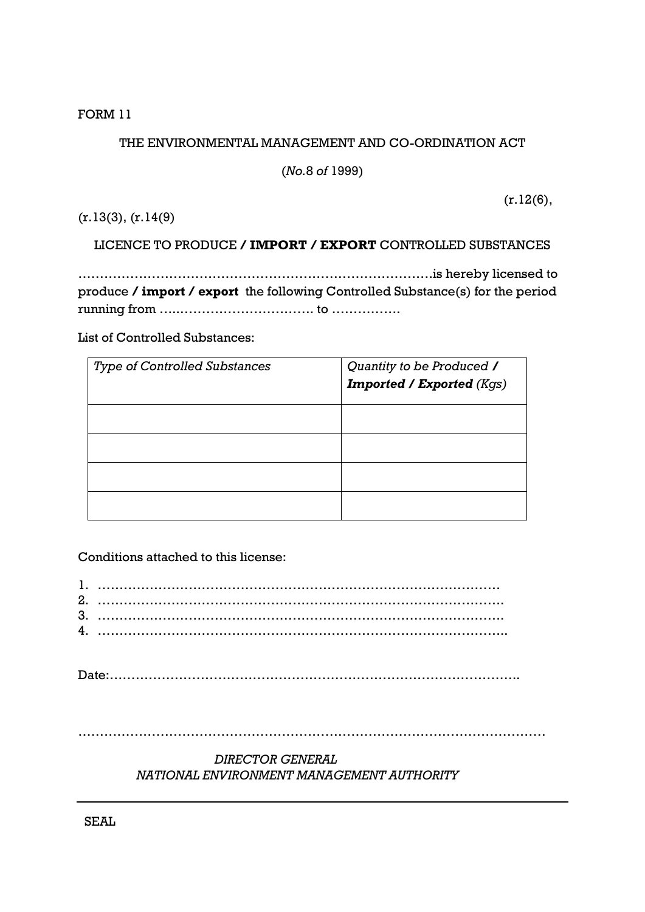FORM 11

THE ENVIRONMENTAL MANAGEMENT AND CO-ORDINATION ACT

(*No.*8 *of* 1999)

(r.12(6), (r.13(3), (r.14(9)

LICENCE TO PRODUCE **/ IMPORT / EXPORT** CONTROLLED SUBSTANCES

……………………………………………………………………….is hereby licensed to produce **/ import / export** the following Controlled Substance(s) for the period running from ….…………………………. to …………….

List of Controlled Substances:

| *Type of Controlled Substances* | *Quantity to be Produced **/ Imported / Exported** (Kgs)* |
|---|---|
| | |
| | |
| | |
| | |

Conditions attached to this license:

1. …………………………………………………………………………………
2. …………………………………………………………………………………
3. …………………………………………………………………………………
4. …………………………………………………………………………………

Date:…………………………………………………………………………………..

……………………………………………………………………………………………………

*DIRECTOR GENERAL*
*NATIONAL ENVIRONMENT MANAGEMENT AUTHORITY*

SEAL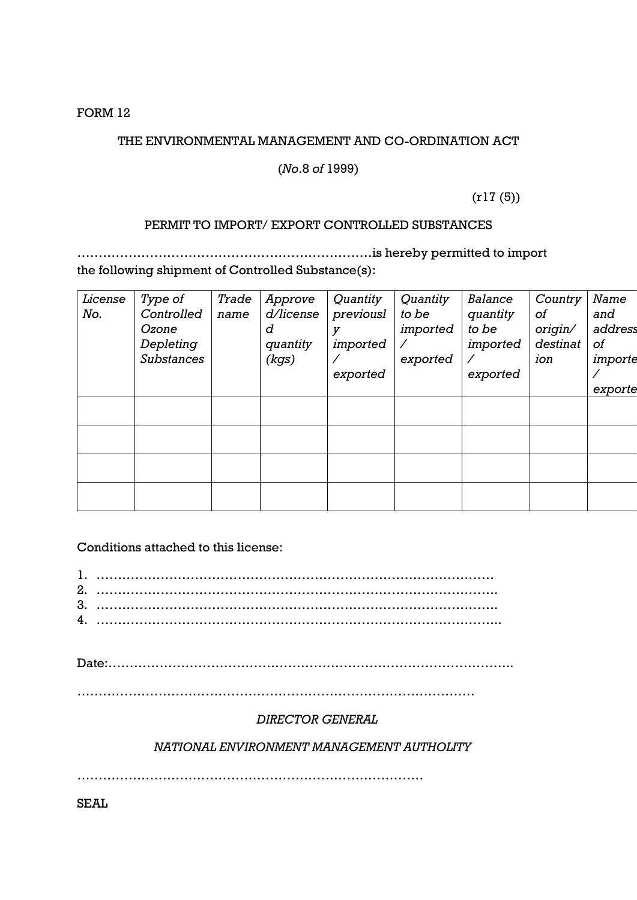FORM 12

THE ENVIRONMENTAL MANAGEMENT AND CO-ORDINATION ACT

(*No*.8 *of* 1999)

(r17 (5))

PERMIT TO IMPORT/ EXPORT CONTROLLED SUBSTANCES

……………………………………………………………is hereby permitted to import the following shipment of Controlled Substance(s):

| *License No.* | *Type of Controlled Ozone Depleting Substances* | *Trade name* | *Approved/licensed quantity (kgs)* | *Quantity previously imported / exported* | *Quantity to be imported / exported* | *Balance quantity to be imported / exported* | *Country of origin/ destination* | *Name and address of importer / exporter* |
|---|---|---|---|---|---|---|---|---|
| | | | | | | | | |
| | | | | | | | | |
| | | | | | | | | |
| | | | | | | | | |

Conditions attached to this license:

1. ………………………………………………………………………………
2. ………………………………………………………………………………
3. ………………………………………………………………………………
4. ………………………………………………………………………………

Date:………………………………………………………………………………

………………………………………………………………………………

*DIRECTOR GENERAL*

*NATIONAL ENVIRONMENT MANAGEMENT AUTHOLITY*

………………………………………………………………………

SEAL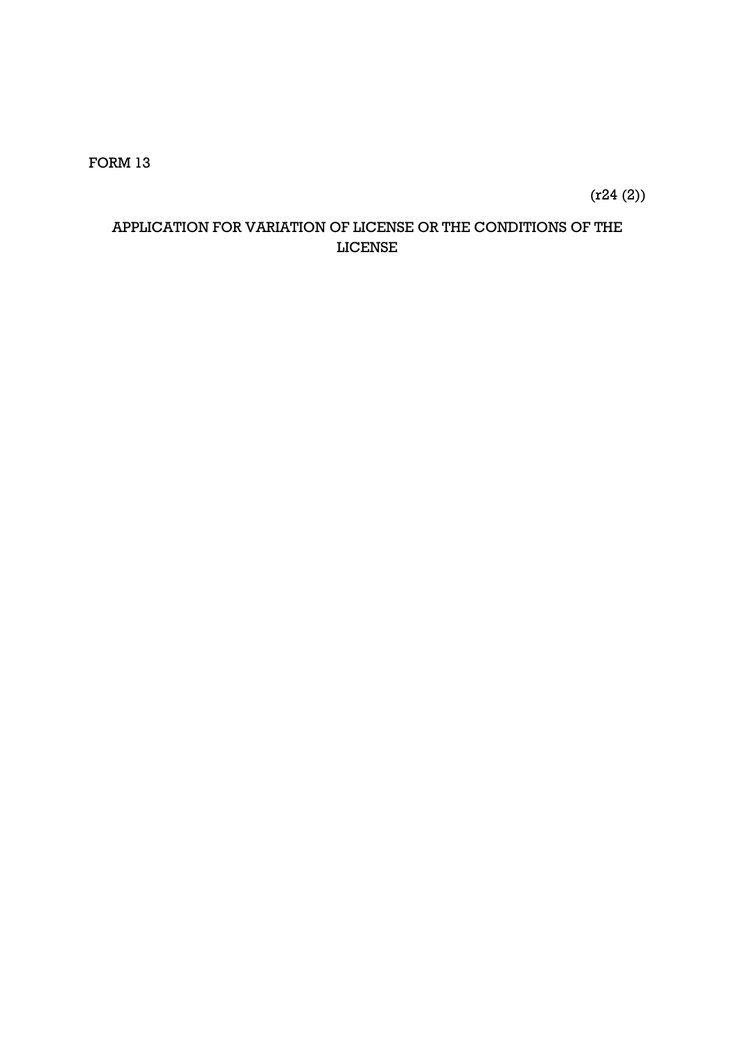FORM 13

(r24 (2))

## APPLICATION FOR VARIATION OF LICENSE OR THE CONDITIONS OF THE LICENSE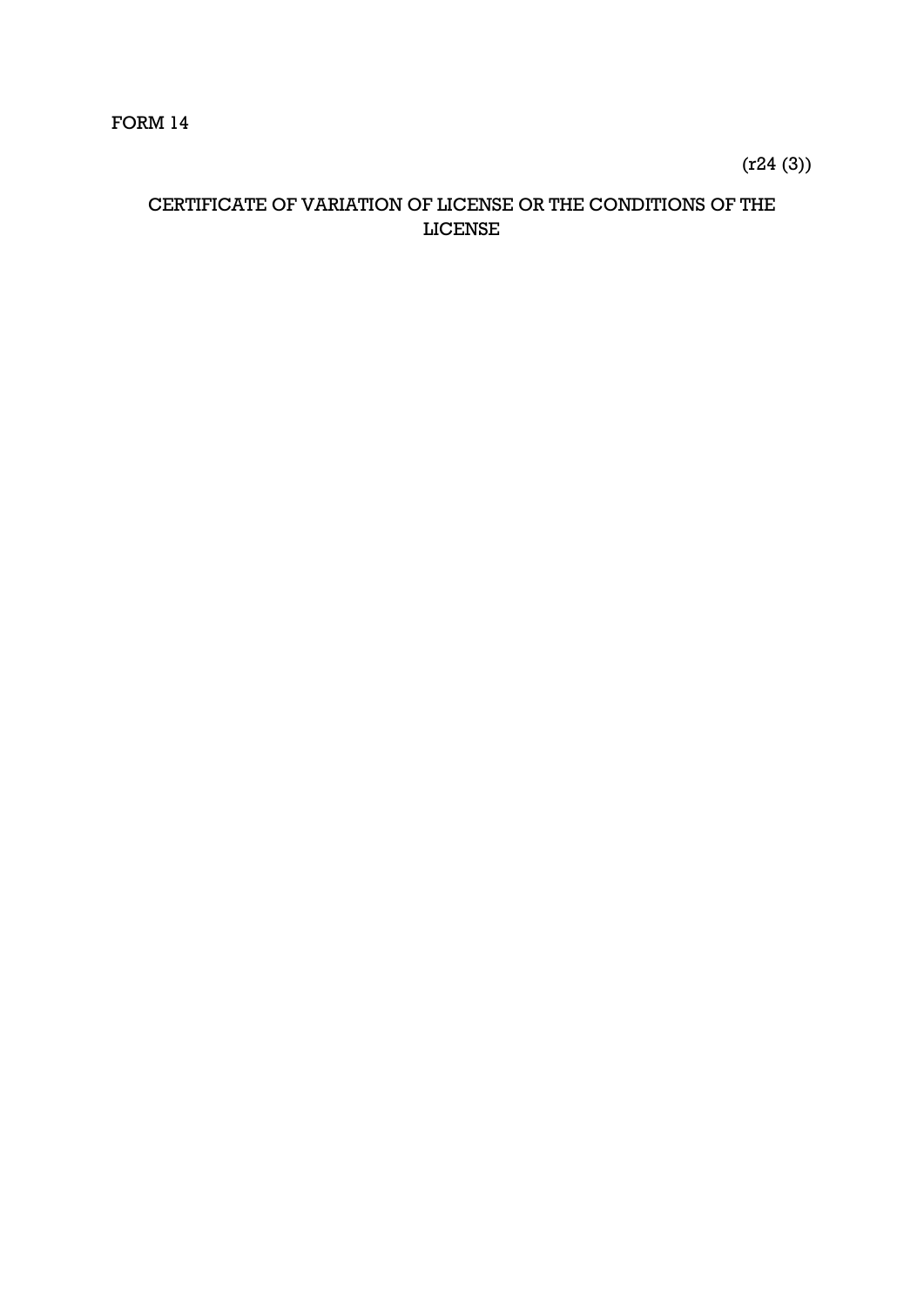FORM 14

(r24 (3))

## CERTIFICATE OF VARIATION OF LICENSE OR THE CONDITIONS OF THE LICENSE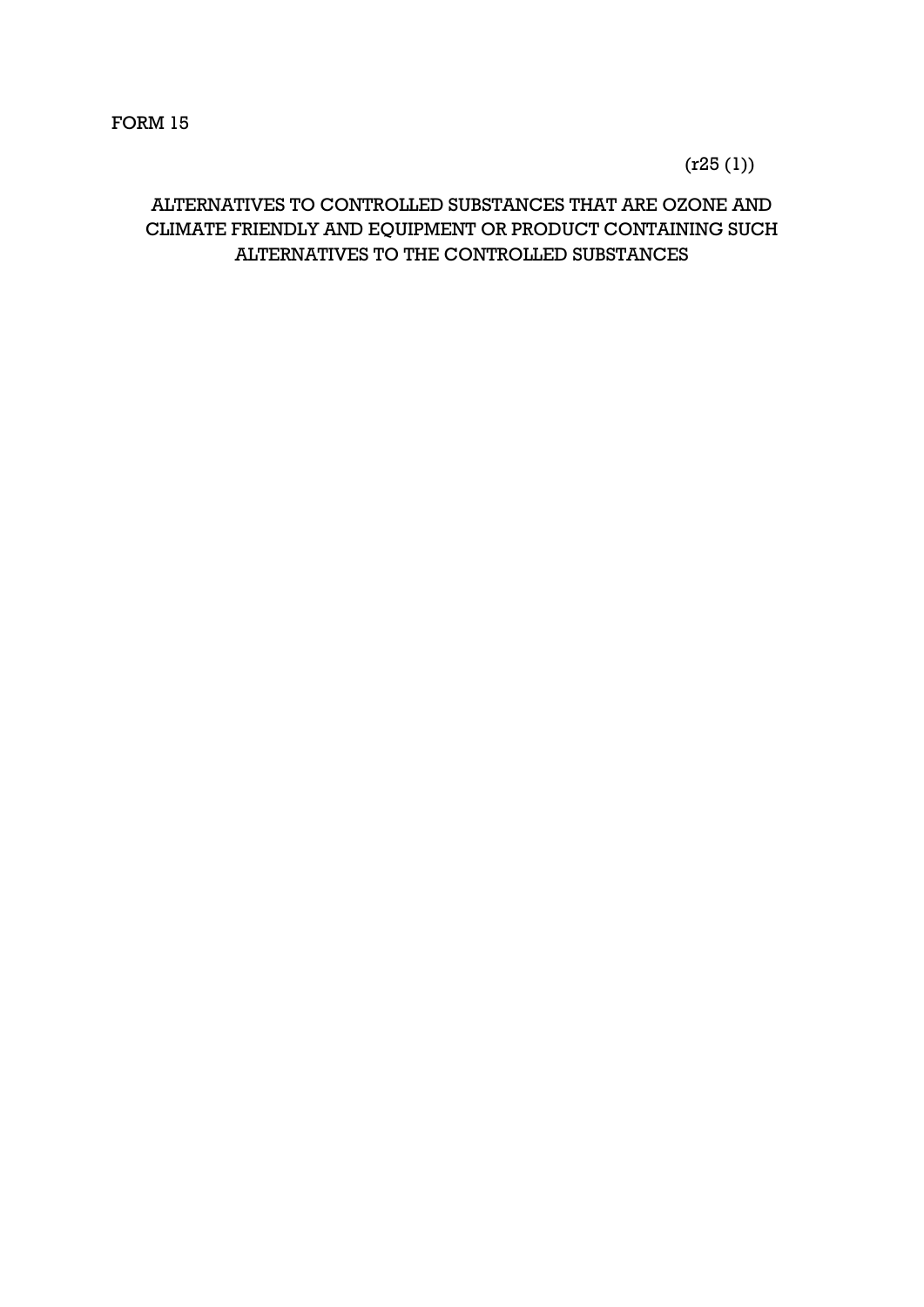FORM 15

(r25 (1))

## ALTERNATIVES TO CONTROLLED SUBSTANCES THAT ARE OZONE AND CLIMATE FRIENDLY AND EQUIPMENT OR PRODUCT CONTAINING SUCH ALTERNATIVES TO THE CONTROLLED SUBSTANCES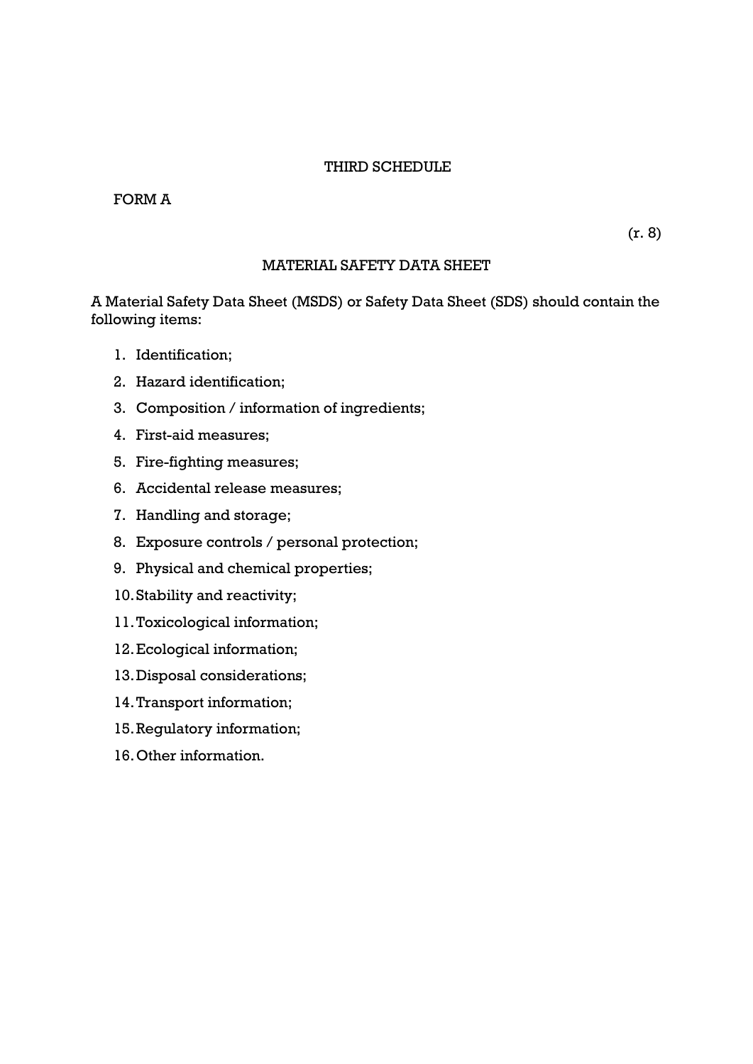# THIRD SCHEDULE

FORM A

(r. 8)

## MATERIAL SAFETY DATA SHEET

A Material Safety Data Sheet (MSDS) or Safety Data Sheet (SDS) should contain the following items:

1. Identification;
2. Hazard identification;
3. Composition / information of ingredients;
4. First-aid measures;
5. Fire-fighting measures;
6. Accidental release measures;
7. Handling and storage;
8. Exposure controls / personal protection;
9. Physical and chemical properties;
10. Stability and reactivity;
11. Toxicological information;
12. Ecological information;
13. Disposal considerations;
14. Transport information;
15. Regulatory information;
16. Other information.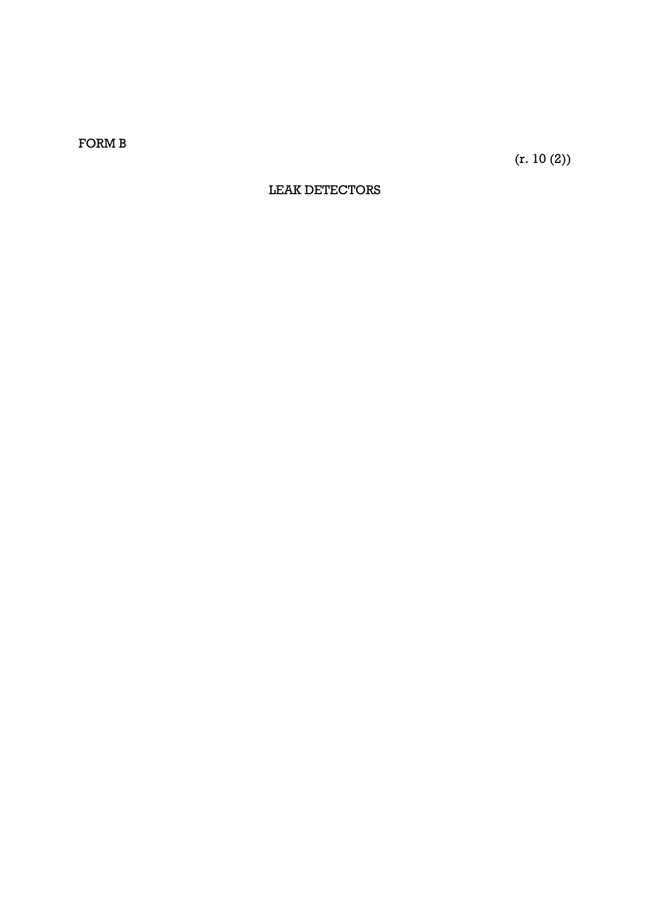FORM B

(r. 10 (2))

## LEAK DETECTORS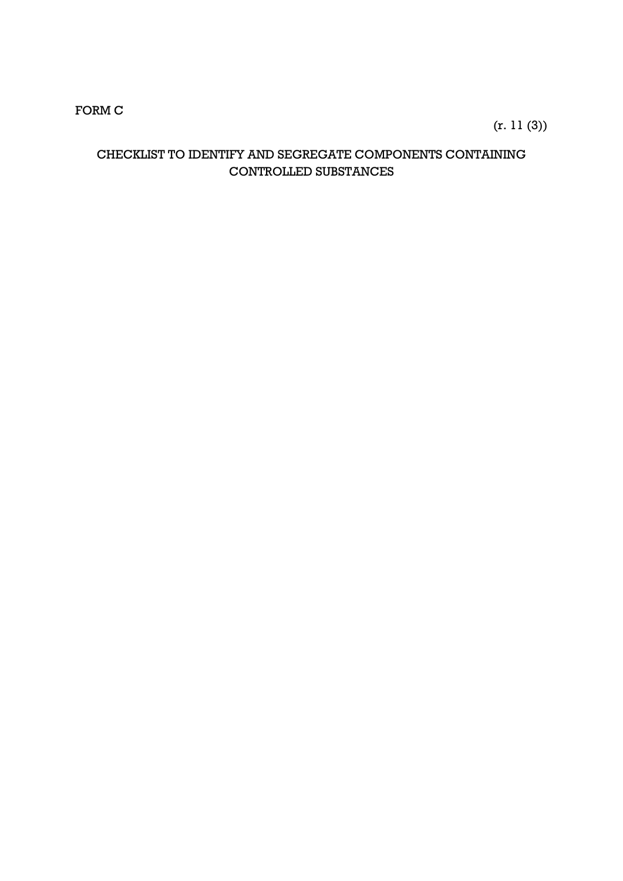FORM C

(r. 11 (3))

CHECKLIST TO IDENTIFY AND SEGREGATE COMPONENTS CONTAINING CONTROLLED SUBSTANCES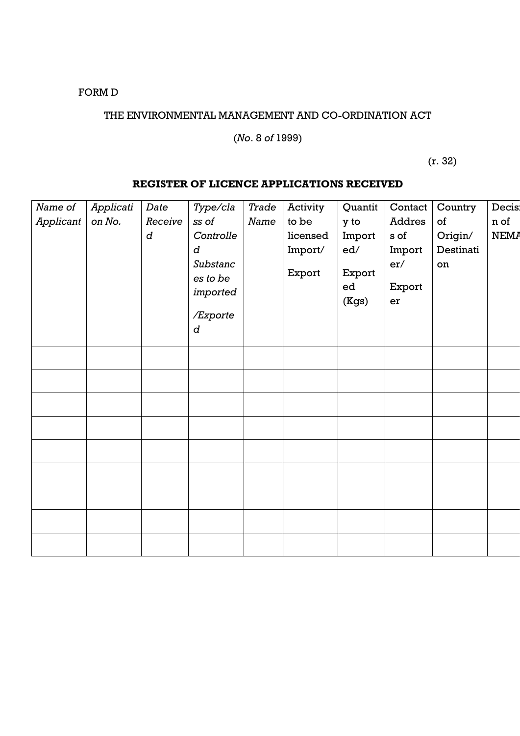FORM D

THE ENVIRONMENTAL MANAGEMENT AND CO-ORDINATION ACT

(*No*. 8 *of* 1999)

(r. 32)

**REGISTER OF LICENCE APPLICATIONS RECEIVED**

| *Name of Applicant* | *Application No.* | *Date Received* | *Type/class of Controlled Substances to be imported /Exported* | *Trade Name* | Activity to be licensed Import/ Export | Quantity to Imported/ Exported (Kgs) | Contact Address of Importer/ Exporter | Country of Origin/ Destination | Decision of NEMA |
|---|---|---|---|---|---|---|---|---|---|
| | | | | | | | | | |
| | | | | | | | | | |
| | | | | | | | | | |
| | | | | | | | | | |
| | | | | | | | | | |
| | | | | | | | | | |
| | | | | | | | | | |
| | | | | | | | | | |
| | | | | | | | | | |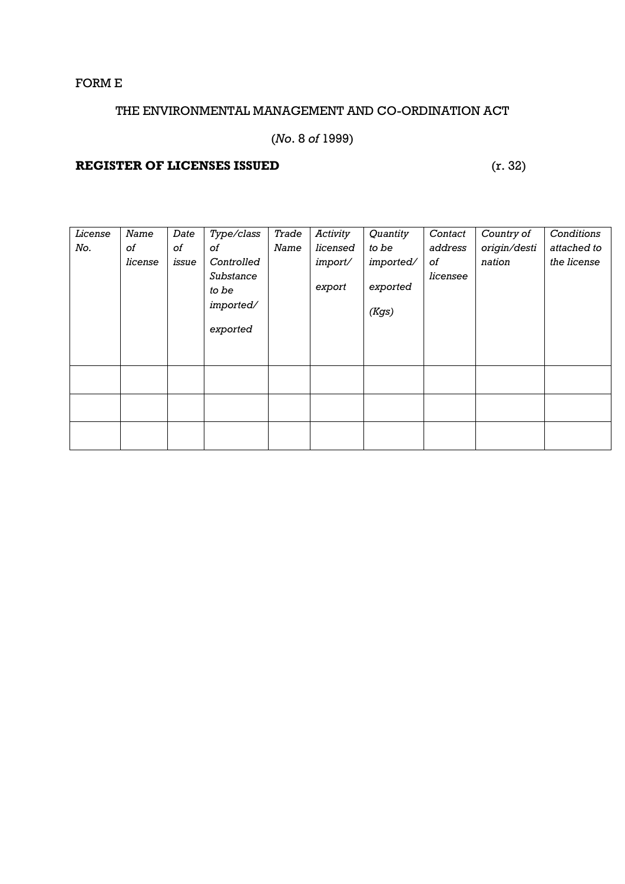FORM E

THE ENVIRONMENTAL MANAGEMENT AND CO-ORDINATION ACT

(*No*. 8 *of* 1999)

**REGISTER OF LICENSES ISSUED** (r. 32)

| *License No.* | *Name of license* | *Date of issue* | *Type/class of Controlled Substance to be imported/ exported* | *Trade Name* | *Activity licensed import/ export* | *Quantity to be imported/ exported (Kgs)* | *Contact address of licensee* | *Country of origin/destination* | *Conditions attached to the license* |
|---|---|---|---|---|---|---|---|---|---|
| | | | | | | | | | |
| | | | | | | | | | |
| | | | | | | | | | |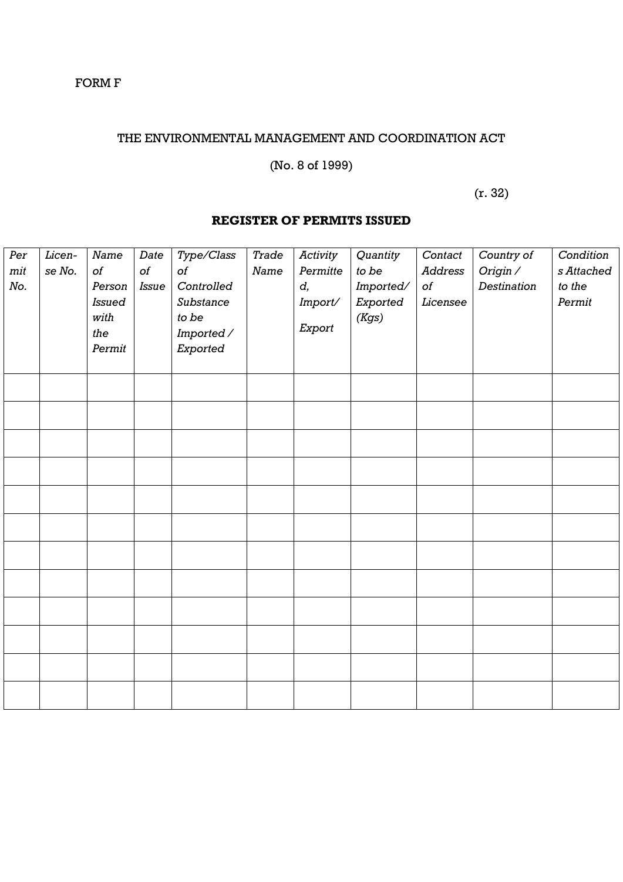FORM F

THE ENVIRONMENTAL MANAGEMENT AND COORDINATION ACT

(No. 8 of 1999)

(r. 32)

**REGISTER OF PERMITS ISSUED**

| *Permit No.* | *License No.* | *Name of Person Issued with the Permit* | *Date of Issue* | *Type/Class of Controlled Substance to be Imported / Exported* | *Trade Name* | *Activity Permitted, Import/ Export* | *Quantity to be Imported/ Exported (Kgs)* | *Contact Address of Licensee* | *Country of Origin / Destination* | *Conditions Attached to the Permit* |
|---|---|---|---|---|---|---|---|---|---|---|
| | | | | | | | | | | |
| | | | | | | | | | | |
| | | | | | | | | | | |
| | | | | | | | | | | |
| | | | | | | | | | | |
| | | | | | | | | | | |
| | | | | | | | | | | |
| | | | | | | | | | | |
| | | | | | | | | | | |
| | | | | | | | | | | |
| | | | | | | | | | | |
| | | | | | | | | | | |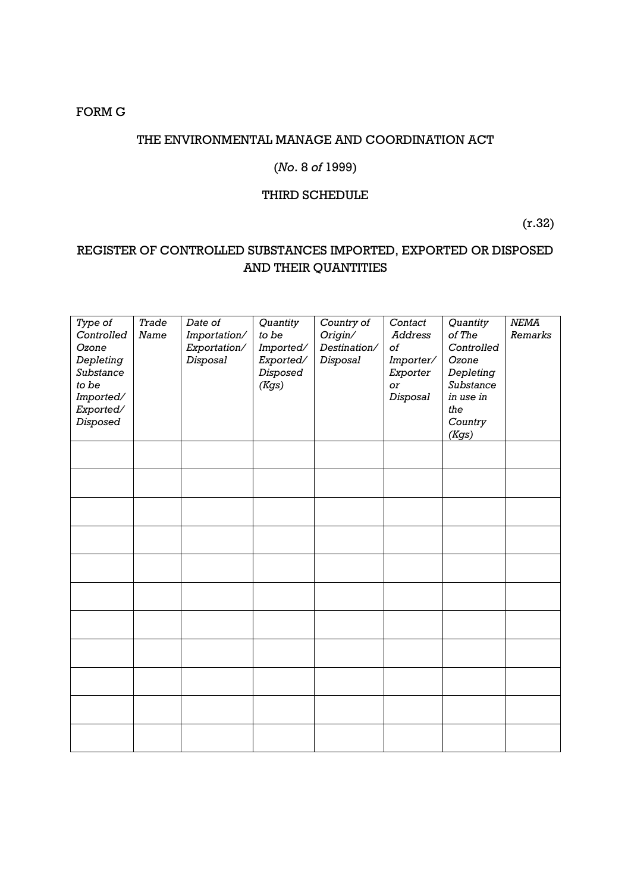FORM G

THE ENVIRONMENTAL MANAGE AND COORDINATION ACT

(*No*. 8 *of* 1999)

THIRD SCHEDULE

(r.32)

REGISTER OF CONTROLLED SUBSTANCES IMPORTED, EXPORTED OR DISPOSED AND THEIR QUANTITIES

| *Type of Controlled Ozone Depleting Substance to be Imported/ Exported/ Disposed* | *Trade Name* | *Date of Importation/ Exportation/ Disposal* | *Quantity to be Imported/ Exported/ Disposed (Kgs)* | *Country of Origin/ Destination/ Disposal* | *Contact Address of Importer/ Exporter or Disposal* | *Quantity of The Controlled Ozone Depleting Substance in use in the Country (Kgs)* | *NEMA Remarks* |
|---|---|---|---|---|---|---|---|
| | | | | | | | |
| | | | | | | | |
| | | | | | | | |
| | | | | | | | |
| | | | | | | | |
| | | | | | | | |
| | | | | | | | |
| | | | | | | | |
| | | | | | | | |
| | | | | | | | |
| | | | | | | | |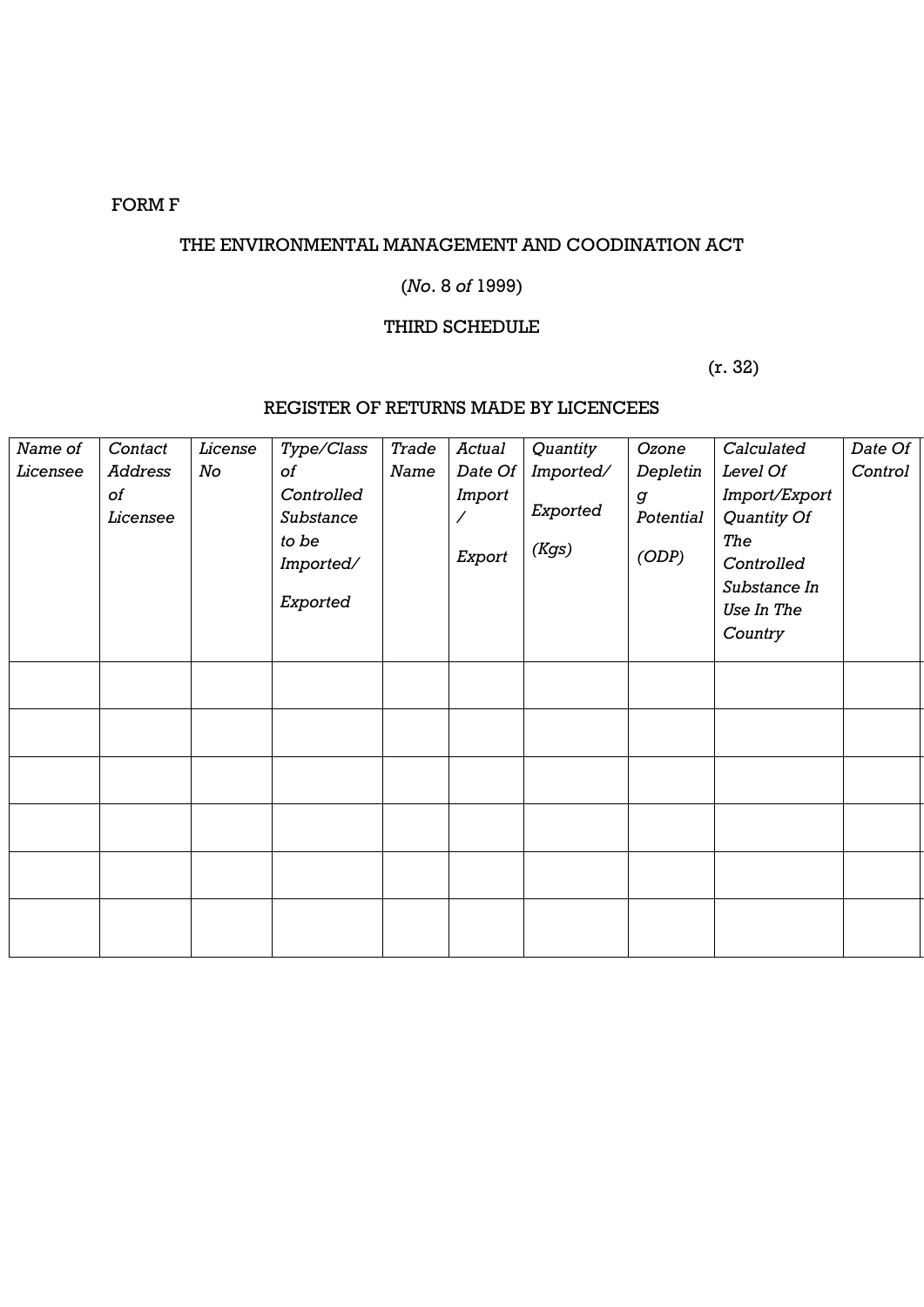FORM F

THE ENVIRONMENTAL MANAGEMENT AND COODINATION ACT

(*No*. 8 *of* 1999)

THIRD SCHEDULE

(r. 32)

REGISTER OF RETURNS MADE BY LICENCEES

| *Name of Licensee* | *Contact Address of Licensee* | *License No* | *Type/Class of Controlled Substance to be Imported/ Exported* | *Trade Name* | *Actual Date Of Import / Export* | *Quantity Imported/ Exported (Kgs)* | *Ozone Depleting Potential (ODP)* | *Calculated Level Of Import/Export Quantity Of The Controlled Substance In Use In The Country* | *Date Of Control* |
|---|---|---|---|---|---|---|---|---|---|
| | | | | | | | | | |
| | | | | | | | | | |
| | | | | | | | | | |
| | | | | | | | | | |
| | | | | | | | | | |
| | | | | | | | | | |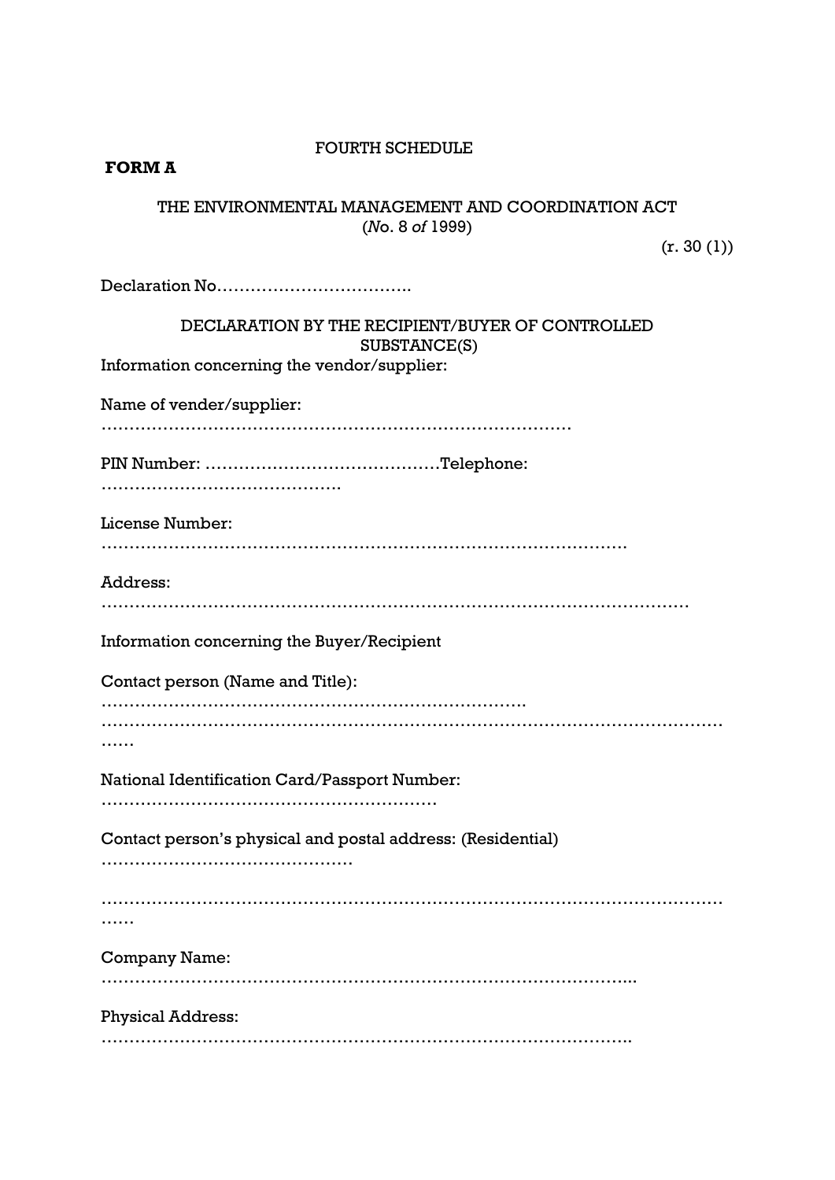FOURTH SCHEDULE

**FORM A**

THE ENVIRONMENTAL MANAGEMENT AND COORDINATION ACT
(*No*. 8 *of* 1999)

(r. 30 (1))

Declaration No…………………………….

DECLARATION BY THE RECIPIENT/BUYER OF CONTROLLED SUBSTANCE(S)

Information concerning the vendor/supplier:

Name of vender/supplier:
…………………………………………………………………………

PIN Number: ……………………………………Telephone:
…………………………………….

License Number:
…………………………………………………………………………………

Address:
………………………………………………………………………………………………

Information concerning the Buyer/Recipient

Contact person (Name and Title):
…………………………………………………………………
……………………………………………………………………………………………………
……

National Identification Card/Passport Number:
……………………………………………………

Contact person's physical and postal address: (Residential)
………………………………………

……………………………………………………………………………………………………
……

Company Name:
………………………………………………………………………………...

Physical Address:
……………………………………………………………………………….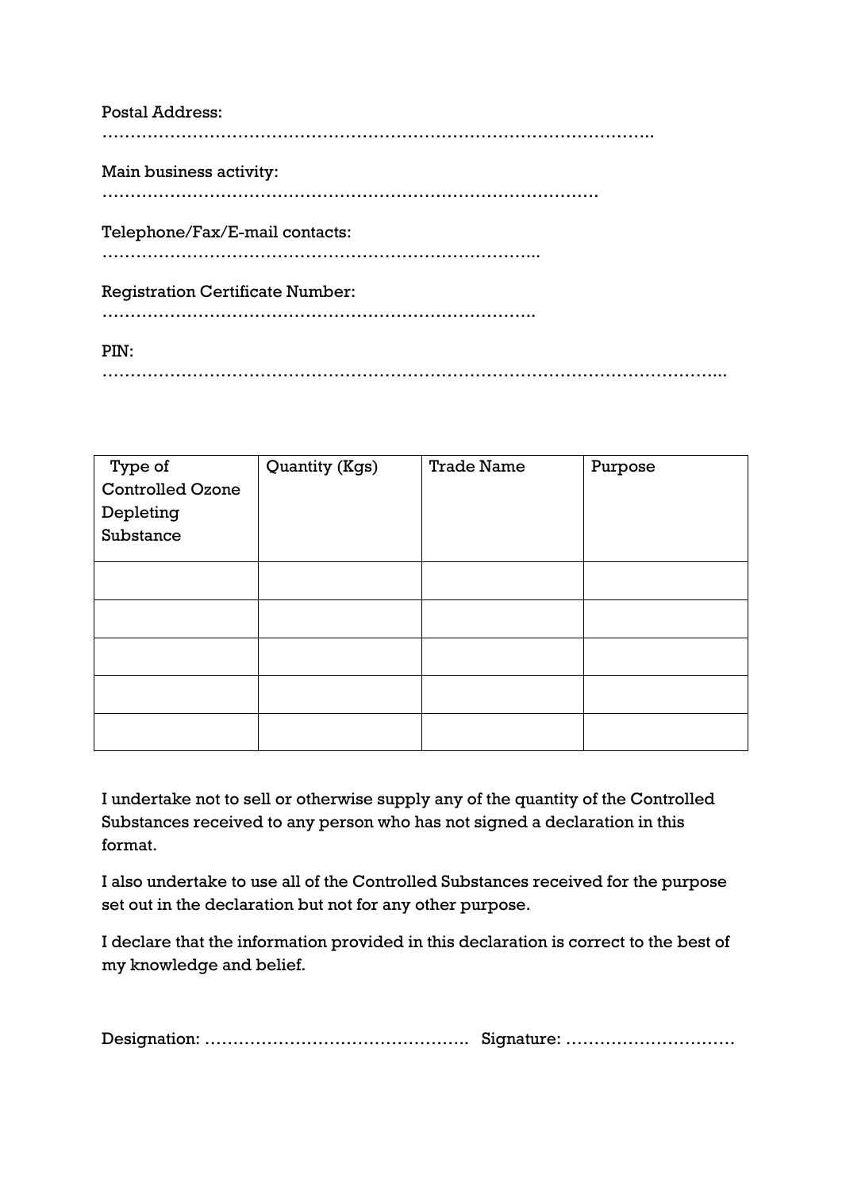Postal Address:
……………………………………………………………………………………..

Main business activity:
………………………………………………………………………………

Telephone/Fax/E-mail contacts:
…………………………………………………………………..

Registration Certificate Number:
………………………………………………………………….

PIN:
…………………………………………………………………………………………………..

| Type of Controlled Ozone Depleting Substance | Quantity (Kgs) | Trade Name | Purpose |
|---|---|---|---|
| | | | |
| | | | |
| | | | |
| | | | |
| | | | |

I undertake not to sell or otherwise supply any of the quantity of the Controlled Substances received to any person who has not signed a declaration in this format.

I also undertake to use all of the Controlled Substances received for the purpose set out in the declaration but not for any other purpose.

I declare that the information provided in this declaration is correct to the best of my knowledge and belief.

Designation: ………………………………………. Signature: …………………………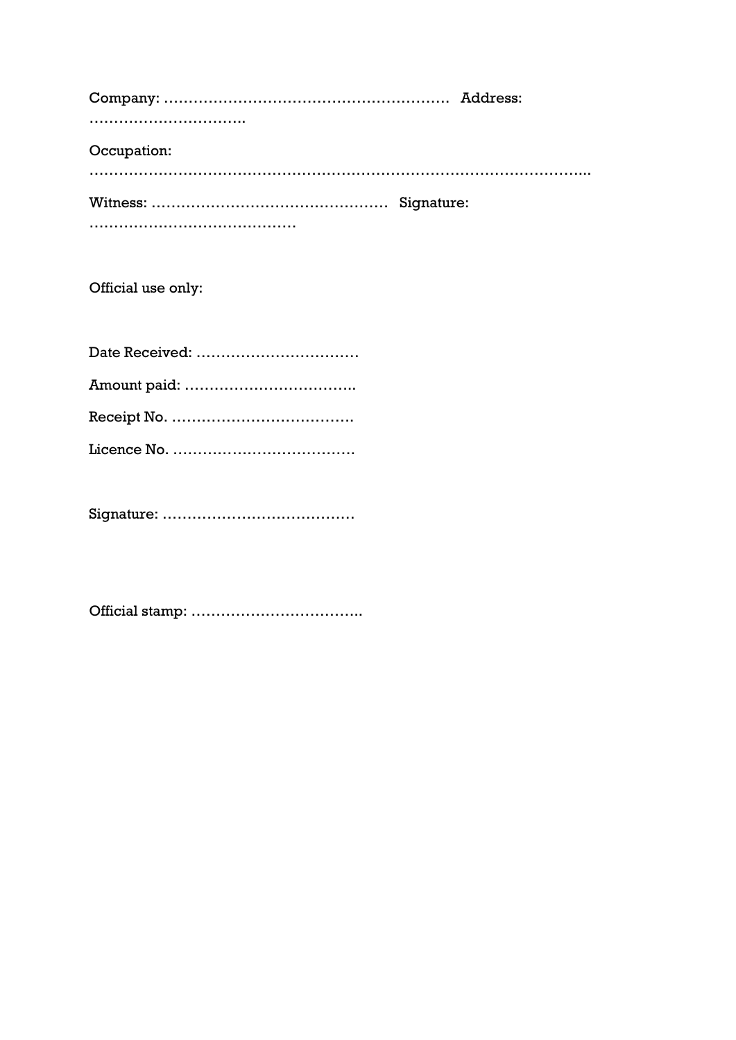Company: ………………………………………………… Address: …………………………..

Occupation: ……………………………………………………………………………………..

Witness: ………………………………………… Signature: ……………………………………

Official use only:

Date Received: ……………………………

Amount paid: ……………………………..

Receipt No. ……………………………….

Licence No. ……………………………….

Signature: …………………………………

Official stamp: ……………………………..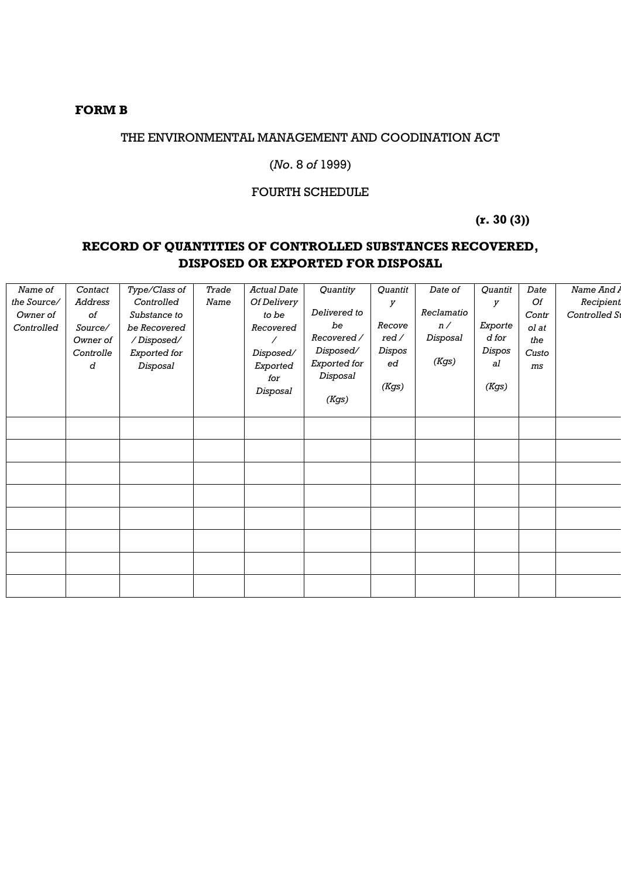**FORM B**

THE ENVIRONMENTAL MANAGEMENT AND COODINATION ACT

(*No*. 8 *of* 1999)

FOURTH SCHEDULE

**(r. 30 (3))**

**RECORD OF QUANTITIES OF CONTROLLED SUBSTANCES RECOVERED, DISPOSED OR EXPORTED FOR DISPOSAL**

| *Name of the Source/ Owner of Controlled* | *Contact Address of Source/ Owner of Controlled* | *Type/Class of Controlled Substance to be Recovered / Disposed/ Exported for Disposal* | *Trade Name* | *Actual Date Of Delivery to be Recovered / Disposed/ Exported for Disposal* | *Quantity Delivered to be Recovered / Disposed/ Exported for Disposal (Kgs)* | *Quantity Recovered / Disposed (Kgs)* | *Date of Reclamation / Disposal (Kgs)* | *Quantity Exported for Disposal (Kgs)* | *Date Of Control at the Customs* | *Name And A Recipient Controlled S* |
|---|---|---|---|---|---|---|---|---|---|---|
| | | | | | | | | | | |
| | | | | | | | | | | |
| | | | | | | | | | | |
| | | | | | | | | | | |
| | | | | | | | | | | |
| | | | | | | | | | | |
| | | | | | | | | | | |
| | | | | | | | | | | |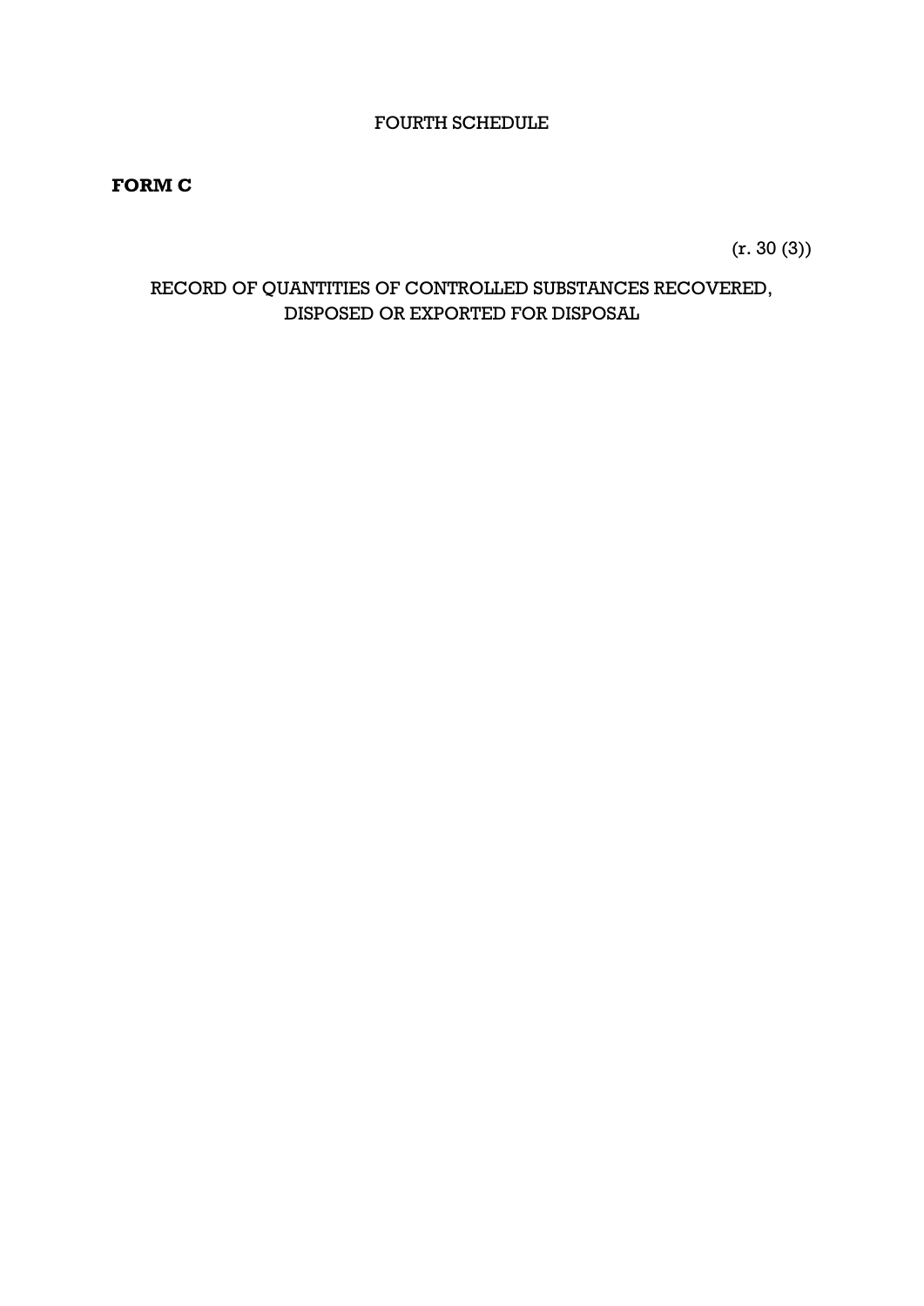FOURTH SCHEDULE

**FORM C**

(r. 30 (3))

RECORD OF QUANTITIES OF CONTROLLED SUBSTANCES RECOVERED, DISPOSED OR EXPORTED FOR DISPOSAL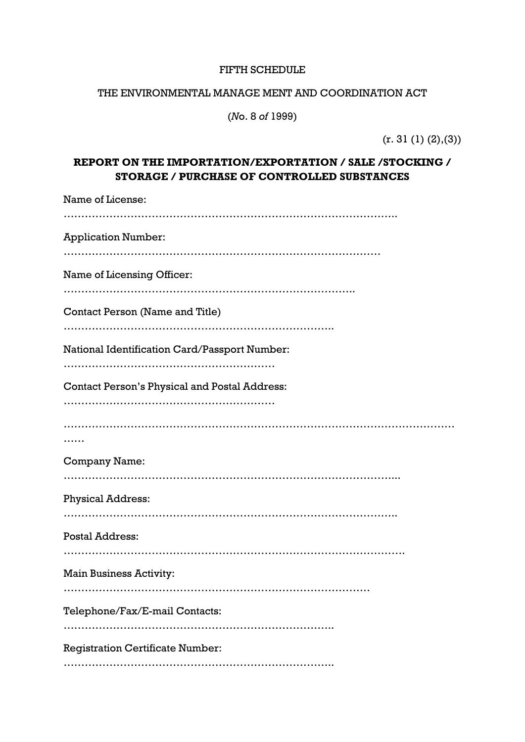FIFTH SCHEDULE

THE ENVIRONMENTAL MANAGE MENT AND COORDINATION ACT

(*No*. 8 *of* 1999)

(r. 31 (1) (2),(3))

**REPORT ON THE IMPORTATION/EXPORTATION / SALE /STOCKING / STORAGE / PURCHASE OF CONTROLLED SUBSTANCES**

Name of License:

……………………………………………………………………………………..

Application Number:

…………………………………………………………………………………

Name of Licensing Officer:

………………………………………………………………………….

Contact Person (Name and Title)

…………………………………………………………………..

National Identification Card/Passport Number:

……………………………………………………

Contact Person's Physical and Postal Address:

……………………………………………………

………………………………………………………………………………………………………

……

Company Name:

……………………………………………………………………………………...

Physical Address:

……………………………………………………………………………………..

Postal Address:

………………………………………………………………………………………..

Main Business Activity:

……………………………………………………………………………

Telephone/Fax/E-mail Contacts:

…………………………………………………………………..

Registration Certificate Number:

…………………………………………………………………..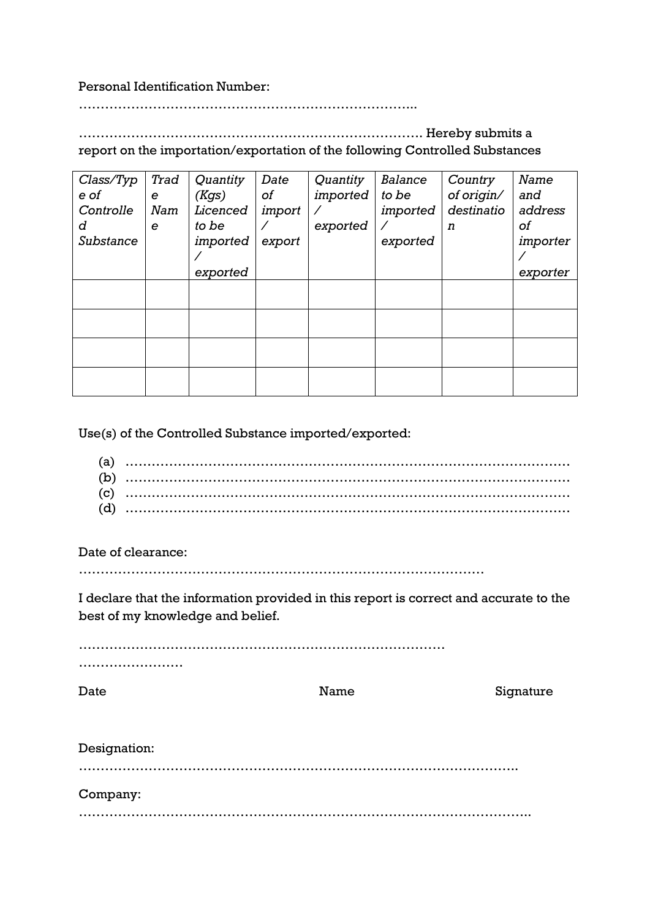Personal Identification Number: ……………………………………………………………………..

……………………………………………………………………… Hereby submits a report on the importation/exportation of the following Controlled Substances

| *Class/Type of Controlled Substance* | *Trade Name* | *Quantity (Kgs) Licenced to be imported / exported* | *Date of import / export* | *Quantity imported / exported* | *Balance to be imported / exported* | *Country of origin/ destination* | *Name and address of importer / exporter* |
|---|---|---|---|---|---|---|---|
| | | | | | | | |
| | | | | | | | |
| | | | | | | | |
| | | | | | | | |

Use(s) of the Controlled Substance imported/exported:

(a) ……………………………………………………………………………………………
(b) ……………………………………………………………………………………………
(c) ……………………………………………………………………………………………
(d) ……………………………………………………………………………………………

Date of clearance: ……………………………………………………………………………………

I declare that the information provided in this report is correct and accurate to the best of my knowledge and belief.

………………………………………………………………………… ……………………

Date Name Signature

Designation: …………………………………………………………………………………………..

Company: ……………………………………………………………………………………………..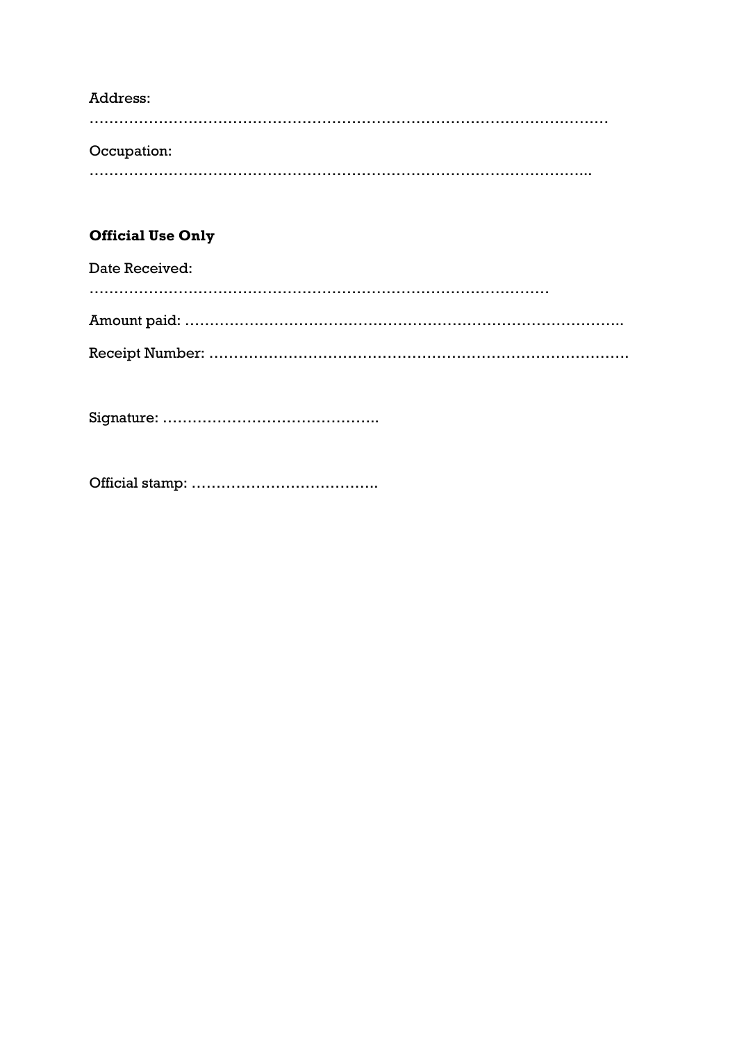Address:

………………………………………………………………………………………………

Occupation:

……………………………………………………………………………………………..

**Official Use Only**

Date Received:

………………………………………………………………………………………

Amount paid: …………………………………………………………………………..

Receipt Number: ……………………………………………………………………….

Signature: ……………………………………..

Official stamp: ……………………………….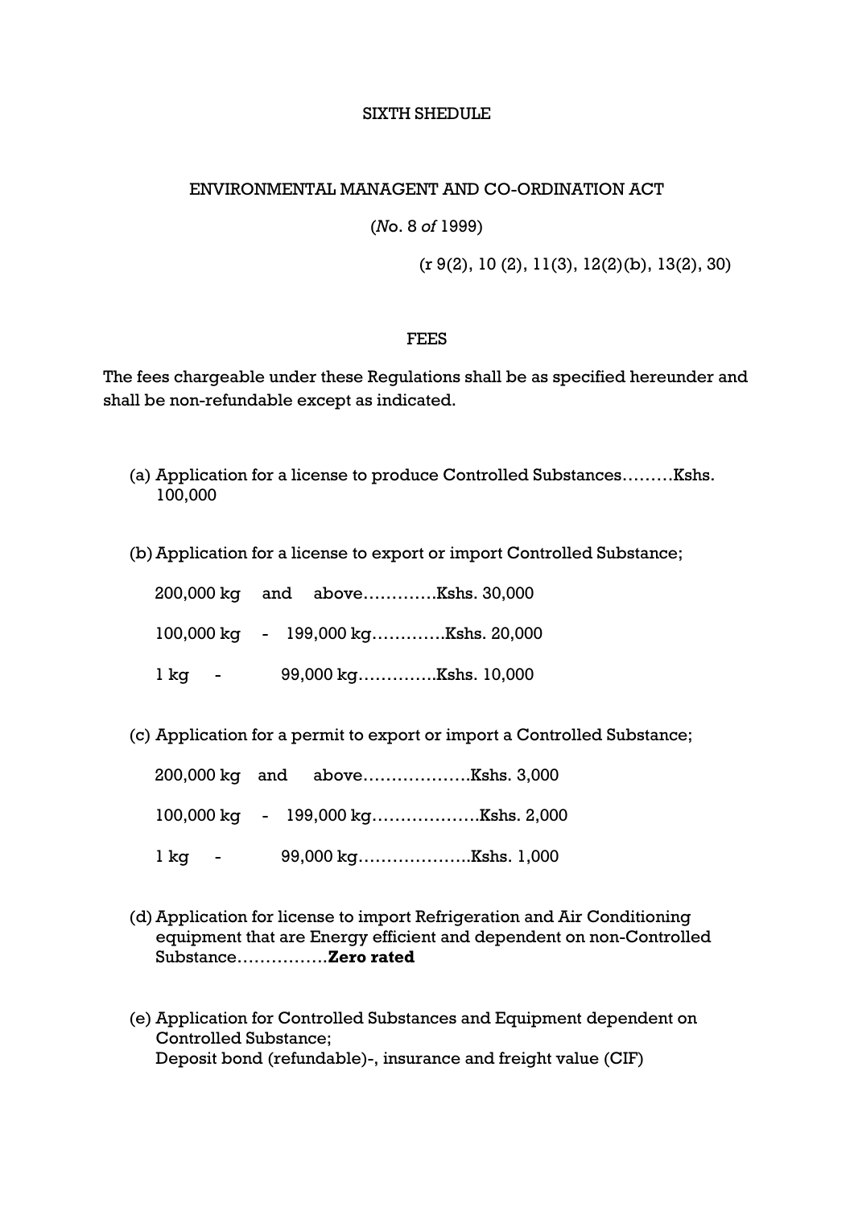SIXTH SHEDULE

ENVIRONMENTAL MANAGENT AND CO-ORDINATION ACT

(*No*. 8 *of* 1999)

(r 9(2), 10 (2), 11(3), 12(2)(b), 13(2), 30)

FEES

The fees chargeable under these Regulations shall be as specified hereunder and shall be non-refundable except as indicated.

(a) Application for a license to produce Controlled Substances………Kshs. 100,000

(b) Application for a license to export or import Controlled Substance;

200,000 kg and above………….Kshs. 30,000

100,000 kg - 199,000 kg………….Kshs. 20,000

1 kg - 99,000 kg…………..Kshs. 10,000

(c) Application for a permit to export or import a Controlled Substance;

200,000 kg and above……………….Kshs. 3,000

100,000 kg - 199,000 kg……………….Kshs. 2,000

1 kg - 99,000 kg……………….Kshs. 1,000

(d) Application for license to import Refrigeration and Air Conditioning equipment that are Energy efficient and dependent on non-Controlled Substance…………….**Zero rated**

(e) Application for Controlled Substances and Equipment dependent on Controlled Substance;
Deposit bond (refundable)-, insurance and freight value (CIF)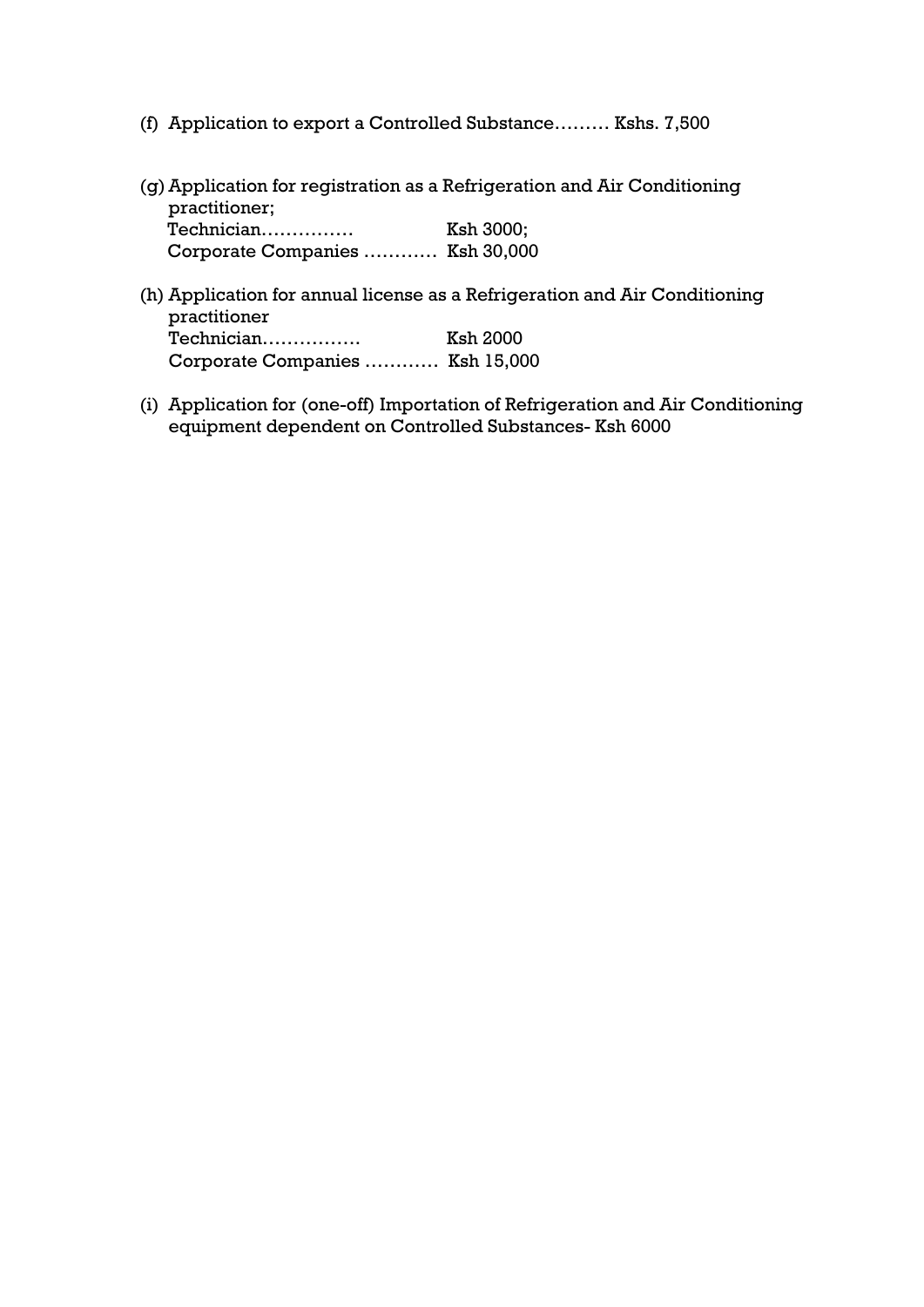(f) Application to export a Controlled Substance……… Kshs. 7,500

(g) Application for registration as a Refrigeration and Air Conditioning practitioner;
  Technician…………… Ksh 3000;
  Corporate Companies ………… Ksh 30,000

(h) Application for annual license as a Refrigeration and Air Conditioning practitioner
  Technician……………. Ksh 2000
  Corporate Companies ………… Ksh 15,000

(i) Application for (one-off) Importation of Refrigeration and Air Conditioning equipment dependent on Controlled Substances- Ksh 6000